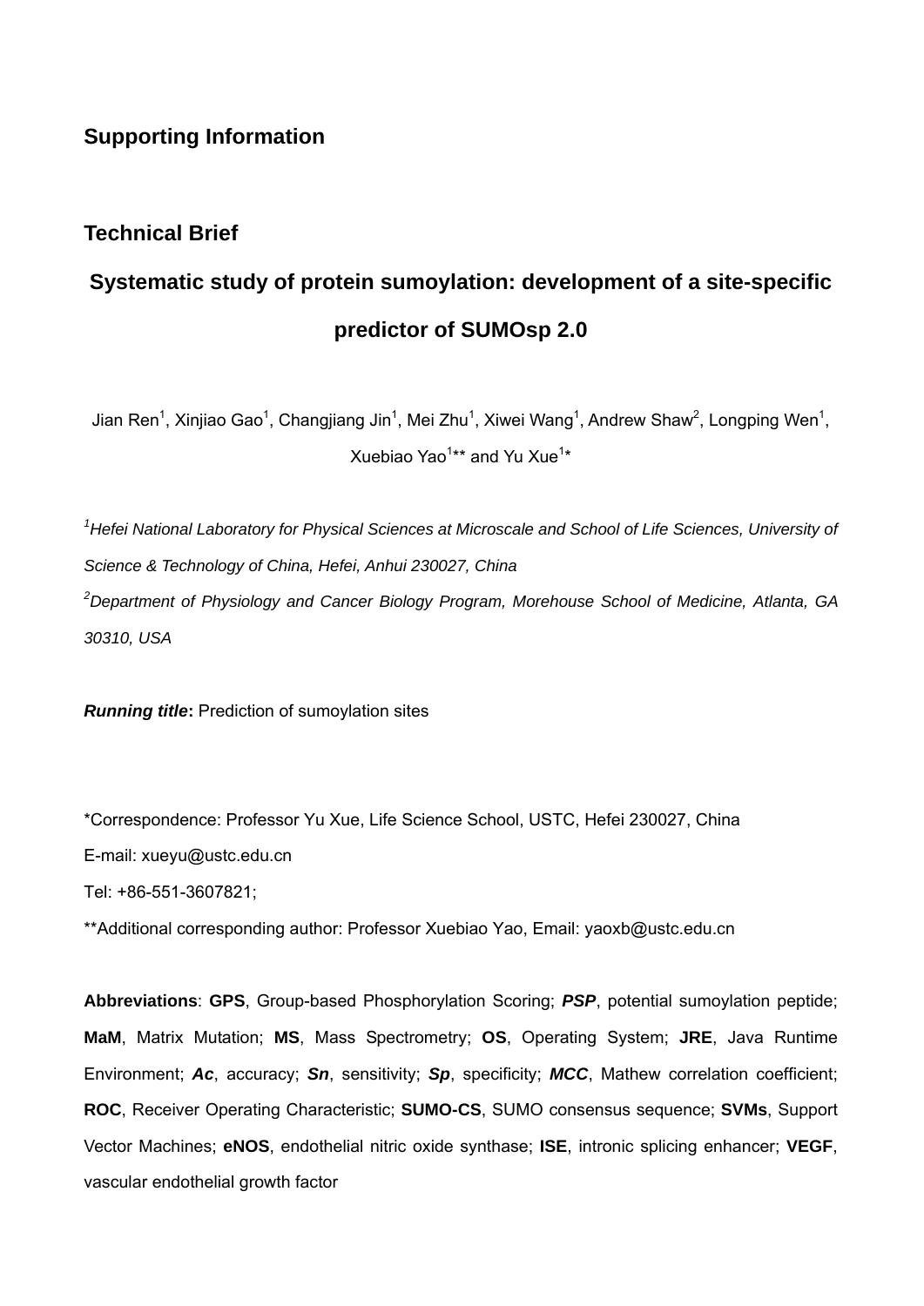## Supporting Information

## Technical Brief

# Systematic study of protein sumoylation: development of a site-specific predictor of SUMOsp 2.0

Jian Ren[1], Xinjiao Gao[1], Changjiang Jin[1], Mei Zhu[1], Xiwei Wang[1], Andrew Shaw[2], Longping Wen[1], Xuebiao Yao[1]** and Yu Xue[1]*

[1]*Hefei National Laboratory for Physical Sciences at Microscale and School of Life Sciences, University of Science & Technology of China, Hefei, Anhui 230027, China*

[2]*Department of Physiology and Cancer Biology Program, Morehouse School of Medicine, Atlanta, GA 30310, USA*

***Running title*:** Prediction of sumoylation sites

*Correspondence: Professor Yu Xue, Life Science School, USTC, Hefei 230027, China

E-mail: xueyu@ustc.edu.cn

Tel: +86-551-3607821;

**Additional corresponding author: Professor Xuebiao Yao, Email: yaoxb@ustc.edu.cn

**Abbreviations**: **GPS**, Group-based Phosphorylation Scoring; ***PSP***, potential sumoylation peptide; **MaM**, Matrix Mutation; **MS**, Mass Spectrometry; **OS**, Operating System; **JRE**, Java Runtime Environment; ***Ac***, accuracy; ***Sn***, sensitivity; ***Sp***, specificity; ***MCC***, Mathew correlation coefficient; **ROC**, Receiver Operating Characteristic; **SUMO-CS**, SUMO consensus sequence; **SVMs**, Support Vector Machines; **eNOS**, endothelial nitric oxide synthase; **ISE**, intronic splicing enhancer; **VEGF**, vascular endothelial growth factor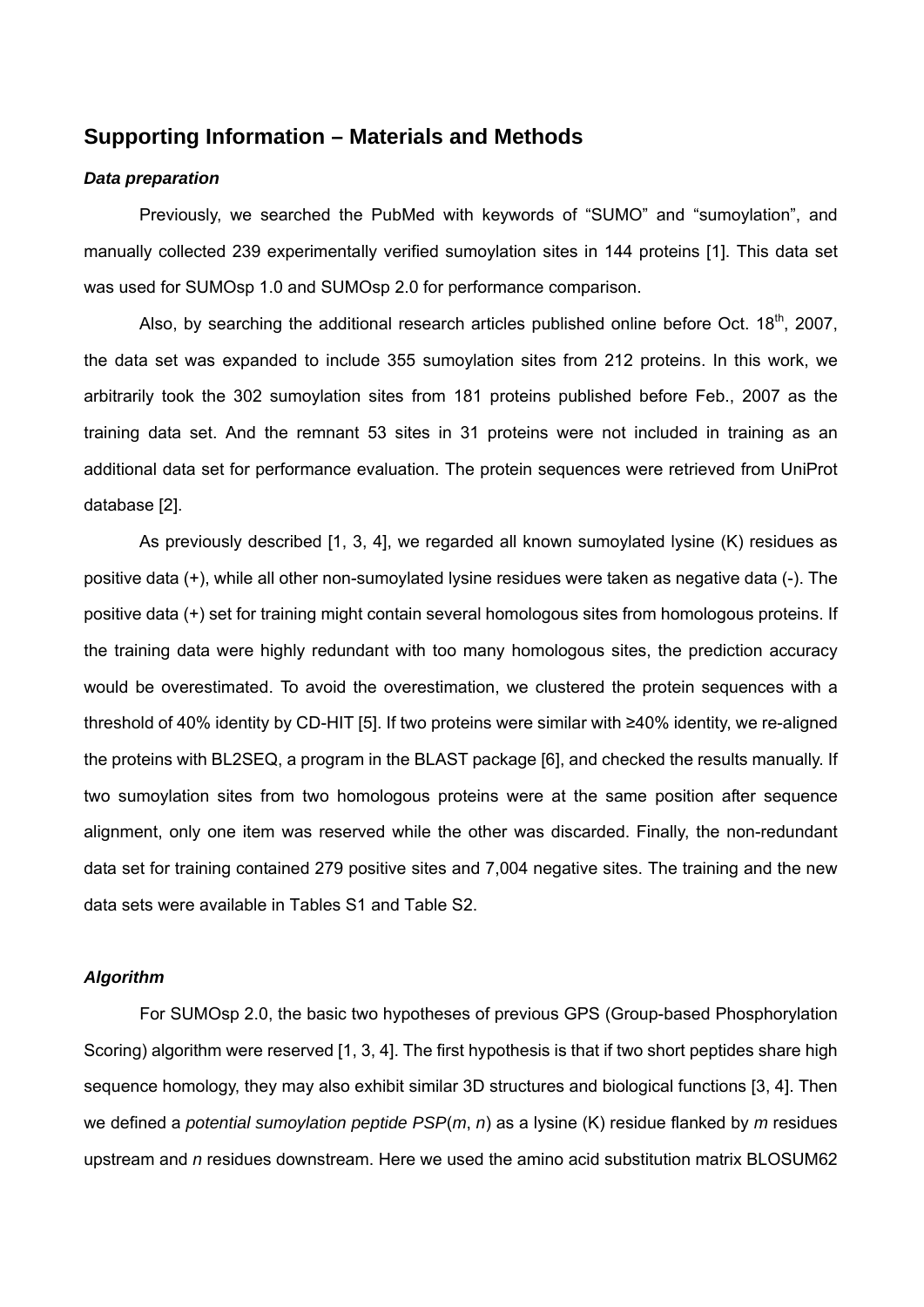## Supporting Information – Materials and Methods

### *Data preparation*

Previously, we searched the PubMed with keywords of "SUMO" and "sumoylation", and manually collected 239 experimentally verified sumoylation sites in 144 proteins [1]. This data set was used for SUMOsp 1.0 and SUMOsp 2.0 for performance comparison.

Also, by searching the additional research articles published online before Oct. 18$^{th}$, 2007, the data set was expanded to include 355 sumoylation sites from 212 proteins. In this work, we arbitrarily took the 302 sumoylation sites from 181 proteins published before Feb., 2007 as the training data set. And the remnant 53 sites in 31 proteins were not included in training as an additional data set for performance evaluation. The protein sequences were retrieved from UniProt database [2].

As previously described [1, 3, 4], we regarded all known sumoylated lysine (K) residues as positive data (+), while all other non-sumoylated lysine residues were taken as negative data (-). The positive data (+) set for training might contain several homologous sites from homologous proteins. If the training data were highly redundant with too many homologous sites, the prediction accuracy would be overestimated. To avoid the overestimation, we clustered the protein sequences with a threshold of 40% identity by CD-HIT [5]. If two proteins were similar with ≥40% identity, we re-aligned the proteins with BL2SEQ, a program in the BLAST package [6], and checked the results manually. If two sumoylation sites from two homologous proteins were at the same position after sequence alignment, only one item was reserved while the other was discarded. Finally, the non-redundant data set for training contained 279 positive sites and 7,004 negative sites. The training and the new data sets were available in Tables S1 and Table S2.

### *Algorithm*

For SUMOsp 2.0, the basic two hypotheses of previous GPS (Group-based Phosphorylation Scoring) algorithm were reserved [1, 3, 4]. The first hypothesis is that if two short peptides share high sequence homology, they may also exhibit similar 3D structures and biological functions [3, 4]. Then we defined a *potential sumoylation peptide PSP*($m$, $n$) as a lysine (K) residue flanked by $m$ residues upstream and $n$ residues downstream. Here we used the amino acid substitution matrix BLOSUM62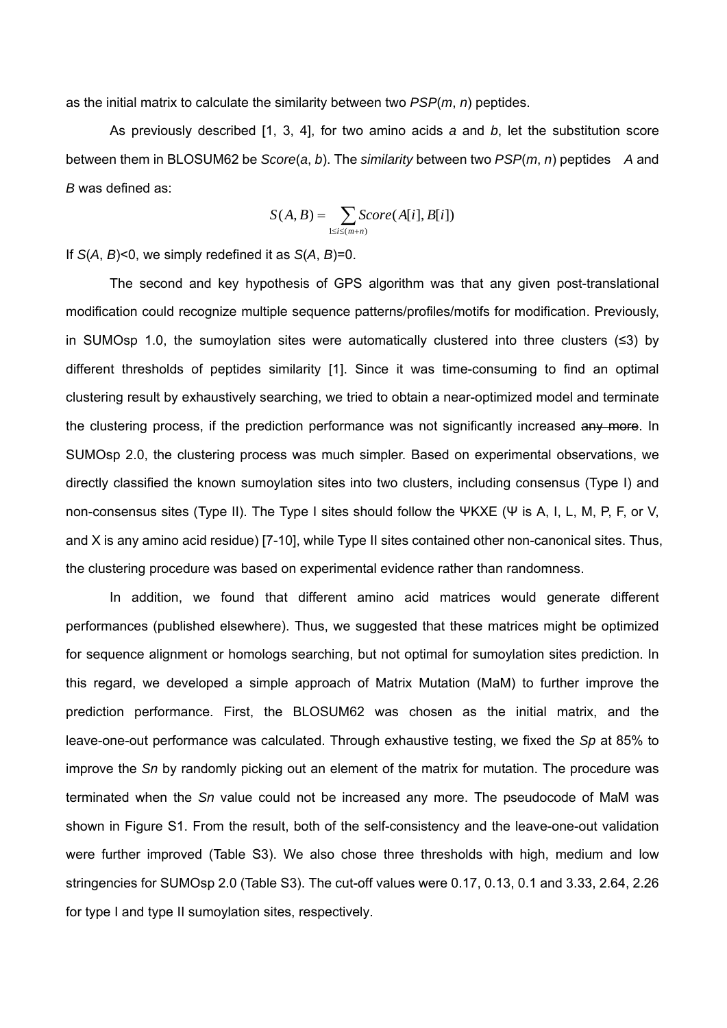as the initial matrix to calculate the similarity between two *PSP*($m$, $n$) peptides.

As previously described [1, 3, 4], for two amino acids *a* and *b*, let the substitution score between them in BLOSUM62 be *Score*($a$, $b$). The *similarity* between two *PSP*($m$, $n$) peptides *A* and *B* was defined as:

$$S(A,B) = \sum_{1 \le i \le (m+n)} Score(A[i], B[i])$$

If $S(A, B)<0$, we simply redefined it as $S(A, B)=0$.

The second and key hypothesis of GPS algorithm was that any given post-translational modification could recognize multiple sequence patterns/profiles/motifs for modification. Previously, in SUMOsp 1.0, the sumoylation sites were automatically clustered into three clusters (≤3) by different thresholds of peptides similarity [1]. Since it was time-consuming to find an optimal clustering result by exhaustively searching, we tried to obtain a near-optimized model and terminate the clustering process, if the prediction performance was not significantly increased ~~any more~~. In SUMOsp 2.0, the clustering process was much simpler. Based on experimental observations, we directly classified the known sumoylation sites into two clusters, including consensus (Type I) and non-consensus sites (Type II). The Type I sites should follow the ΨKXE (Ψ is A, I, L, M, P, F, or V, and X is any amino acid residue) [7-10], while Type II sites contained other non-canonical sites. Thus, the clustering procedure was based on experimental evidence rather than randomness.

In addition, we found that different amino acid matrices would generate different performances (published elsewhere). Thus, we suggested that these matrices might be optimized for sequence alignment or homologs searching, but not optimal for sumoylation sites prediction. In this regard, we developed a simple approach of Matrix Mutation (MaM) to further improve the prediction performance. First, the BLOSUM62 was chosen as the initial matrix, and the leave-one-out performance was calculated. Through exhaustive testing, we fixed the *Sp* at 85% to improve the *Sn* by randomly picking out an element of the matrix for mutation. The procedure was terminated when the *Sn* value could not be increased any more. The pseudocode of MaM was shown in Figure S1. From the result, both of the self-consistency and the leave-one-out validation were further improved (Table S3). We also chose three thresholds with high, medium and low stringencies for SUMOsp 2.0 (Table S3). The cut-off values were 0.17, 0.13, 0.1 and 3.33, 2.64, 2.26 for type I and type II sumoylation sites, respectively.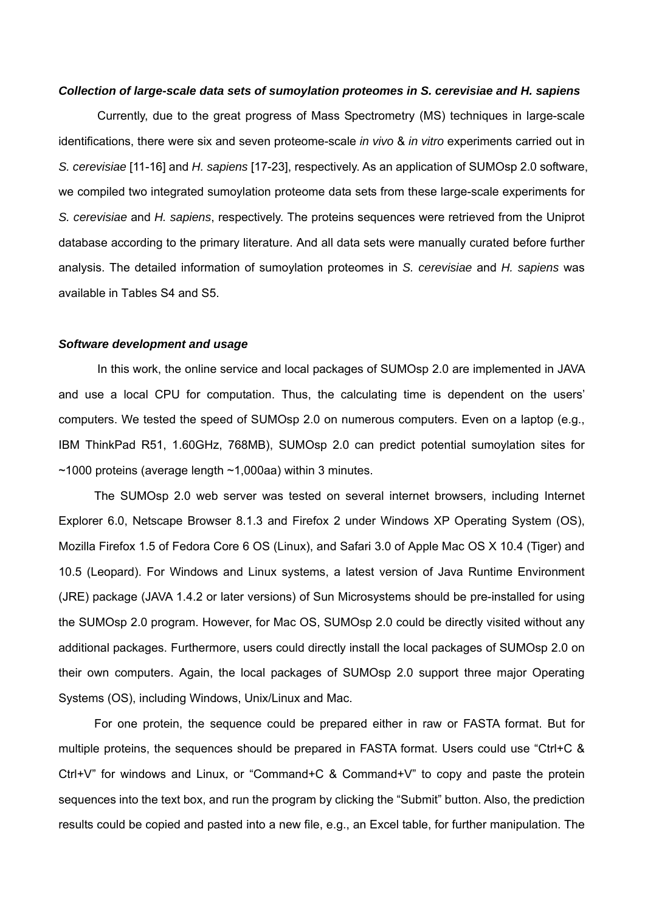### *Collection of large-scale data sets of sumoylation proteomes in S. cerevisiae and H. sapiens*

Currently, due to the great progress of Mass Spectrometry (MS) techniques in large-scale identifications, there were six and seven proteome-scale *in vivo* & *in vitro* experiments carried out in *S. cerevisiae* [11-16] and *H. sapiens* [17-23], respectively. As an application of SUMOsp 2.0 software, we compiled two integrated sumoylation proteome data sets from these large-scale experiments for *S. cerevisiae* and *H. sapiens*, respectively. The proteins sequences were retrieved from the Uniprot database according to the primary literature. And all data sets were manually curated before further analysis. The detailed information of sumoylation proteomes in *S. cerevisiae* and *H. sapiens* was available in Tables S4 and S5.

### *Software development and usage*

In this work, the online service and local packages of SUMOsp 2.0 are implemented in JAVA and use a local CPU for computation. Thus, the calculating time is dependent on the users' computers. We tested the speed of SUMOsp 2.0 on numerous computers. Even on a laptop (e.g., IBM ThinkPad R51, 1.60GHz, 768MB), SUMOsp 2.0 can predict potential sumoylation sites for ~1000 proteins (average length ~1,000aa) within 3 minutes.

The SUMOsp 2.0 web server was tested on several internet browsers, including Internet Explorer 6.0, Netscape Browser 8.1.3 and Firefox 2 under Windows XP Operating System (OS), Mozilla Firefox 1.5 of Fedora Core 6 OS (Linux), and Safari 3.0 of Apple Mac OS X 10.4 (Tiger) and 10.5 (Leopard). For Windows and Linux systems, a latest version of Java Runtime Environment (JRE) package (JAVA 1.4.2 or later versions) of Sun Microsystems should be pre-installed for using the SUMOsp 2.0 program. However, for Mac OS, SUMOsp 2.0 could be directly visited without any additional packages. Furthermore, users could directly install the local packages of SUMOsp 2.0 on their own computers. Again, the local packages of SUMOsp 2.0 support three major Operating Systems (OS), including Windows, Unix/Linux and Mac.

For one protein, the sequence could be prepared either in raw or FASTA format. But for multiple proteins, the sequences should be prepared in FASTA format. Users could use "Ctrl+C & Ctrl+V" for windows and Linux, or "Command+C & Command+V" to copy and paste the protein sequences into the text box, and run the program by clicking the "Submit" button. Also, the prediction results could be copied and pasted into a new file, e.g., an Excel table, for further manipulation. The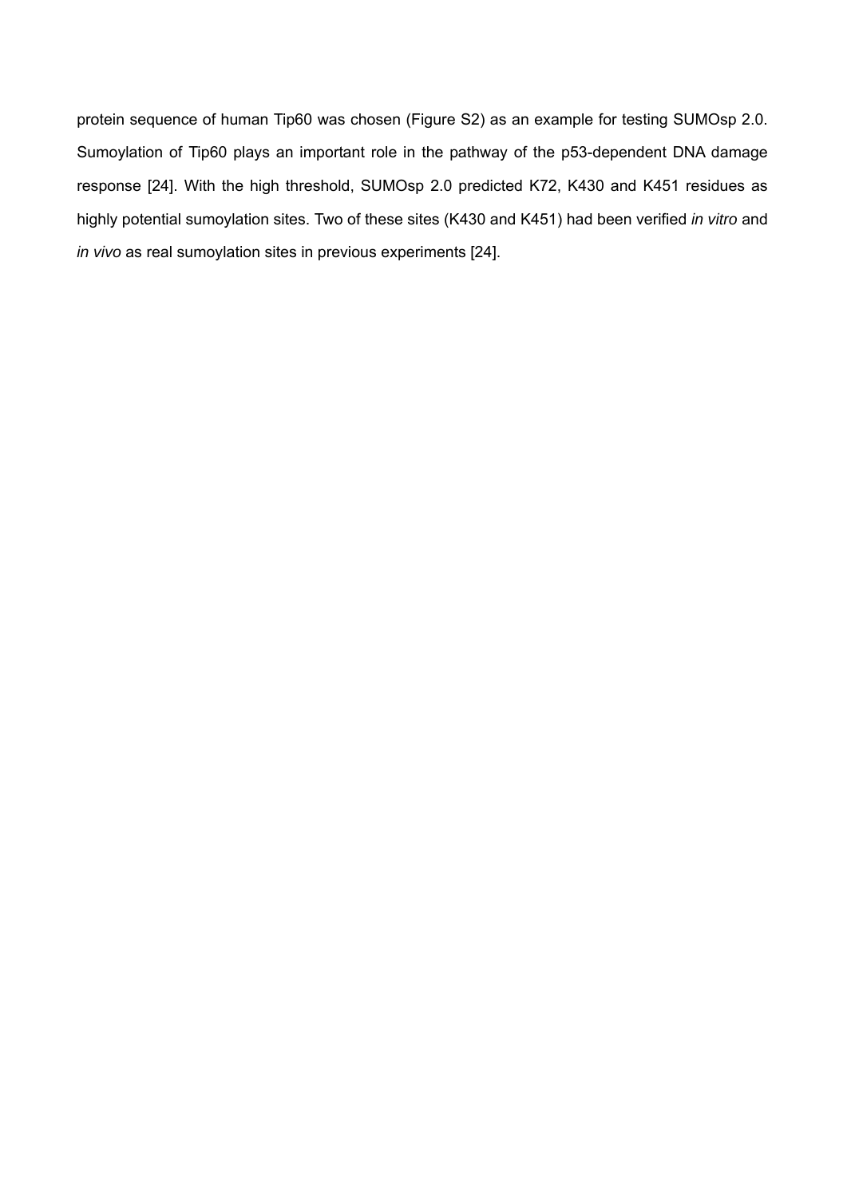protein sequence of human Tip60 was chosen (Figure S2) as an example for testing SUMOsp 2.0. Sumoylation of Tip60 plays an important role in the pathway of the p53-dependent DNA damage response [24]. With the high threshold, SUMOsp 2.0 predicted K72, K430 and K451 residues as highly potential sumoylation sites. Two of these sites (K430 and K451) had been verified *in vitro* and *in vivo* as real sumoylation sites in previous experiments [24].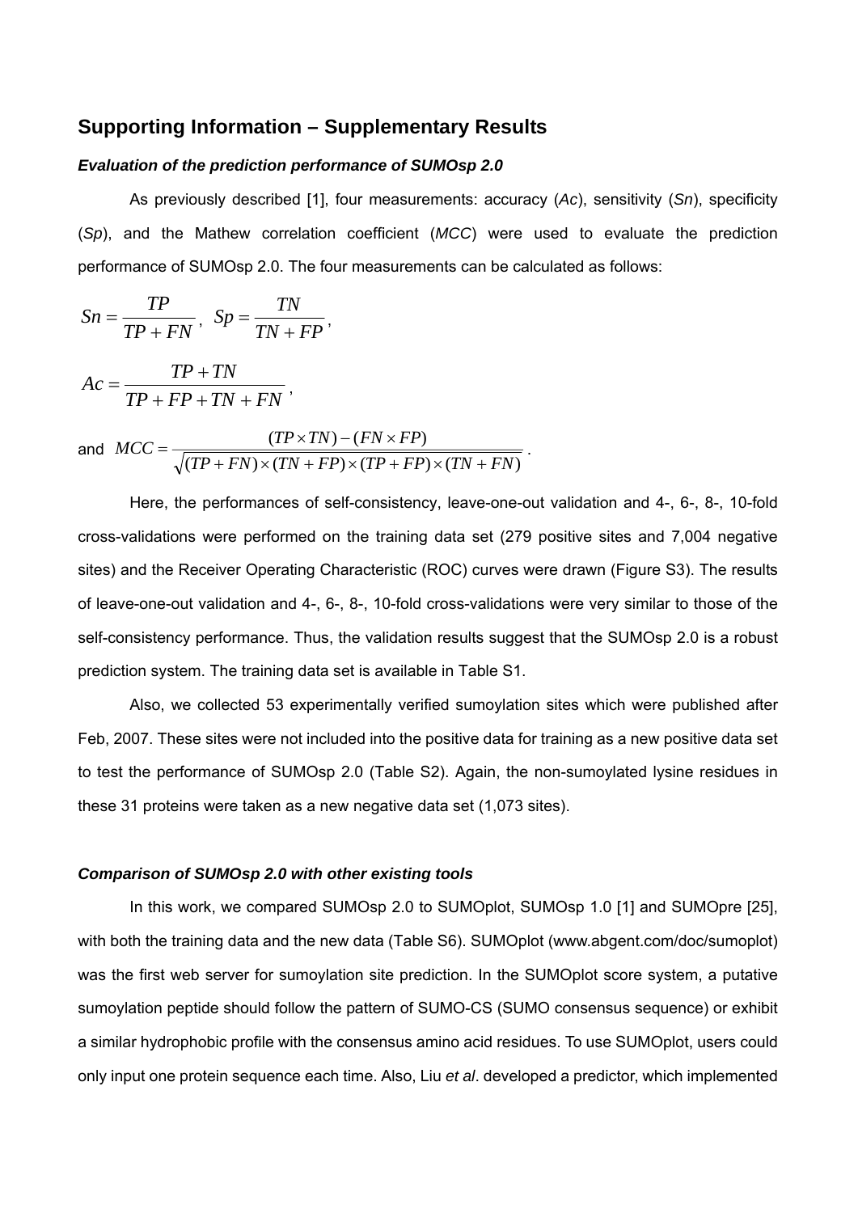## Supporting Information – Supplementary Results

### *Evaluation of the prediction performance of SUMOsp 2.0*

As previously described [1], four measurements: accuracy (*Ac*), sensitivity (*Sn*), specificity (*Sp*), and the Mathew correlation coefficient (*MCC*) were used to evaluate the prediction performance of SUMOsp 2.0. The four measurements can be calculated as follows:

$$Sn = \frac{TP}{TP + FN}, \quad Sp = \frac{TN}{TN + FP},$$

$$Ac = \frac{TP + TN}{TP + FP + TN + FN},$$

and $MCC = \frac{(TP \times TN) - (FN \times FP)}{\sqrt{(TP + FN) \times (TN + FP) \times (TP + FP) \times (TN + FN)}}$.

Here, the performances of self-consistency, leave-one-out validation and 4-, 6-, 8-, 10-fold cross-validations were performed on the training data set (279 positive sites and 7,004 negative sites) and the Receiver Operating Characteristic (ROC) curves were drawn (Figure S3). The results of leave-one-out validation and 4-, 6-, 8-, 10-fold cross-validations were very similar to those of the self-consistency performance. Thus, the validation results suggest that the SUMOsp 2.0 is a robust prediction system. The training data set is available in Table S1.

Also, we collected 53 experimentally verified sumoylation sites which were published after Feb, 2007. These sites were not included into the positive data for training as a new positive data set to test the performance of SUMOsp 2.0 (Table S2). Again, the non-sumoylated lysine residues in these 31 proteins were taken as a new negative data set (1,073 sites).

### *Comparison of SUMOsp 2.0 with other existing tools*

In this work, we compared SUMOsp 2.0 to SUMOplot, SUMOsp 1.0 [1] and SUMOpre [25], with both the training data and the new data (Table S6). SUMOplot (www.abgent.com/doc/sumoplot) was the first web server for sumoylation site prediction. In the SUMOplot score system, a putative sumoylation peptide should follow the pattern of SUMO-CS (SUMO consensus sequence) or exhibit a similar hydrophobic profile with the consensus amino acid residues. To use SUMOplot, users could only input one protein sequence each time. Also, Liu *et al*. developed a predictor, which implemented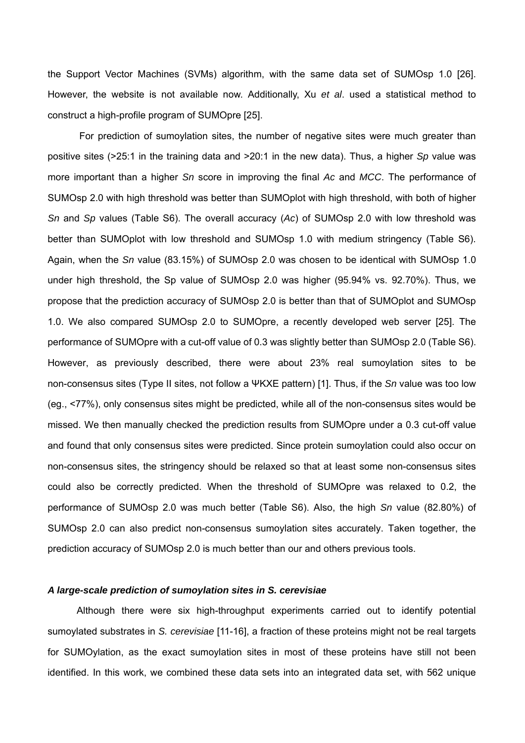the Support Vector Machines (SVMs) algorithm, with the same data set of SUMOsp 1.0 [26]. However, the website is not available now. Additionally, Xu *et al*. used a statistical method to construct a high-profile program of SUMOpre [25].

For prediction of sumoylation sites, the number of negative sites were much greater than positive sites (>25:1 in the training data and >20:1 in the new data). Thus, a higher *Sp* value was more important than a higher *Sn* score in improving the final *Ac* and *MCC*. The performance of SUMOsp 2.0 with high threshold was better than SUMOplot with high threshold, with both of higher *Sn* and *Sp* values (Table S6). The overall accuracy (*Ac*) of SUMOsp 2.0 with low threshold was better than SUMOplot with low threshold and SUMOsp 1.0 with medium stringency (Table S6). Again, when the *Sn* value (83.15%) of SUMOsp 2.0 was chosen to be identical with SUMOsp 1.0 under high threshold, the Sp value of SUMOsp 2.0 was higher (95.94% vs. 92.70%). Thus, we propose that the prediction accuracy of SUMOsp 2.0 is better than that of SUMOplot and SUMOsp 1.0. We also compared SUMOsp 2.0 to SUMOpre, a recently developed web server [25]. The performance of SUMOpre with a cut-off value of 0.3 was slightly better than SUMOsp 2.0 (Table S6). However, as previously described, there were about 23% real sumoylation sites to be non-consensus sites (Type II sites, not follow a ΨKXE pattern) [1]. Thus, if the *Sn* value was too low (eg., <77%), only consensus sites might be predicted, while all of the non-consensus sites would be missed. We then manually checked the prediction results from SUMOpre under a 0.3 cut-off value and found that only consensus sites were predicted. Since protein sumoylation could also occur on non-consensus sites, the stringency should be relaxed so that at least some non-consensus sites could also be correctly predicted. When the threshold of SUMOpre was relaxed to 0.2, the performance of SUMOsp 2.0 was much better (Table S6). Also, the high *Sn* value (82.80%) of SUMOsp 2.0 can also predict non-consensus sumoylation sites accurately. Taken together, the prediction accuracy of SUMOsp 2.0 is much better than our and others previous tools.

### *A large-scale prediction of sumoylation sites in S. cerevisiae*

Although there were six high-throughput experiments carried out to identify potential sumoylated substrates in *S. cerevisiae* [11-16], a fraction of these proteins might not be real targets for SUMOylation, as the exact sumoylation sites in most of these proteins have still not been identified. In this work, we combined these data sets into an integrated data set, with 562 unique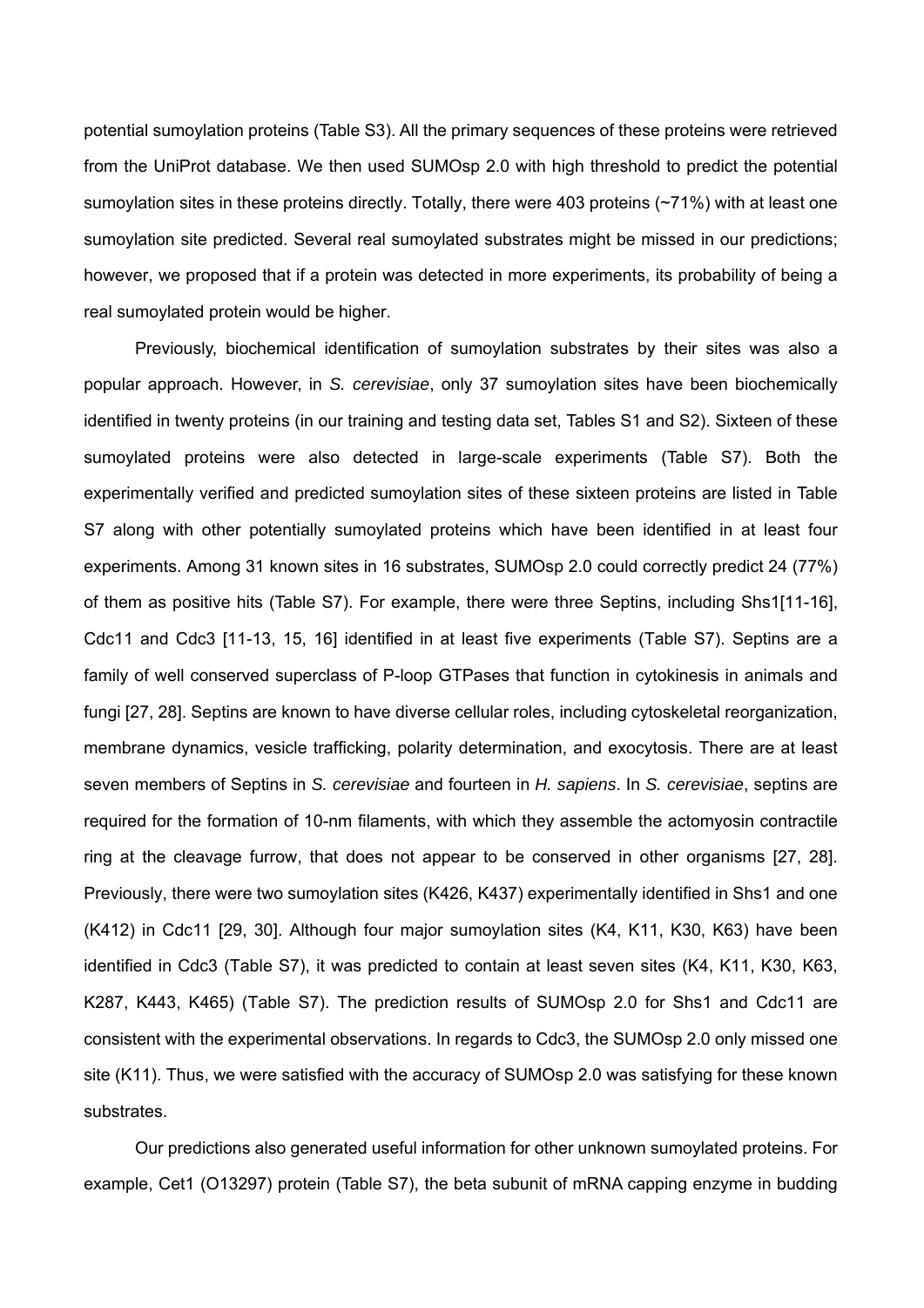potential sumoylation proteins (Table S3). All the primary sequences of these proteins were retrieved from the UniProt database. We then used SUMOsp 2.0 with high threshold to predict the potential sumoylation sites in these proteins directly. Totally, there were 403 proteins (~71%) with at least one sumoylation site predicted. Several real sumoylated substrates might be missed in our predictions; however, we proposed that if a protein was detected in more experiments, its probability of being a real sumoylated protein would be higher.

Previously, biochemical identification of sumoylation substrates by their sites was also a popular approach. However, in *S. cerevisiae*, only 37 sumoylation sites have been biochemically identified in twenty proteins (in our training and testing data set, Tables S1 and S2). Sixteen of these sumoylated proteins were also detected in large-scale experiments (Table S7). Both the experimentally verified and predicted sumoylation sites of these sixteen proteins are listed in Table S7 along with other potentially sumoylated proteins which have been identified in at least four experiments. Among 31 known sites in 16 substrates, SUMOsp 2.0 could correctly predict 24 (77%) of them as positive hits (Table S7). For example, there were three Septins, including Shs1[11-16], Cdc11 and Cdc3 [11-13, 15, 16] identified in at least five experiments (Table S7). Septins are a family of well conserved superclass of P-loop GTPases that function in cytokinesis in animals and fungi [27, 28]. Septins are known to have diverse cellular roles, including cytoskeletal reorganization, membrane dynamics, vesicle trafficking, polarity determination, and exocytosis. There are at least seven members of Septins in *S. cerevisiae* and fourteen in *H. sapiens*. In *S. cerevisiae*, septins are required for the formation of 10-nm filaments, with which they assemble the actomyosin contractile ring at the cleavage furrow, that does not appear to be conserved in other organisms [27, 28]. Previously, there were two sumoylation sites (K426, K437) experimentally identified in Shs1 and one (K412) in Cdc11 [29, 30]. Although four major sumoylation sites (K4, K11, K30, K63) have been identified in Cdc3 (Table S7), it was predicted to contain at least seven sites (K4, K11, K30, K63, K287, K443, K465) (Table S7). The prediction results of SUMOsp 2.0 for Shs1 and Cdc11 are consistent with the experimental observations. In regards to Cdc3, the SUMOsp 2.0 only missed one site (K11). Thus, we were satisfied with the accuracy of SUMOsp 2.0 was satisfying for these known substrates.

Our predictions also generated useful information for other unknown sumoylated proteins. For example, Cet1 (O13297) protein (Table S7), the beta subunit of mRNA capping enzyme in budding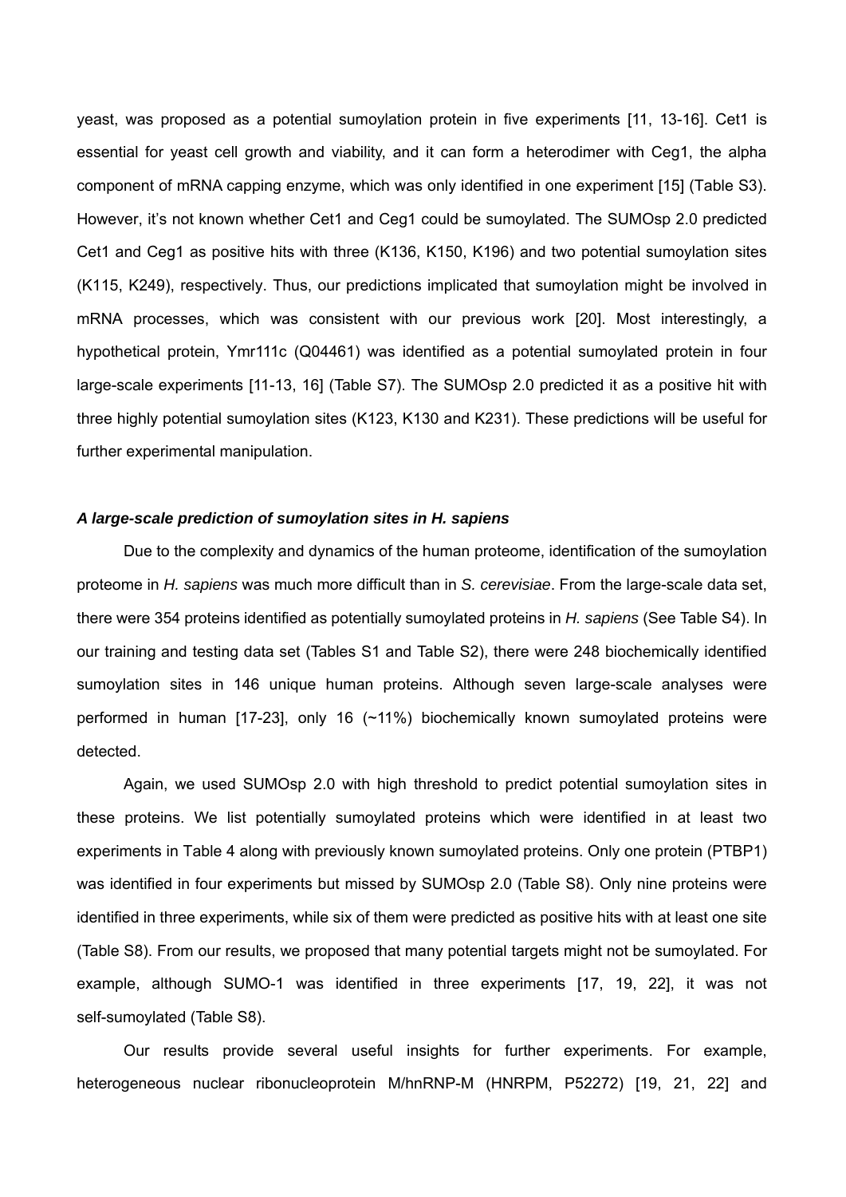yeast, was proposed as a potential sumoylation protein in five experiments [11, 13-16]. Cet1 is essential for yeast cell growth and viability, and it can form a heterodimer with Ceg1, the alpha component of mRNA capping enzyme, which was only identified in one experiment [15] (Table S3). However, it's not known whether Cet1 and Ceg1 could be sumoylated. The SUMOsp 2.0 predicted Cet1 and Ceg1 as positive hits with three (K136, K150, K196) and two potential sumoylation sites (K115, K249), respectively. Thus, our predictions implicated that sumoylation might be involved in mRNA processes, which was consistent with our previous work [20]. Most interestingly, a hypothetical protein, Ymr111c (Q04461) was identified as a potential sumoylated protein in four large-scale experiments [11-13, 16] (Table S7). The SUMOsp 2.0 predicted it as a positive hit with three highly potential sumoylation sites (K123, K130 and K231). These predictions will be useful for further experimental manipulation.

### *A large-scale prediction of sumoylation sites in H. sapiens*

Due to the complexity and dynamics of the human proteome, identification of the sumoylation proteome in *H. sapiens* was much more difficult than in *S. cerevisiae*. From the large-scale data set, there were 354 proteins identified as potentially sumoylated proteins in *H. sapiens* (See Table S4). In our training and testing data set (Tables S1 and Table S2), there were 248 biochemically identified sumoylation sites in 146 unique human proteins. Although seven large-scale analyses were performed in human [17-23], only 16 (~11%) biochemically known sumoylated proteins were detected.

Again, we used SUMOsp 2.0 with high threshold to predict potential sumoylation sites in these proteins. We list potentially sumoylated proteins which were identified in at least two experiments in Table 4 along with previously known sumoylated proteins. Only one protein (PTBP1) was identified in four experiments but missed by SUMOsp 2.0 (Table S8). Only nine proteins were identified in three experiments, while six of them were predicted as positive hits with at least one site (Table S8). From our results, we proposed that many potential targets might not be sumoylated. For example, although SUMO-1 was identified in three experiments [17, 19, 22], it was not self-sumoylated (Table S8).

Our results provide several useful insights for further experiments. For example, heterogeneous nuclear ribonucleoprotein M/hnRNP-M (HNRPM, P52272) [19, 21, 22] and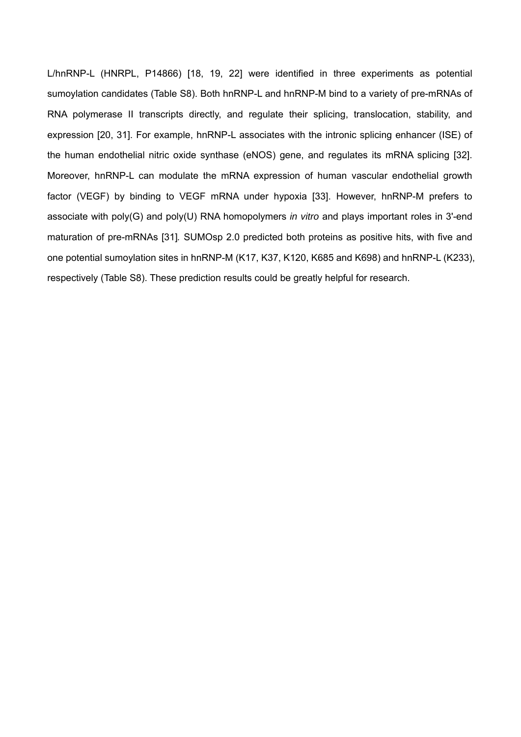L/hnRNP-L (HNRPL, P14866) [18, 19, 22] were identified in three experiments as potential sumoylation candidates (Table S8). Both hnRNP-L and hnRNP-M bind to a variety of pre-mRNAs of RNA polymerase II transcripts directly, and regulate their splicing, translocation, stability, and expression [20, 31]. For example, hnRNP-L associates with the intronic splicing enhancer (ISE) of the human endothelial nitric oxide synthase (eNOS) gene, and regulates its mRNA splicing [32]. Moreover, hnRNP-L can modulate the mRNA expression of human vascular endothelial growth factor (VEGF) by binding to VEGF mRNA under hypoxia [33]. However, hnRNP-M prefers to associate with poly(G) and poly(U) RNA homopolymers *in vitro* and plays important roles in 3'-end maturation of pre-mRNAs [31]. SUMOsp 2.0 predicted both proteins as positive hits, with five and one potential sumoylation sites in hnRNP-M (K17, K37, K120, K685 and K698) and hnRNP-L (K233), respectively (Table S8). These prediction results could be greatly helpful for research.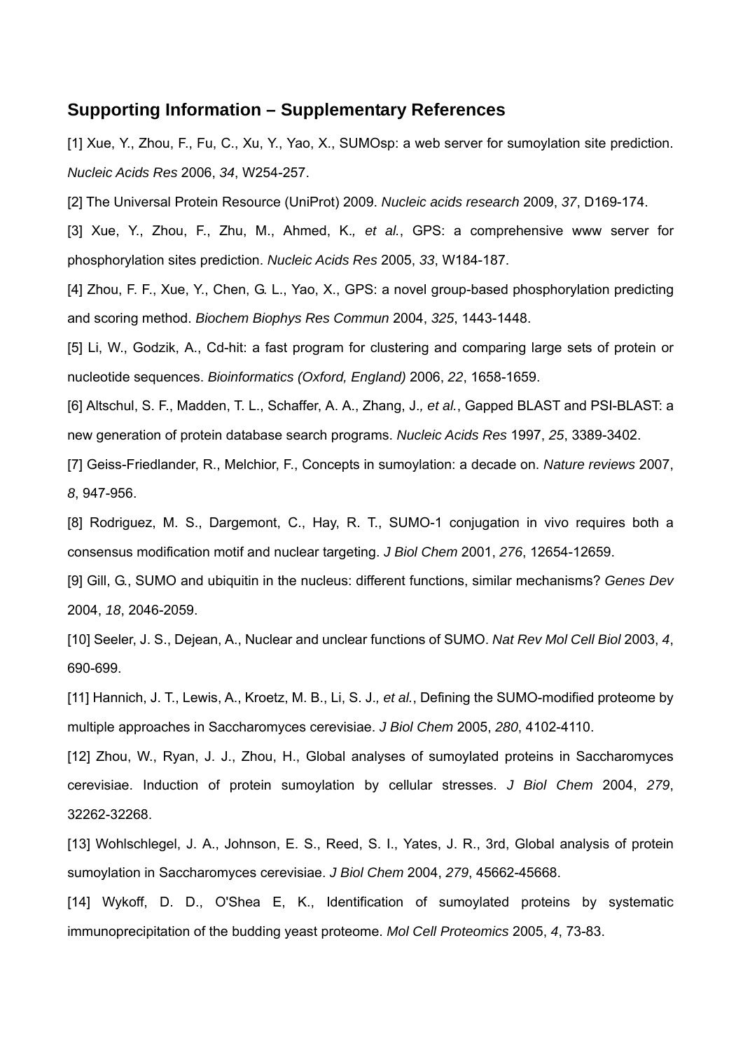## Supporting Information – Supplementary References

[1] Xue, Y., Zhou, F., Fu, C., Xu, Y., Yao, X., SUMOsp: a web server for sumoylation site prediction. *Nucleic Acids Res* 2006, *34*, W254-257.

[2] The Universal Protein Resource (UniProt) 2009. *Nucleic acids research* 2009, *37*, D169-174.

[3] Xue, Y., Zhou, F., Zhu, M., Ahmed, K.*, et al.*, GPS: a comprehensive www server for phosphorylation sites prediction. *Nucleic Acids Res* 2005, *33*, W184-187.

[4] Zhou, F. F., Xue, Y., Chen, G. L., Yao, X., GPS: a novel group-based phosphorylation predicting and scoring method. *Biochem Biophys Res Commun* 2004, *325*, 1443-1448.

[5] Li, W., Godzik, A., Cd-hit: a fast program for clustering and comparing large sets of protein or nucleotide sequences. *Bioinformatics (Oxford, England)* 2006, *22*, 1658-1659.

[6] Altschul, S. F., Madden, T. L., Schaffer, A. A., Zhang, J.*, et al.*, Gapped BLAST and PSI-BLAST: a new generation of protein database search programs. *Nucleic Acids Res* 1997, *25*, 3389-3402.

[7] Geiss-Friedlander, R., Melchior, F., Concepts in sumoylation: a decade on. *Nature reviews* 2007, *8*, 947-956.

[8] Rodriguez, M. S., Dargemont, C., Hay, R. T., SUMO-1 conjugation in vivo requires both a consensus modification motif and nuclear targeting. *J Biol Chem* 2001, *276*, 12654-12659.

[9] Gill, G., SUMO and ubiquitin in the nucleus: different functions, similar mechanisms? *Genes Dev* 2004, *18*, 2046-2059.

[10] Seeler, J. S., Dejean, A., Nuclear and unclear functions of SUMO. *Nat Rev Mol Cell Biol* 2003, *4*, 690-699.

[11] Hannich, J. T., Lewis, A., Kroetz, M. B., Li, S. J.*, et al.*, Defining the SUMO-modified proteome by multiple approaches in Saccharomyces cerevisiae. *J Biol Chem* 2005, *280*, 4102-4110.

[12] Zhou, W., Ryan, J. J., Zhou, H., Global analyses of sumoylated proteins in Saccharomyces cerevisiae. Induction of protein sumoylation by cellular stresses. *J Biol Chem* 2004, *279*, 32262-32268.

[13] Wohlschlegel, J. A., Johnson, E. S., Reed, S. I., Yates, J. R., 3rd, Global analysis of protein sumoylation in Saccharomyces cerevisiae. *J Biol Chem* 2004, *279*, 45662-45668.

[14] Wykoff, D. D., O'Shea E, K., Identification of sumoylated proteins by systematic immunoprecipitation of the budding yeast proteome. *Mol Cell Proteomics* 2005, *4*, 73-83.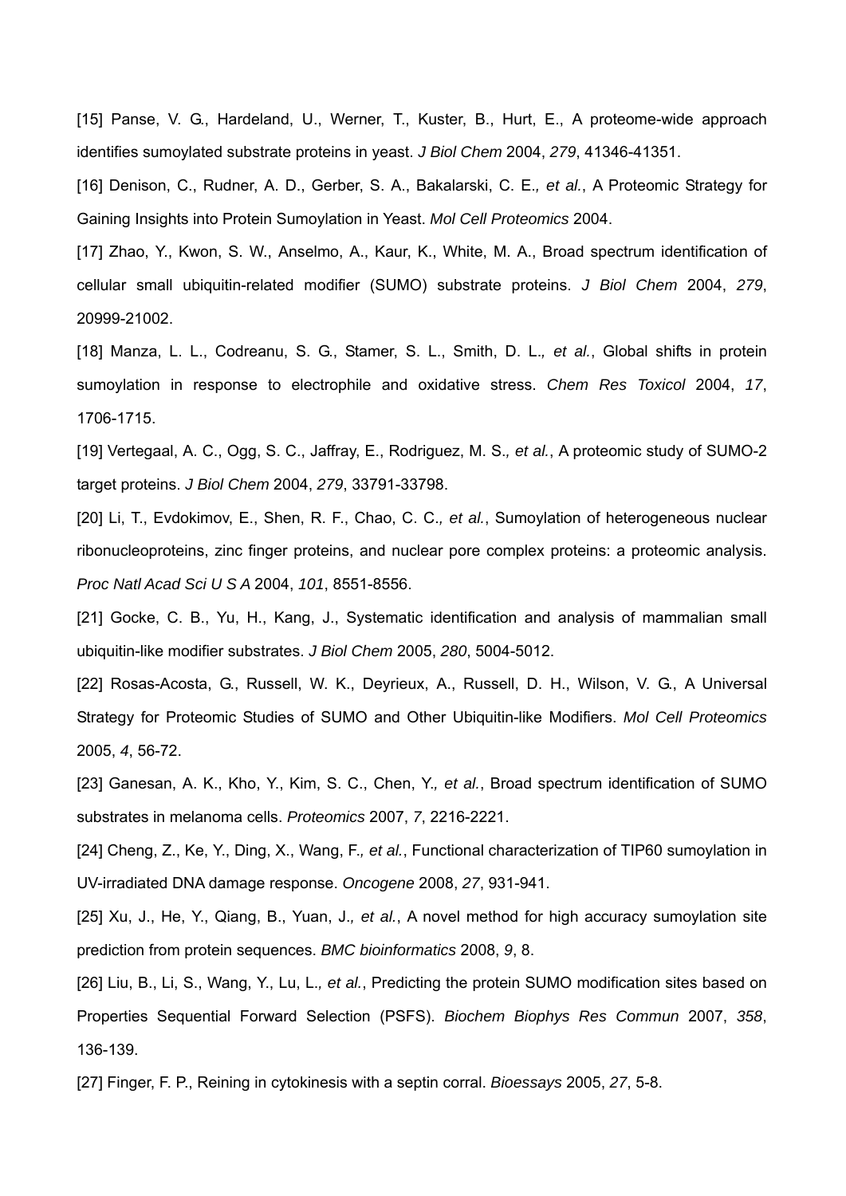[15] Panse, V. G., Hardeland, U., Werner, T., Kuster, B., Hurt, E., A proteome-wide approach identifies sumoylated substrate proteins in yeast. *J Biol Chem* 2004, *279*, 41346-41351.

[16] Denison, C., Rudner, A. D., Gerber, S. A., Bakalarski, C. E.*, et al.*, A Proteomic Strategy for Gaining Insights into Protein Sumoylation in Yeast. *Mol Cell Proteomics* 2004.

[17] Zhao, Y., Kwon, S. W., Anselmo, A., Kaur, K., White, M. A., Broad spectrum identification of cellular small ubiquitin-related modifier (SUMO) substrate proteins. *J Biol Chem* 2004, *279*, 20999-21002.

[18] Manza, L. L., Codreanu, S. G., Stamer, S. L., Smith, D. L.*, et al.*, Global shifts in protein sumoylation in response to electrophile and oxidative stress. *Chem Res Toxicol* 2004, *17*, 1706-1715.

[19] Vertegaal, A. C., Ogg, S. C., Jaffray, E., Rodriguez, M. S.*, et al.*, A proteomic study of SUMO-2 target proteins. *J Biol Chem* 2004, *279*, 33791-33798.

[20] Li, T., Evdokimov, E., Shen, R. F., Chao, C. C.*, et al.*, Sumoylation of heterogeneous nuclear ribonucleoproteins, zinc finger proteins, and nuclear pore complex proteins: a proteomic analysis. *Proc Natl Acad Sci U S A* 2004, *101*, 8551-8556.

[21] Gocke, C. B., Yu, H., Kang, J., Systematic identification and analysis of mammalian small ubiquitin-like modifier substrates. *J Biol Chem* 2005, *280*, 5004-5012.

[22] Rosas-Acosta, G., Russell, W. K., Deyrieux, A., Russell, D. H., Wilson, V. G., A Universal Strategy for Proteomic Studies of SUMO and Other Ubiquitin-like Modifiers. *Mol Cell Proteomics* 2005, *4*, 56-72.

[23] Ganesan, A. K., Kho, Y., Kim, S. C., Chen, Y.*, et al.*, Broad spectrum identification of SUMO substrates in melanoma cells. *Proteomics* 2007, *7*, 2216-2221.

[24] Cheng, Z., Ke, Y., Ding, X., Wang, F.*, et al.*, Functional characterization of TIP60 sumoylation in UV-irradiated DNA damage response. *Oncogene* 2008, *27*, 931-941.

[25] Xu, J., He, Y., Qiang, B., Yuan, J.*, et al.*, A novel method for high accuracy sumoylation site prediction from protein sequences. *BMC bioinformatics* 2008, *9*, 8.

[26] Liu, B., Li, S., Wang, Y., Lu, L.*, et al.*, Predicting the protein SUMO modification sites based on Properties Sequential Forward Selection (PSFS). *Biochem Biophys Res Commun* 2007, *358*, 136-139.

[27] Finger, F. P., Reining in cytokinesis with a septin corral. *Bioessays* 2005, *27*, 5-8.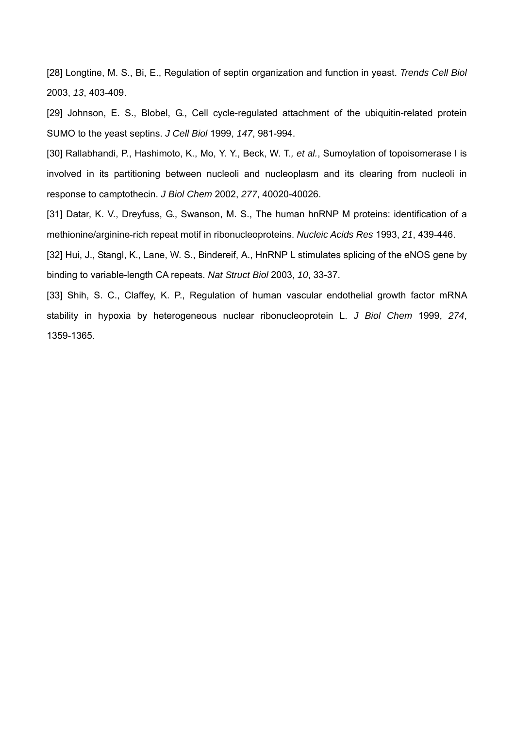[28] Longtine, M. S., Bi, E., Regulation of septin organization and function in yeast. *Trends Cell Biol* 2003, *13*, 403-409.

[29] Johnson, E. S., Blobel, G., Cell cycle-regulated attachment of the ubiquitin-related protein SUMO to the yeast septins. *J Cell Biol* 1999, *147*, 981-994.

[30] Rallabhandi, P., Hashimoto, K., Mo, Y. Y., Beck, W. T., *et al.*, Sumoylation of topoisomerase I is involved in its partitioning between nucleoli and nucleoplasm and its clearing from nucleoli in response to camptothecin. *J Biol Chem* 2002, *277*, 40020-40026.

[31] Datar, K. V., Dreyfuss, G., Swanson, M. S., The human hnRNP M proteins: identification of a methionine/arginine-rich repeat motif in ribonucleoproteins. *Nucleic Acids Res* 1993, *21*, 439-446.

[32] Hui, J., Stangl, K., Lane, W. S., Bindereif, A., HnRNP L stimulates splicing of the eNOS gene by binding to variable-length CA repeats. *Nat Struct Biol* 2003, *10*, 33-37.

[33] Shih, S. C., Claffey, K. P., Regulation of human vascular endothelial growth factor mRNA stability in hypoxia by heterogeneous nuclear ribonucleoprotein L. *J Biol Chem* 1999, *274*, 1359-1365.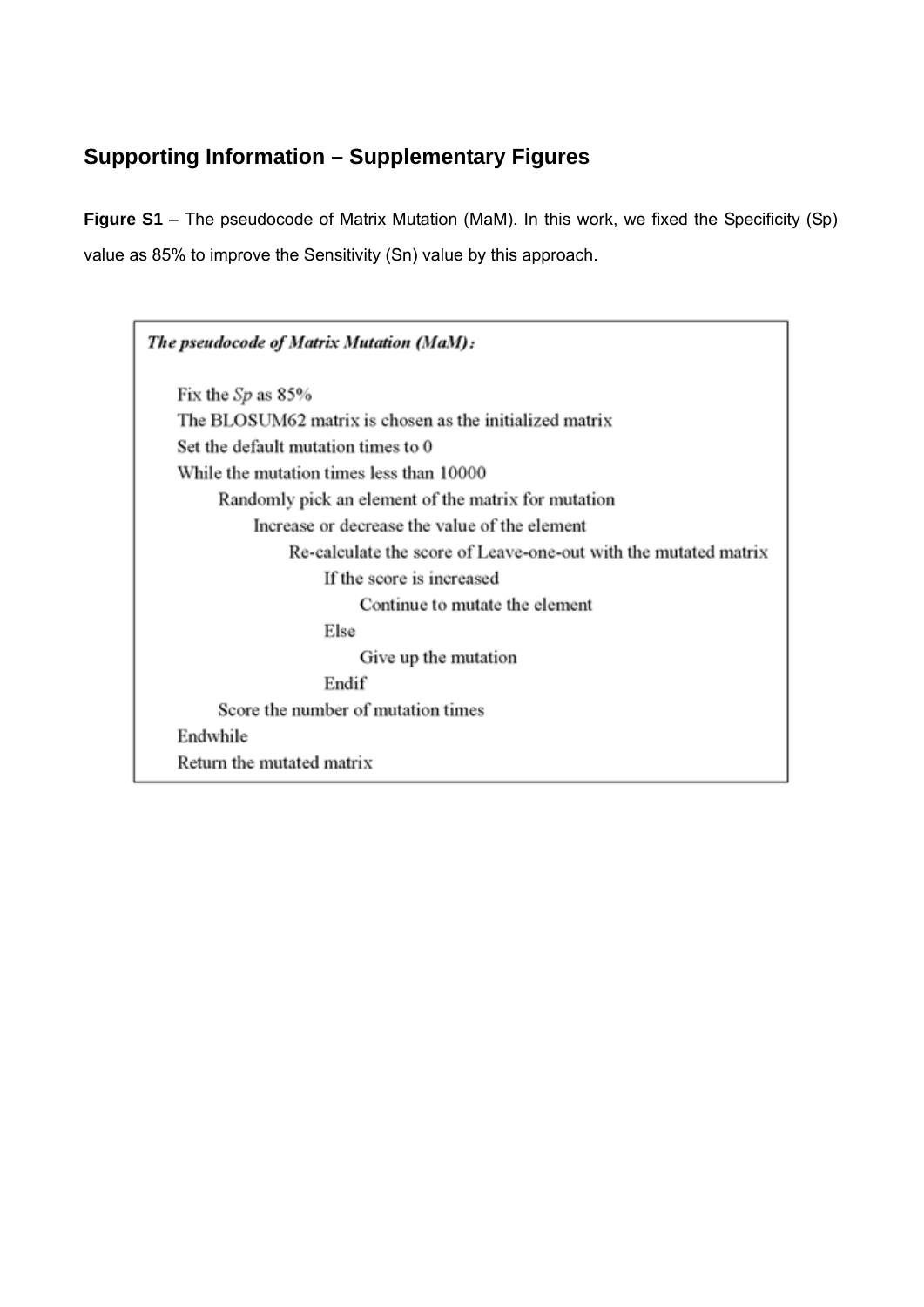## Supporting Information – Supplementary Figures

**Figure S1** – The pseudocode of Matrix Mutation (MaM). In this work, we fixed the Specificity (Sp) value as 85% to improve the Sensitivity (Sn) value by this approach.

```
The pseudocode of Matrix Mutation (MaM):

Fix the Sp as 85%
The BLOSUM62 matrix is chosen as the initialized matrix
Set the default mutation times to 0
While the mutation times less than 10000
    Randomly pick an element of the matrix for mutation
        Increase or decrease the value of the element
            Re-calculate the score of Leave-one-out with the mutated matrix
                If the score is increased
                    Continue to mutate the element
                Else
                    Give up the mutation
                Endif
    Score the number of mutation times
Endwhile
Return the mutated matrix
```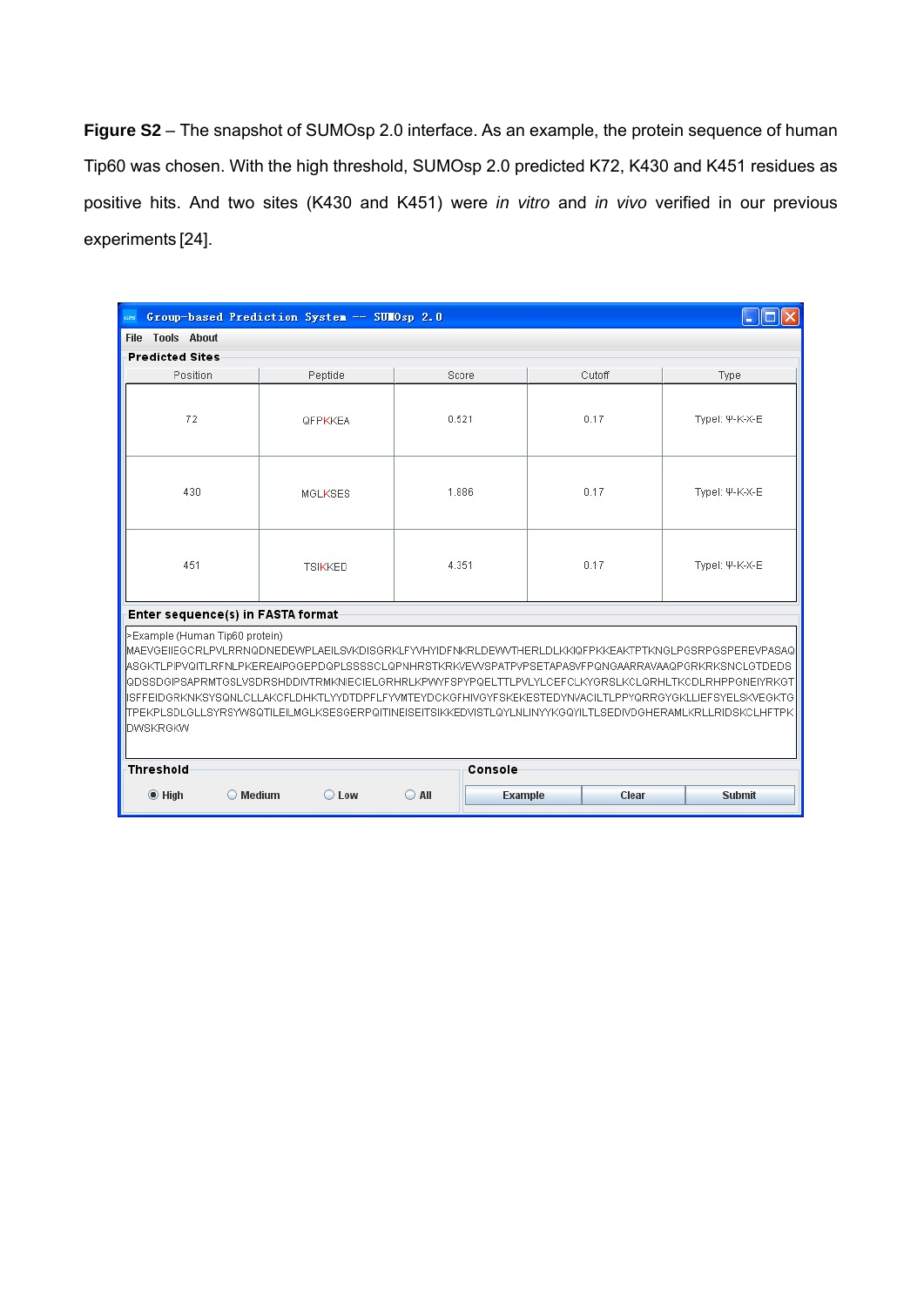**Figure S2** – The snapshot of SUMOsp 2.0 interface. As an example, the protein sequence of human Tip60 was chosen. With the high threshold, SUMOsp 2.0 predicted K72, K430 and K451 residues as positive hits. And two sites (K430 and K451) were *in vitro* and *in vivo* verified in our previous experiments [24].

Group-based Prediction System -- SUMOsp 2.0

File Tools About

Predicted Sites

| Position | Peptide | Score | Cutoff | Type |
|---|---|---|---|---|
| 72 | QFPKKEA | 0.521 | 0.17 | TypeI: Ψ-K-X-E |
| 430 | MGLKSES | 1.886 | 0.17 | TypeI: Ψ-K-X-E |
| 451 | TSIKKED | 4.351 | 0.17 | TypeI: Ψ-K-X-E |

Enter sequence(s) in FASTA format

```
>Example (Human Tip60 protein)
MAEVGEIIEGCRLPVLRRNQDNEDEWPLAEILSVKDISGRKLFYVHYIDFNKRLDEWVTHERLDLKKIQFPKKEAKTPTKNGLPGSRPGSPEREVPASAQ
ASGKTLPIPVQITLRFNLPKEREAIPGGEPDQPLSSSSCLQPNHRSTKRKVEVVSPATPVPSETAPASVFPQNGAARRAVAAQPGRKRKSNCLGTDEDS
QDSSDGIPSAPRMTGSLVSDRSHDDIVTRMKNIECIELGRHRLKPWYFSPYPQELTTLPVLYLCEFCLKYGRSLKCLQRHLTKCDLRHPPGNEIYRKGT
ISFFEIDGRKNKSYSQNLCLLAKCFLDHKTLYYDTDPFLFYVMTEYDCKGFHIVGYFSKEKESTEDYNVACILTLPPYQRRGYGKLLIEFSYELSKVEGKTG
TPEKPLSDLGLLSYRSYWSQTILEILMGLKSESGERPQITINEISEITSIKKEDVISTLQYLNLINYYKGQYILTLSEDIVDGHERAMLKRLLRIDSKCLHFTPK
DWSKRGKW
```

Threshold: ◉ High ○ Medium ○ Low ○ All

Console: Example | Clear | Submit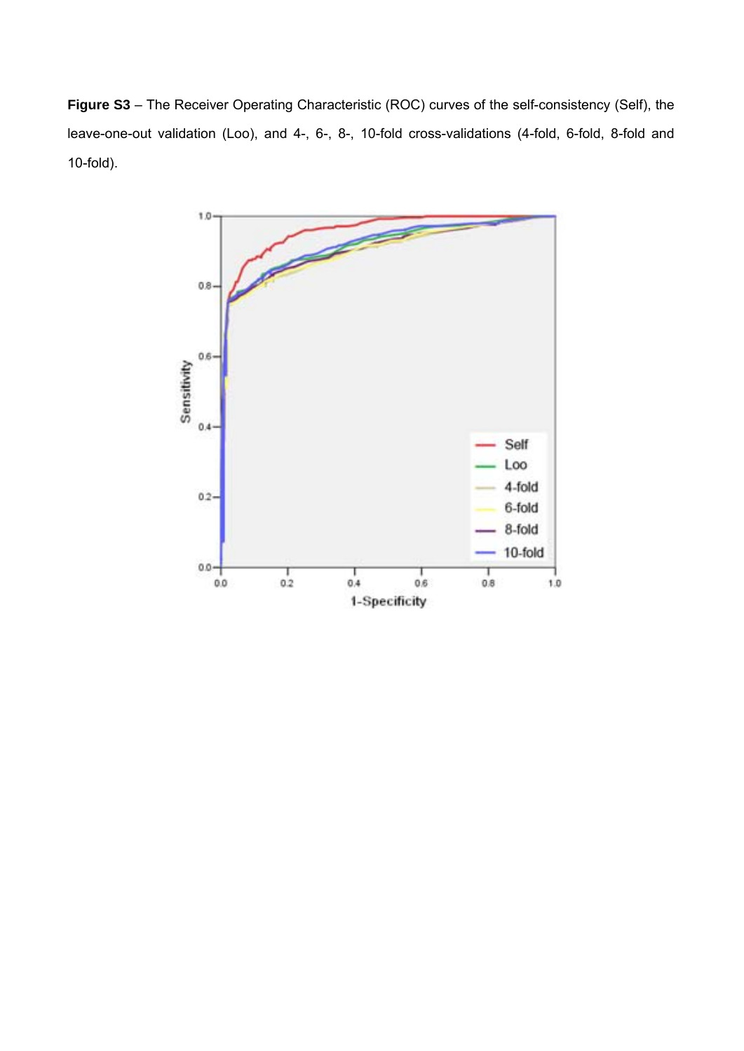**Figure S3** – The Receiver Operating Characteristic (ROC) curves of the self-consistency (Self), the leave-one-out validation (Loo), and 4-, 6-, 8-, 10-fold cross-validations (4-fold, 6-fold, 8-fold and 10-fold).

Sensitivity

1.0
0.8
0.6
0.4
0.2
0.0

1-Specificity

0.0
0.2
0.4
0.6
0.8
1.0

Self
Loo
4-fold
6-fold
8-fold
10-fold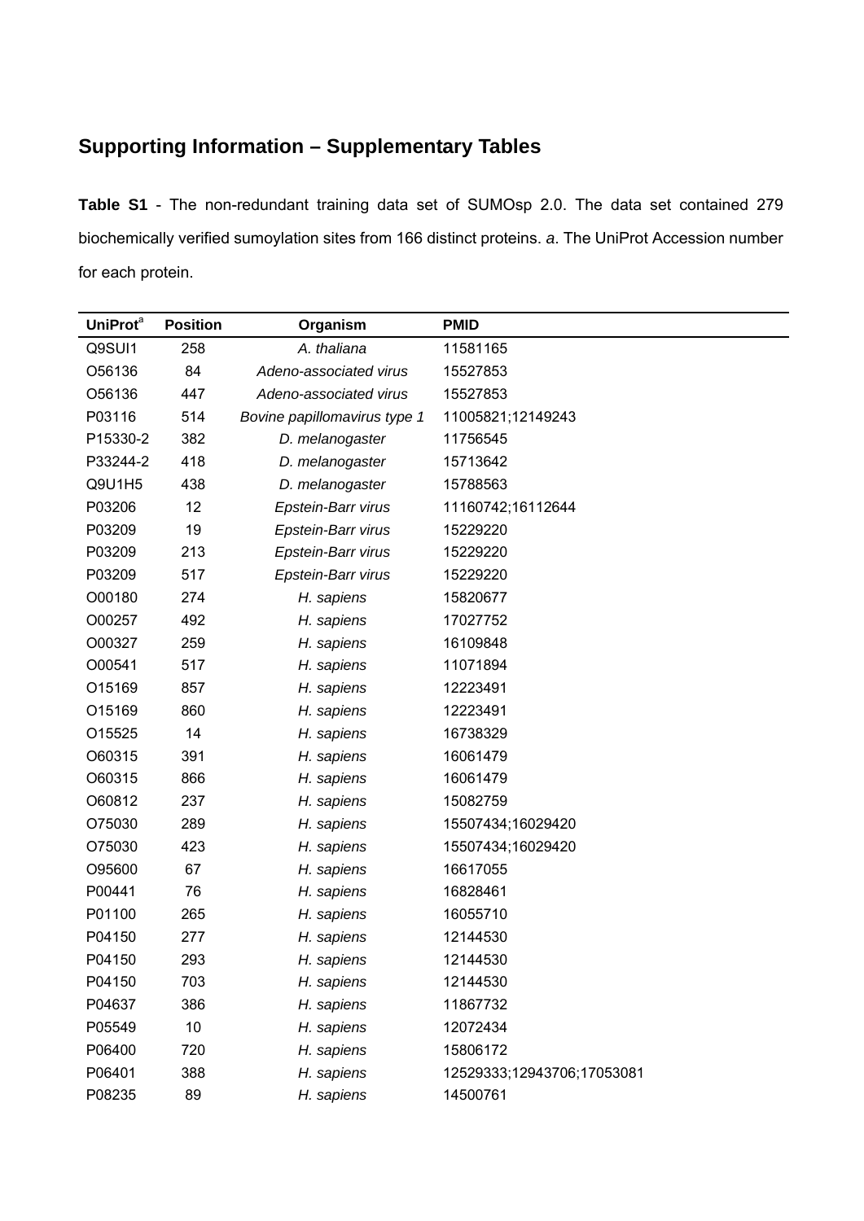## Supporting Information – Supplementary Tables

**Table S1** - The non-redundant training data set of SUMOsp 2.0. The data set contained 279 biochemically verified sumoylation sites from 166 distinct proteins. *a*. The UniProt Accession number for each protein.

| UniProt[a] | Position | Organism | PMID |
|---|---|---|---|
| Q9SUI1 | 258 | *A. thaliana* | 11581165 |
| O56136 | 84 | *Adeno-associated virus* | 15527853 |
| O56136 | 447 | *Adeno-associated virus* | 15527853 |
| P03116 | 514 | *Bovine papillomavirus type 1* | 11005821;12149243 |
| P15330-2 | 382 | *D. melanogaster* | 11756545 |
| P33244-2 | 418 | *D. melanogaster* | 15713642 |
| Q9U1H5 | 438 | *D. melanogaster* | 15788563 |
| P03206 | 12 | *Epstein-Barr virus* | 11160742;16112644 |
| P03209 | 19 | *Epstein-Barr virus* | 15229220 |
| P03209 | 213 | *Epstein-Barr virus* | 15229220 |
| P03209 | 517 | *Epstein-Barr virus* | 15229220 |
| O00180 | 274 | *H. sapiens* | 15820677 |
| O00257 | 492 | *H. sapiens* | 17027752 |
| O00327 | 259 | *H. sapiens* | 16109848 |
| O00541 | 517 | *H. sapiens* | 11071894 |
| O15169 | 857 | *H. sapiens* | 12223491 |
| O15169 | 860 | *H. sapiens* | 12223491 |
| O15525 | 14 | *H. sapiens* | 16738329 |
| O60315 | 391 | *H. sapiens* | 16061479 |
| O60315 | 866 | *H. sapiens* | 16061479 |
| O60812 | 237 | *H. sapiens* | 15082759 |
| O75030 | 289 | *H. sapiens* | 15507434;16029420 |
| O75030 | 423 | *H. sapiens* | 15507434;16029420 |
| O95600 | 67 | *H. sapiens* | 16617055 |
| P00441 | 76 | *H. sapiens* | 16828461 |
| P01100 | 265 | *H. sapiens* | 16055710 |
| P04150 | 277 | *H. sapiens* | 12144530 |
| P04150 | 293 | *H. sapiens* | 12144530 |
| P04150 | 703 | *H. sapiens* | 12144530 |
| P04637 | 386 | *H. sapiens* | 11867732 |
| P05549 | 10 | *H. sapiens* | 12072434 |
| P06400 | 720 | *H. sapiens* | 15806172 |
| P06401 | 388 | *H. sapiens* | 12529333;12943706;17053081 |
| P08235 | 89 | *H. sapiens* | 14500761 |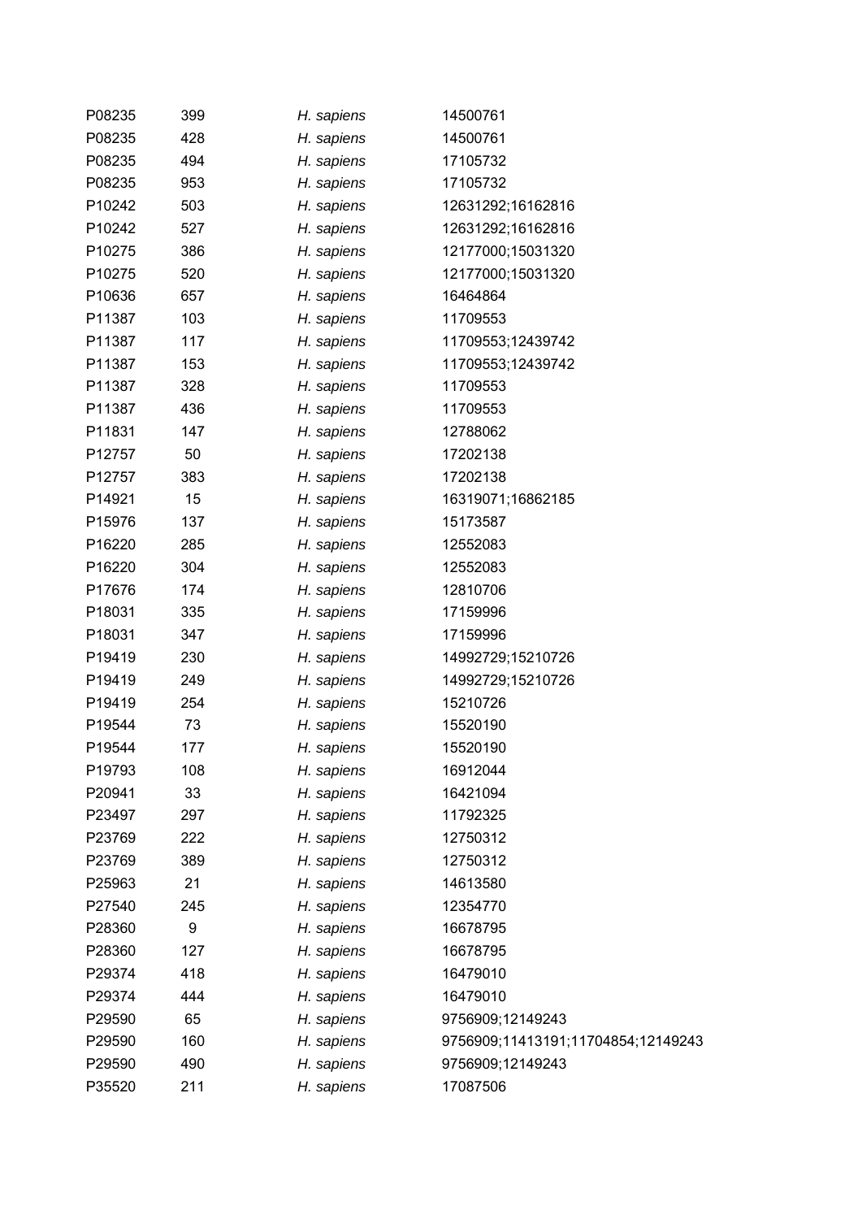| | | | |
|---|---|---|---|
| P08235 | 399 | *H. sapiens* | 14500761 |
| P08235 | 428 | *H. sapiens* | 14500761 |
| P08235 | 494 | *H. sapiens* | 17105732 |
| P08235 | 953 | *H. sapiens* | 17105732 |
| P10242 | 503 | *H. sapiens* | 12631292;16162816 |
| P10242 | 527 | *H. sapiens* | 12631292;16162816 |
| P10275 | 386 | *H. sapiens* | 12177000;15031320 |
| P10275 | 520 | *H. sapiens* | 12177000;15031320 |
| P10636 | 657 | *H. sapiens* | 16464864 |
| P11387 | 103 | *H. sapiens* | 11709553 |
| P11387 | 117 | *H. sapiens* | 11709553;12439742 |
| P11387 | 153 | *H. sapiens* | 11709553;12439742 |
| P11387 | 328 | *H. sapiens* | 11709553 |
| P11387 | 436 | *H. sapiens* | 11709553 |
| P11831 | 147 | *H. sapiens* | 12788062 |
| P12757 | 50 | *H. sapiens* | 17202138 |
| P12757 | 383 | *H. sapiens* | 17202138 |
| P14921 | 15 | *H. sapiens* | 16319071;16862185 |
| P15976 | 137 | *H. sapiens* | 15173587 |
| P16220 | 285 | *H. sapiens* | 12552083 |
| P16220 | 304 | *H. sapiens* | 12552083 |
| P17676 | 174 | *H. sapiens* | 12810706 |
| P18031 | 335 | *H. sapiens* | 17159996 |
| P18031 | 347 | *H. sapiens* | 17159996 |
| P19419 | 230 | *H. sapiens* | 14992729;15210726 |
| P19419 | 249 | *H. sapiens* | 14992729;15210726 |
| P19419 | 254 | *H. sapiens* | 15210726 |
| P19544 | 73 | *H. sapiens* | 15520190 |
| P19544 | 177 | *H. sapiens* | 15520190 |
| P19793 | 108 | *H. sapiens* | 16912044 |
| P20941 | 33 | *H. sapiens* | 16421094 |
| P23497 | 297 | *H. sapiens* | 11792325 |
| P23769 | 222 | *H. sapiens* | 12750312 |
| P23769 | 389 | *H. sapiens* | 12750312 |
| P25963 | 21 | *H. sapiens* | 14613580 |
| P27540 | 245 | *H. sapiens* | 12354770 |
| P28360 | 9 | *H. sapiens* | 16678795 |
| P28360 | 127 | *H. sapiens* | 16678795 |
| P29374 | 418 | *H. sapiens* | 16479010 |
| P29374 | 444 | *H. sapiens* | 16479010 |
| P29590 | 65 | *H. sapiens* | 9756909;12149243 |
| P29590 | 160 | *H. sapiens* | 9756909;11413191;11704854;12149243 |
| P29590 | 490 | *H. sapiens* | 9756909;12149243 |
| P35520 | 211 | *H. sapiens* | 17087506 |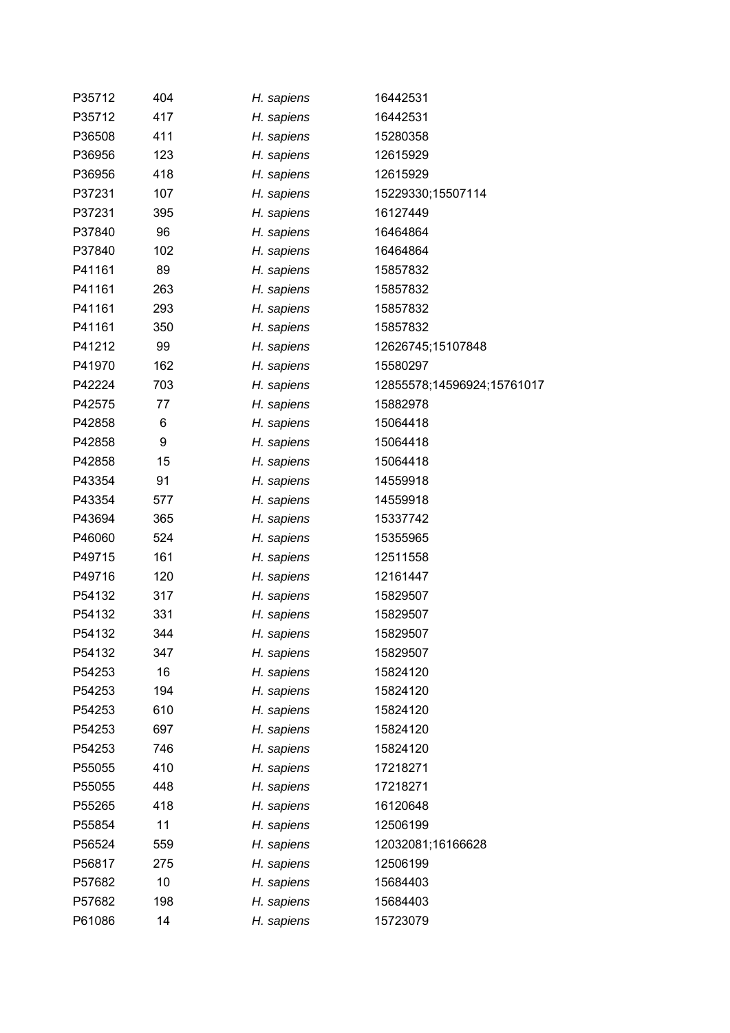| | | | |
|---|---|---|---|
| P35712 | 404 | *H. sapiens* | 16442531 |
| P35712 | 417 | *H. sapiens* | 16442531 |
| P36508 | 411 | *H. sapiens* | 15280358 |
| P36956 | 123 | *H. sapiens* | 12615929 |
| P36956 | 418 | *H. sapiens* | 12615929 |
| P37231 | 107 | *H. sapiens* | 15229330;15507114 |
| P37231 | 395 | *H. sapiens* | 16127449 |
| P37840 | 96 | *H. sapiens* | 16464864 |
| P37840 | 102 | *H. sapiens* | 16464864 |
| P41161 | 89 | *H. sapiens* | 15857832 |
| P41161 | 263 | *H. sapiens* | 15857832 |
| P41161 | 293 | *H. sapiens* | 15857832 |
| P41161 | 350 | *H. sapiens* | 15857832 |
| P41212 | 99 | *H. sapiens* | 12626745;15107848 |
| P41970 | 162 | *H. sapiens* | 15580297 |
| P42224 | 703 | *H. sapiens* | 12855578;14596924;15761017 |
| P42575 | 77 | *H. sapiens* | 15882978 |
| P42858 | 6 | *H. sapiens* | 15064418 |
| P42858 | 9 | *H. sapiens* | 15064418 |
| P42858 | 15 | *H. sapiens* | 15064418 |
| P43354 | 91 | *H. sapiens* | 14559918 |
| P43354 | 577 | *H. sapiens* | 14559918 |
| P43694 | 365 | *H. sapiens* | 15337742 |
| P46060 | 524 | *H. sapiens* | 15355965 |
| P49715 | 161 | *H. sapiens* | 12511558 |
| P49716 | 120 | *H. sapiens* | 12161447 |
| P54132 | 317 | *H. sapiens* | 15829507 |
| P54132 | 331 | *H. sapiens* | 15829507 |
| P54132 | 344 | *H. sapiens* | 15829507 |
| P54132 | 347 | *H. sapiens* | 15829507 |
| P54253 | 16 | *H. sapiens* | 15824120 |
| P54253 | 194 | *H. sapiens* | 15824120 |
| P54253 | 610 | *H. sapiens* | 15824120 |
| P54253 | 697 | *H. sapiens* | 15824120 |
| P54253 | 746 | *H. sapiens* | 15824120 |
| P55055 | 410 | *H. sapiens* | 17218271 |
| P55055 | 448 | *H. sapiens* | 17218271 |
| P55265 | 418 | *H. sapiens* | 16120648 |
| P55854 | 11 | *H. sapiens* | 12506199 |
| P56524 | 559 | *H. sapiens* | 12032081;16166628 |
| P56817 | 275 | *H. sapiens* | 12506199 |
| P57682 | 10 | *H. sapiens* | 15684403 |
| P57682 | 198 | *H. sapiens* | 15684403 |
| P61086 | 14 | *H. sapiens* | 15723079 |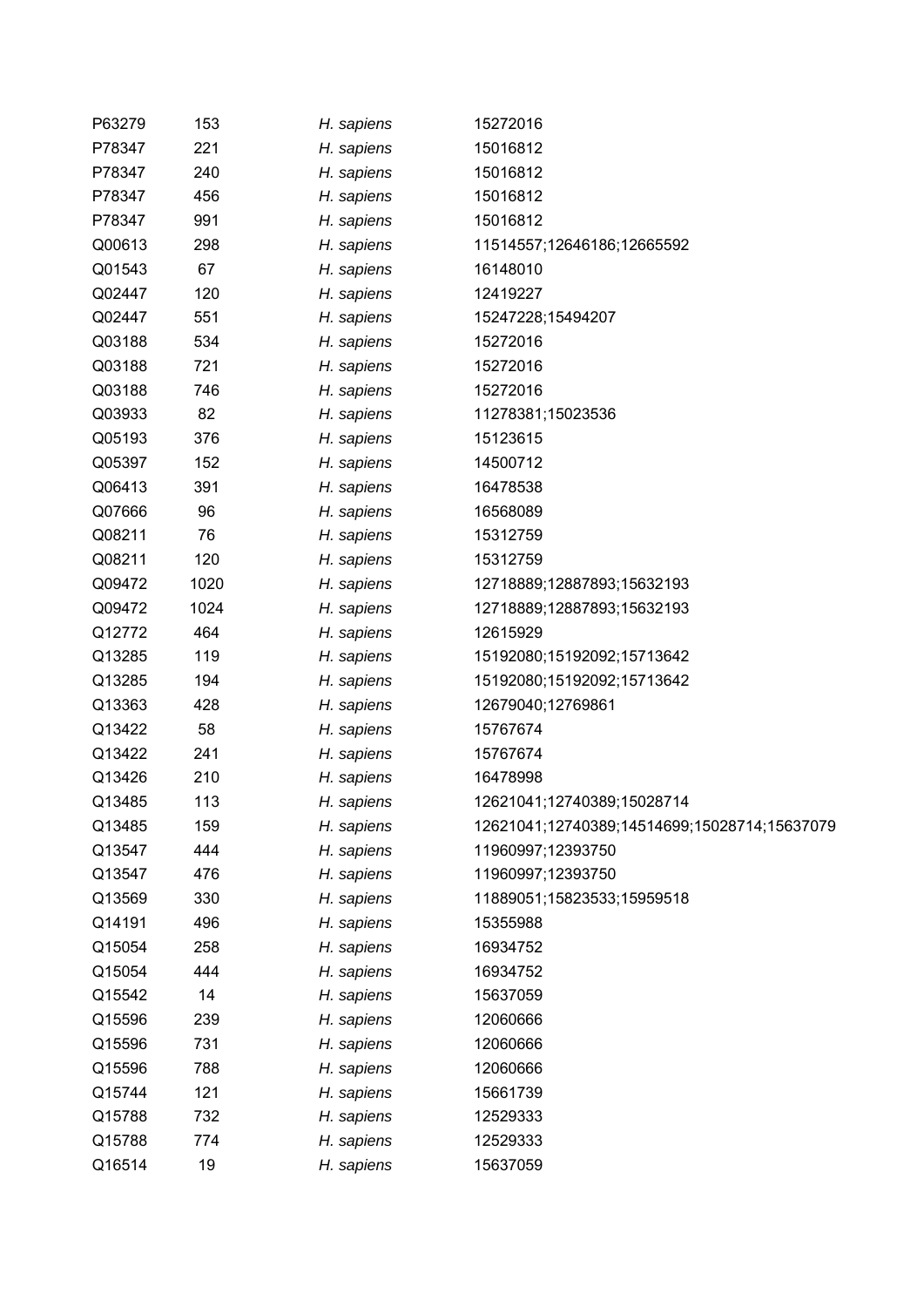| | | | |
|---|---|---|---|
| P63279 | 153 | *H. sapiens* | 15272016 |
| P78347 | 221 | *H. sapiens* | 15016812 |
| P78347 | 240 | *H. sapiens* | 15016812 |
| P78347 | 456 | *H. sapiens* | 15016812 |
| P78347 | 991 | *H. sapiens* | 15016812 |
| Q00613 | 298 | *H. sapiens* | 11514557;12646186;12665592 |
| Q01543 | 67 | *H. sapiens* | 16148010 |
| Q02447 | 120 | *H. sapiens* | 12419227 |
| Q02447 | 551 | *H. sapiens* | 15247228;15494207 |
| Q03188 | 534 | *H. sapiens* | 15272016 |
| Q03188 | 721 | *H. sapiens* | 15272016 |
| Q03188 | 746 | *H. sapiens* | 15272016 |
| Q03933 | 82 | *H. sapiens* | 11278381;15023536 |
| Q05193 | 376 | *H. sapiens* | 15123615 |
| Q05397 | 152 | *H. sapiens* | 14500712 |
| Q06413 | 391 | *H. sapiens* | 16478538 |
| Q07666 | 96 | *H. sapiens* | 16568089 |
| Q08211 | 76 | *H. sapiens* | 15312759 |
| Q08211 | 120 | *H. sapiens* | 15312759 |
| Q09472 | 1020 | *H. sapiens* | 12718889;12887893;15632193 |
| Q09472 | 1024 | *H. sapiens* | 12718889;12887893;15632193 |
| Q12772 | 464 | *H. sapiens* | 12615929 |
| Q13285 | 119 | *H. sapiens* | 15192080;15192092;15713642 |
| Q13285 | 194 | *H. sapiens* | 15192080;15192092;15713642 |
| Q13363 | 428 | *H. sapiens* | 12679040;12769861 |
| Q13422 | 58 | *H. sapiens* | 15767674 |
| Q13422 | 241 | *H. sapiens* | 15767674 |
| Q13426 | 210 | *H. sapiens* | 16478998 |
| Q13485 | 113 | *H. sapiens* | 12621041;12740389;15028714 |
| Q13485 | 159 | *H. sapiens* | 12621041;12740389;14514699;15028714;15637079 |
| Q13547 | 444 | *H. sapiens* | 11960997;12393750 |
| Q13547 | 476 | *H. sapiens* | 11960997;12393750 |
| Q13569 | 330 | *H. sapiens* | 11889051;15823533;15959518 |
| Q14191 | 496 | *H. sapiens* | 15355988 |
| Q15054 | 258 | *H. sapiens* | 16934752 |
| Q15054 | 444 | *H. sapiens* | 16934752 |
| Q15542 | 14 | *H. sapiens* | 15637059 |
| Q15596 | 239 | *H. sapiens* | 12060666 |
| Q15596 | 731 | *H. sapiens* | 12060666 |
| Q15596 | 788 | *H. sapiens* | 12060666 |
| Q15744 | 121 | *H. sapiens* | 15661739 |
| Q15788 | 732 | *H. sapiens* | 12529333 |
| Q15788 | 774 | *H. sapiens* | 12529333 |
| Q16514 | 19 | *H. sapiens* | 15637059 |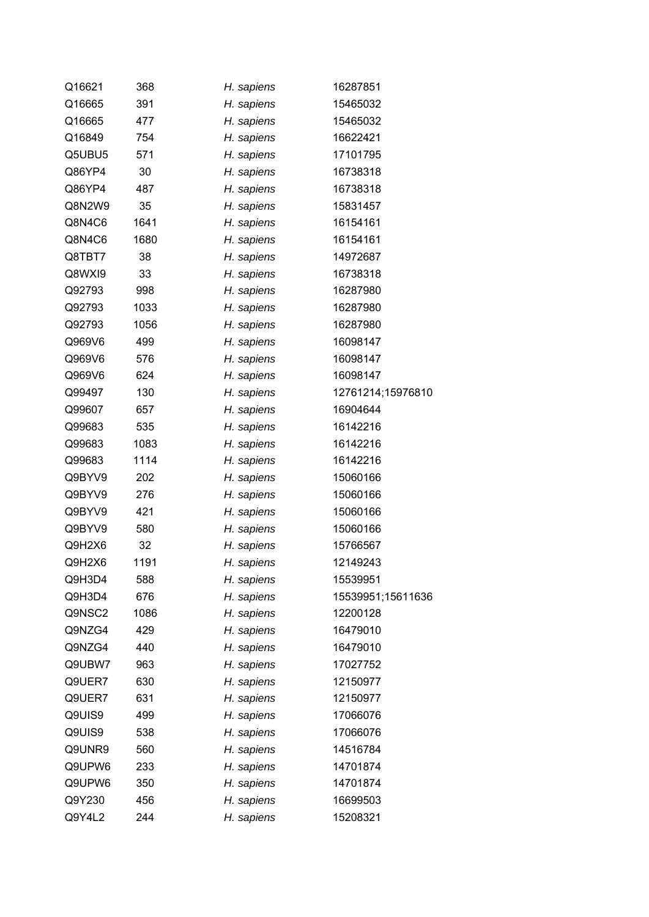| | | | |
|---|---|---|---|
| Q16621 | 368 | *H. sapiens* | 16287851 |
| Q16665 | 391 | *H. sapiens* | 15465032 |
| Q16665 | 477 | *H. sapiens* | 15465032 |
| Q16849 | 754 | *H. sapiens* | 16622421 |
| Q5UBU5 | 571 | *H. sapiens* | 17101795 |
| Q86YP4 | 30 | *H. sapiens* | 16738318 |
| Q86YP4 | 487 | *H. sapiens* | 16738318 |
| Q8N2W9 | 35 | *H. sapiens* | 15831457 |
| Q8N4C6 | 1641 | *H. sapiens* | 16154161 |
| Q8N4C6 | 1680 | *H. sapiens* | 16154161 |
| Q8TBT7 | 38 | *H. sapiens* | 14972687 |
| Q8WXI9 | 33 | *H. sapiens* | 16738318 |
| Q92793 | 998 | *H. sapiens* | 16287980 |
| Q92793 | 1033 | *H. sapiens* | 16287980 |
| Q92793 | 1056 | *H. sapiens* | 16287980 |
| Q969V6 | 499 | *H. sapiens* | 16098147 |
| Q969V6 | 576 | *H. sapiens* | 16098147 |
| Q969V6 | 624 | *H. sapiens* | 16098147 |
| Q99497 | 130 | *H. sapiens* | 12761214;15976810 |
| Q99607 | 657 | *H. sapiens* | 16904644 |
| Q99683 | 535 | *H. sapiens* | 16142216 |
| Q99683 | 1083 | *H. sapiens* | 16142216 |
| Q99683 | 1114 | *H. sapiens* | 16142216 |
| Q9BYV9 | 202 | *H. sapiens* | 15060166 |
| Q9BYV9 | 276 | *H. sapiens* | 15060166 |
| Q9BYV9 | 421 | *H. sapiens* | 15060166 |
| Q9BYV9 | 580 | *H. sapiens* | 15060166 |
| Q9H2X6 | 32 | *H. sapiens* | 15766567 |
| Q9H2X6 | 1191 | *H. sapiens* | 12149243 |
| Q9H3D4 | 588 | *H. sapiens* | 15539951 |
| Q9H3D4 | 676 | *H. sapiens* | 15539951;15611636 |
| Q9NSC2 | 1086 | *H. sapiens* | 12200128 |
| Q9NZG4 | 429 | *H. sapiens* | 16479010 |
| Q9NZG4 | 440 | *H. sapiens* | 16479010 |
| Q9UBW7 | 963 | *H. sapiens* | 17027752 |
| Q9UER7 | 630 | *H. sapiens* | 12150977 |
| Q9UER7 | 631 | *H. sapiens* | 12150977 |
| Q9UIS9 | 499 | *H. sapiens* | 17066076 |
| Q9UIS9 | 538 | *H. sapiens* | 17066076 |
| Q9UNR9 | 560 | *H. sapiens* | 14516784 |
| Q9UPW6 | 233 | *H. sapiens* | 14701874 |
| Q9UPW6 | 350 | *H. sapiens* | 14701874 |
| Q9Y230 | 456 | *H. sapiens* | 16699503 |
| Q9Y4L2 | 244 | *H. sapiens* | 15208321 |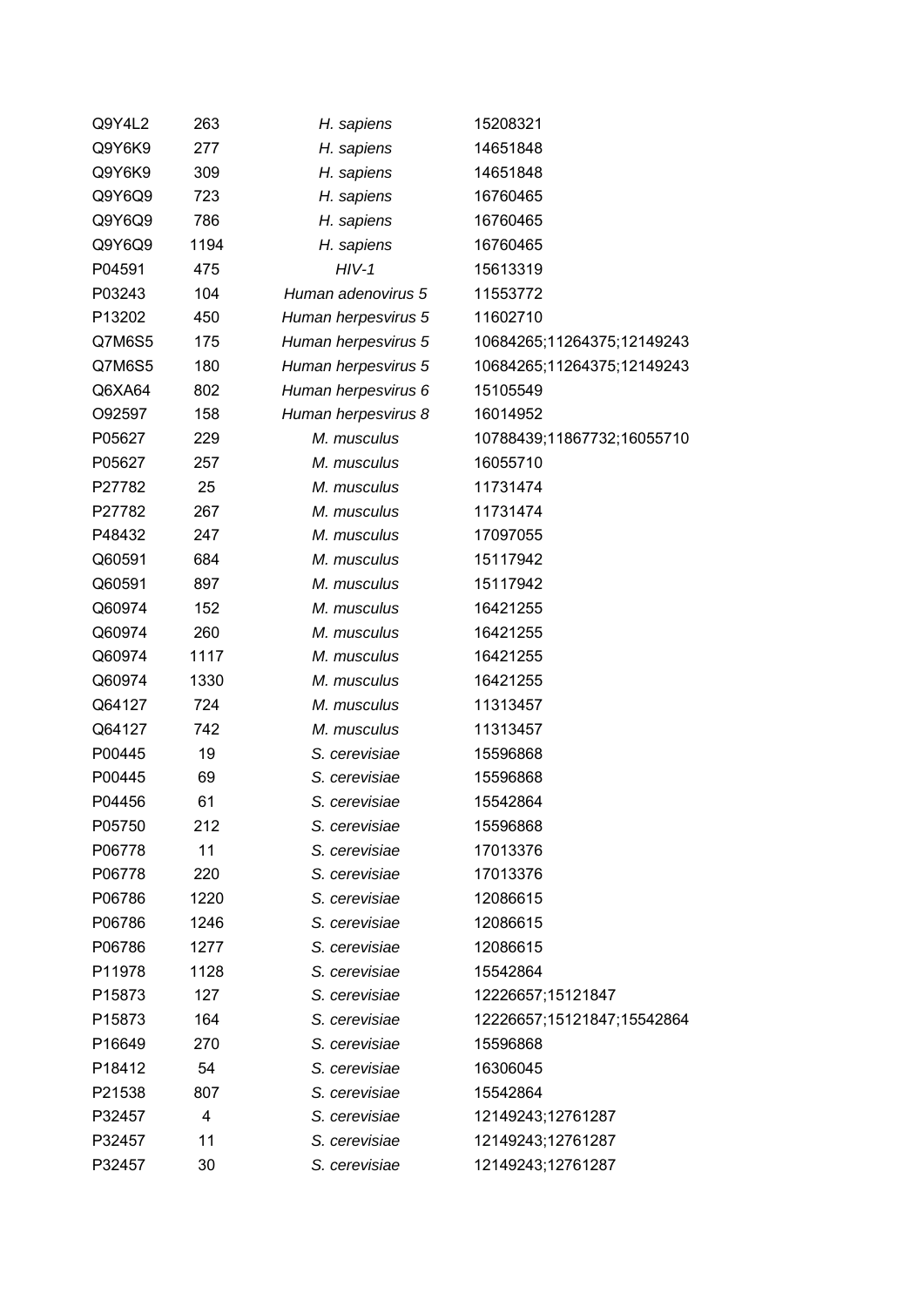| | | | |
|---|---|---|---|
| Q9Y4L2 | 263 | *H. sapiens* | 15208321 |
| Q9Y6K9 | 277 | *H. sapiens* | 14651848 |
| Q9Y6K9 | 309 | *H. sapiens* | 14651848 |
| Q9Y6Q9 | 723 | *H. sapiens* | 16760465 |
| Q9Y6Q9 | 786 | *H. sapiens* | 16760465 |
| Q9Y6Q9 | 1194 | *H. sapiens* | 16760465 |
| P04591 | 475 | *HIV-1* | 15613319 |
| P03243 | 104 | *Human adenovirus 5* | 11553772 |
| P13202 | 450 | *Human herpesvirus 5* | 11602710 |
| Q7M6S5 | 175 | *Human herpesvirus 5* | 10684265;11264375;12149243 |
| Q7M6S5 | 180 | *Human herpesvirus 5* | 10684265;11264375;12149243 |
| Q6XA64 | 802 | *Human herpesvirus 6* | 15105549 |
| O92597 | 158 | *Human herpesvirus 8* | 16014952 |
| P05627 | 229 | *M. musculus* | 10788439;11867732;16055710 |
| P05627 | 257 | *M. musculus* | 16055710 |
| P27782 | 25 | *M. musculus* | 11731474 |
| P27782 | 267 | *M. musculus* | 11731474 |
| P48432 | 247 | *M. musculus* | 17097055 |
| Q60591 | 684 | *M. musculus* | 15117942 |
| Q60591 | 897 | *M. musculus* | 15117942 |
| Q60974 | 152 | *M. musculus* | 16421255 |
| Q60974 | 260 | *M. musculus* | 16421255 |
| Q60974 | 1117 | *M. musculus* | 16421255 |
| Q60974 | 1330 | *M. musculus* | 16421255 |
| Q64127 | 724 | *M. musculus* | 11313457 |
| Q64127 | 742 | *M. musculus* | 11313457 |
| P00445 | 19 | *S. cerevisiae* | 15596868 |
| P00445 | 69 | *S. cerevisiae* | 15596868 |
| P04456 | 61 | *S. cerevisiae* | 15542864 |
| P05750 | 212 | *S. cerevisiae* | 15596868 |
| P06778 | 11 | *S. cerevisiae* | 17013376 |
| P06778 | 220 | *S. cerevisiae* | 17013376 |
| P06786 | 1220 | *S. cerevisiae* | 12086615 |
| P06786 | 1246 | *S. cerevisiae* | 12086615 |
| P06786 | 1277 | *S. cerevisiae* | 12086615 |
| P11978 | 1128 | *S. cerevisiae* | 15542864 |
| P15873 | 127 | *S. cerevisiae* | 12226657;15121847 |
| P15873 | 164 | *S. cerevisiae* | 12226657;15121847;15542864 |
| P16649 | 270 | *S. cerevisiae* | 15596868 |
| P18412 | 54 | *S. cerevisiae* | 16306045 |
| P21538 | 807 | *S. cerevisiae* | 15542864 |
| P32457 | 4 | *S. cerevisiae* | 12149243;12761287 |
| P32457 | 11 | *S. cerevisiae* | 12149243;12761287 |
| P32457 | 30 | *S. cerevisiae* | 12149243;12761287 |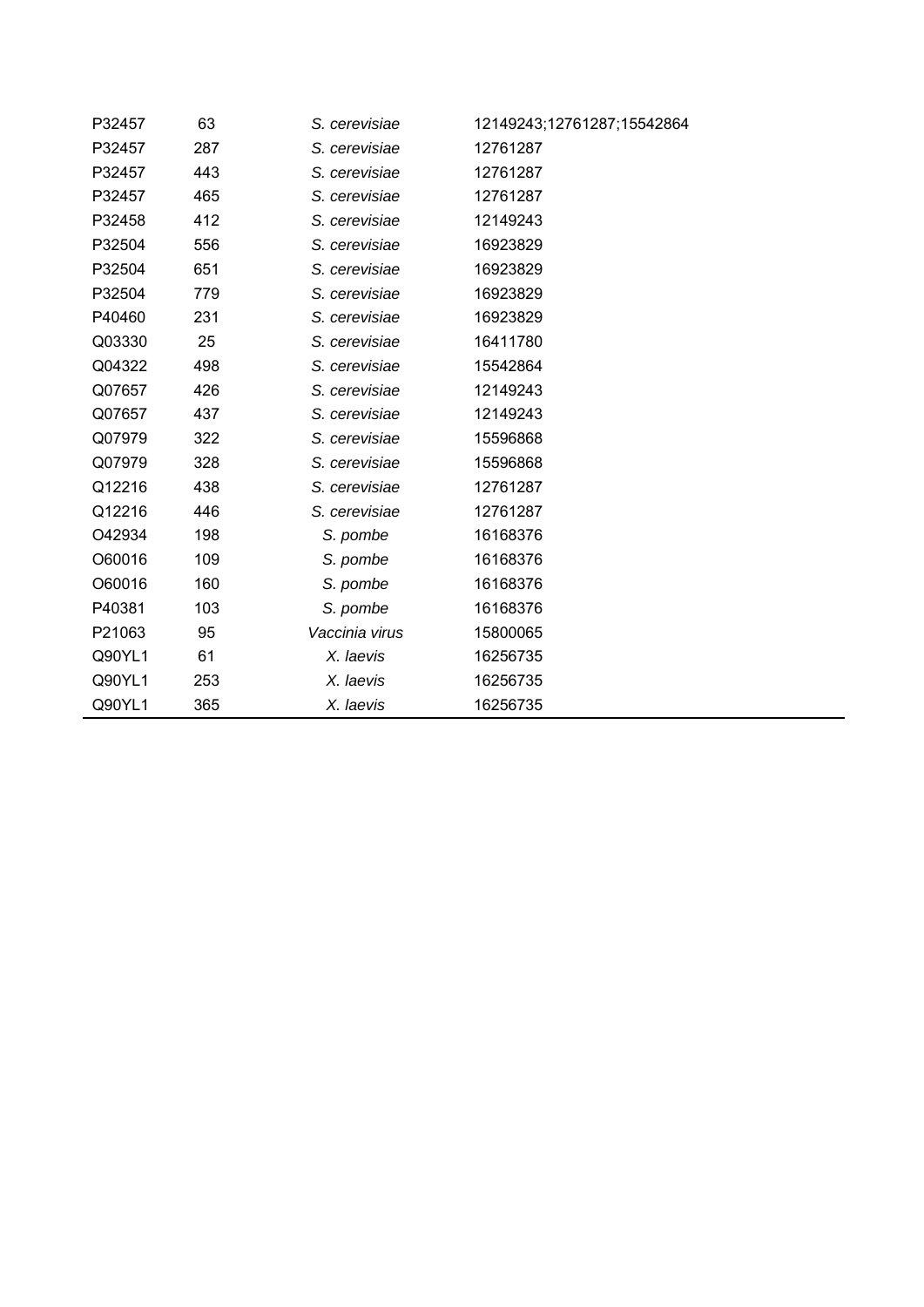| | | | |
|---|---|---|---|
| P32457 | 63 | *S. cerevisiae* | 12149243;12761287;15542864 |
| P32457 | 287 | *S. cerevisiae* | 12761287 |
| P32457 | 443 | *S. cerevisiae* | 12761287 |
| P32457 | 465 | *S. cerevisiae* | 12761287 |
| P32458 | 412 | *S. cerevisiae* | 12149243 |
| P32504 | 556 | *S. cerevisiae* | 16923829 |
| P32504 | 651 | *S. cerevisiae* | 16923829 |
| P32504 | 779 | *S. cerevisiae* | 16923829 |
| P40460 | 231 | *S. cerevisiae* | 16923829 |
| Q03330 | 25 | *S. cerevisiae* | 16411780 |
| Q04322 | 498 | *S. cerevisiae* | 15542864 |
| Q07657 | 426 | *S. cerevisiae* | 12149243 |
| Q07657 | 437 | *S. cerevisiae* | 12149243 |
| Q07979 | 322 | *S. cerevisiae* | 15596868 |
| Q07979 | 328 | *S. cerevisiae* | 15596868 |
| Q12216 | 438 | *S. cerevisiae* | 12761287 |
| Q12216 | 446 | *S. cerevisiae* | 12761287 |
| O42934 | 198 | *S. pombe* | 16168376 |
| O60016 | 109 | *S. pombe* | 16168376 |
| O60016 | 160 | *S. pombe* | 16168376 |
| P40381 | 103 | *S. pombe* | 16168376 |
| P21063 | 95 | *Vaccinia virus* | 15800065 |
| Q90YL1 | 61 | *X. laevis* | 16256735 |
| Q90YL1 | 253 | *X. laevis* | 16256735 |
| Q90YL1 | 365 | *X. laevis* | 16256735 |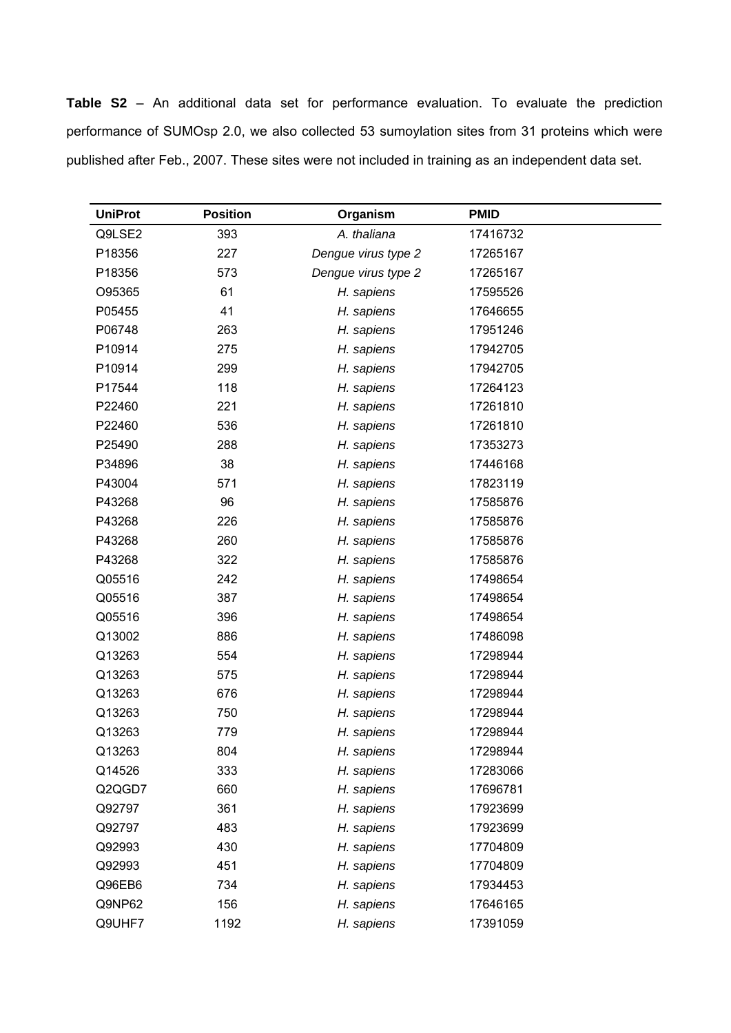**Table S2** – An additional data set for performance evaluation. To evaluate the prediction performance of SUMOsp 2.0, we also collected 53 sumoylation sites from 31 proteins which were published after Feb., 2007. These sites were not included in training as an independent data set.

| UniProt | Position | Organism | PMID |
|---|---|---|---|
| Q9LSE2 | 393 | *A. thaliana* | 17416732 |
| P18356 | 227 | *Dengue virus type 2* | 17265167 |
| P18356 | 573 | *Dengue virus type 2* | 17265167 |
| O95365 | 61 | *H. sapiens* | 17595526 |
| P05455 | 41 | *H. sapiens* | 17646655 |
| P06748 | 263 | *H. sapiens* | 17951246 |
| P10914 | 275 | *H. sapiens* | 17942705 |
| P10914 | 299 | *H. sapiens* | 17942705 |
| P17544 | 118 | *H. sapiens* | 17264123 |
| P22460 | 221 | *H. sapiens* | 17261810 |
| P22460 | 536 | *H. sapiens* | 17261810 |
| P25490 | 288 | *H. sapiens* | 17353273 |
| P34896 | 38 | *H. sapiens* | 17446168 |
| P43004 | 571 | *H. sapiens* | 17823119 |
| P43268 | 96 | *H. sapiens* | 17585876 |
| P43268 | 226 | *H. sapiens* | 17585876 |
| P43268 | 260 | *H. sapiens* | 17585876 |
| P43268 | 322 | *H. sapiens* | 17585876 |
| Q05516 | 242 | *H. sapiens* | 17498654 |
| Q05516 | 387 | *H. sapiens* | 17498654 |
| Q05516 | 396 | *H. sapiens* | 17498654 |
| Q13002 | 886 | *H. sapiens* | 17486098 |
| Q13263 | 554 | *H. sapiens* | 17298944 |
| Q13263 | 575 | *H. sapiens* | 17298944 |
| Q13263 | 676 | *H. sapiens* | 17298944 |
| Q13263 | 750 | *H. sapiens* | 17298944 |
| Q13263 | 779 | *H. sapiens* | 17298944 |
| Q13263 | 804 | *H. sapiens* | 17298944 |
| Q14526 | 333 | *H. sapiens* | 17283066 |
| Q2QGD7 | 660 | *H. sapiens* | 17696781 |
| Q92797 | 361 | *H. sapiens* | 17923699 |
| Q92797 | 483 | *H. sapiens* | 17923699 |
| Q92993 | 430 | *H. sapiens* | 17704809 |
| Q92993 | 451 | *H. sapiens* | 17704809 |
| Q96EB6 | 734 | *H. sapiens* | 17934453 |
| Q9NP62 | 156 | *H. sapiens* | 17646165 |
| Q9UHF7 | 1192 | *H. sapiens* | 17391059 |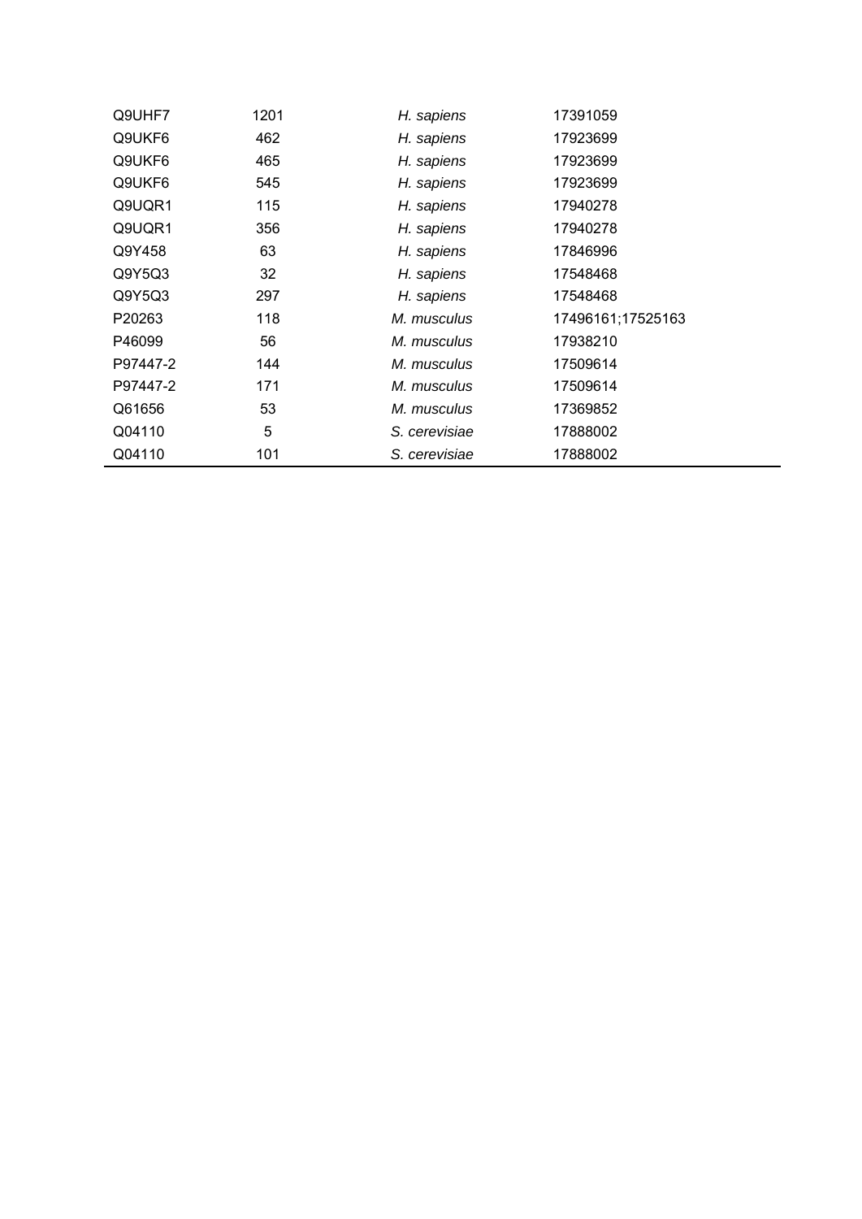| | | | |
|---|---|---|---|
| Q9UHF7 | 1201 | *H. sapiens* | 17391059 |
| Q9UKF6 | 462 | *H. sapiens* | 17923699 |
| Q9UKF6 | 465 | *H. sapiens* | 17923699 |
| Q9UKF6 | 545 | *H. sapiens* | 17923699 |
| Q9UQR1 | 115 | *H. sapiens* | 17940278 |
| Q9UQR1 | 356 | *H. sapiens* | 17940278 |
| Q9Y458 | 63 | *H. sapiens* | 17846996 |
| Q9Y5Q3 | 32 | *H. sapiens* | 17548468 |
| Q9Y5Q3 | 297 | *H. sapiens* | 17548468 |
| P20263 | 118 | *M. musculus* | 17496161;17525163 |
| P46099 | 56 | *M. musculus* | 17938210 |
| P97447-2 | 144 | *M. musculus* | 17509614 |
| P97447-2 | 171 | *M. musculus* | 17509614 |
| Q61656 | 53 | *M. musculus* | 17369852 |
| Q04110 | 5 | *S. cerevisiae* | 17888002 |
| Q04110 | 101 | *S. cerevisiae* | 17888002 |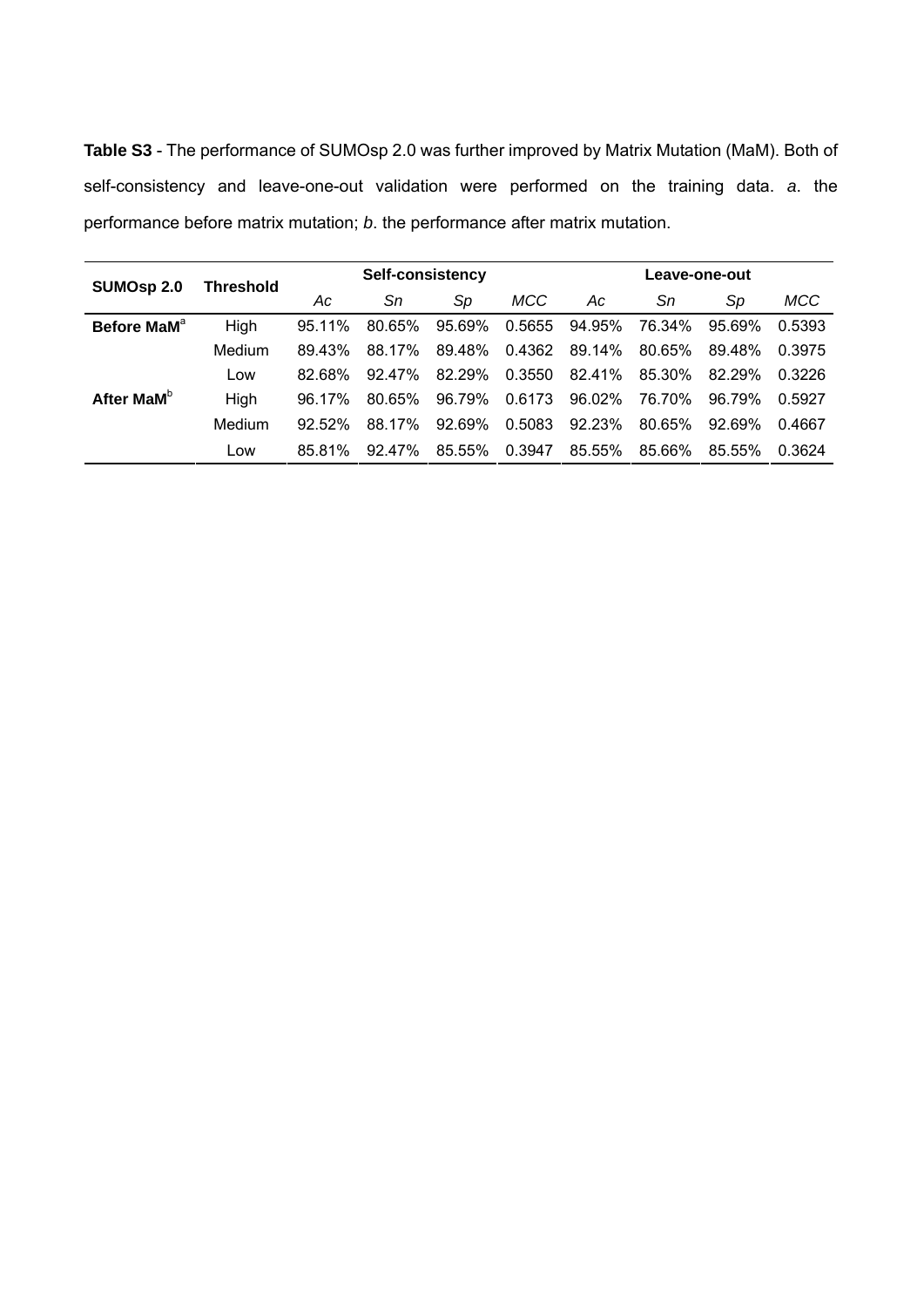**Table S3** - The performance of SUMOsp 2.0 was further improved by Matrix Mutation (MaM). Both of self-consistency and leave-one-out validation were performed on the training data. *a*. the performance before matrix mutation; *b*. the performance after matrix mutation.

| SUMOsp 2.0 | Threshold | Self-consistency | | | | Leave-one-out | | | |
|---|---|---|---|---|---|---|---|---|---|
| | | *Ac* | *Sn* | *Sp* | *MCC* | *Ac* | *Sn* | *Sp* | *MCC* |
| **Before MaM**[a] | High | 95.11% | 80.65% | 95.69% | 0.5655 | 94.95% | 76.34% | 95.69% | 0.5393 |
| | Medium | 89.43% | 88.17% | 89.48% | 0.4362 | 89.14% | 80.65% | 89.48% | 0.3975 |
| | Low | 82.68% | 92.47% | 82.29% | 0.3550 | 82.41% | 85.30% | 82.29% | 0.3226 |
| **After MaM**[b] | High | 96.17% | 80.65% | 96.79% | 0.6173 | 96.02% | 76.70% | 96.79% | 0.5927 |
| | Medium | 92.52% | 88.17% | 92.69% | 0.5083 | 92.23% | 80.65% | 92.69% | 0.4667 |
| | Low | 85.81% | 92.47% | 85.55% | 0.3947 | 85.55% | 85.66% | 85.55% | 0.3624 |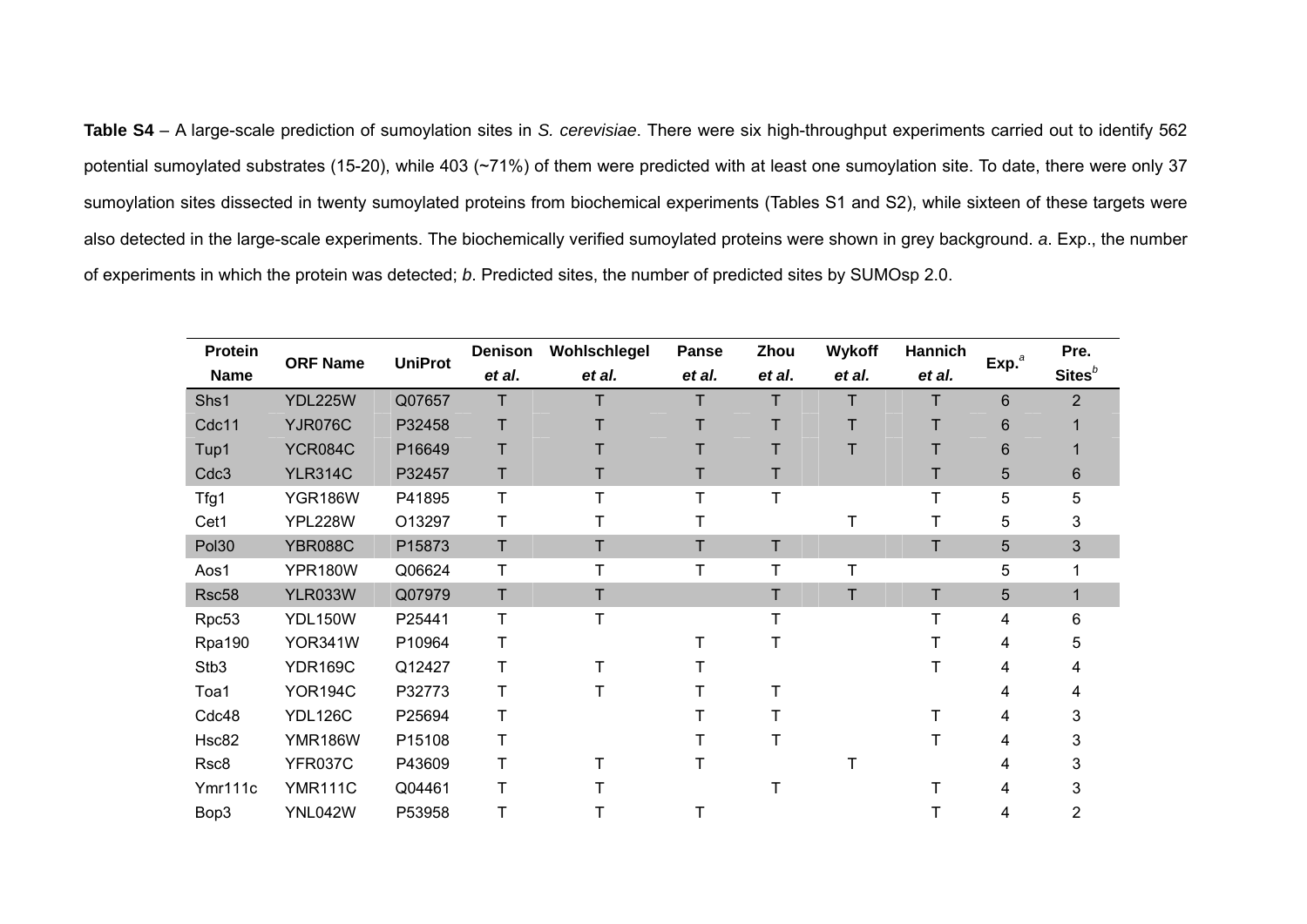**Table S4** – A large-scale prediction of sumoylation sites in *S. cerevisiae*. There were six high-throughput experiments carried out to identify 562 potential sumoylated substrates (15-20), while 403 (~71%) of them were predicted with at least one sumoylation site. To date, there were only 37 sumoylation sites dissected in twenty sumoylated proteins from biochemical experiments (Tables S1 and S2), while sixteen of these targets were also detected in the large-scale experiments. The biochemically verified sumoylated proteins were shown in grey background. *a*. Exp., the number of experiments in which the protein was detected; *b*. Predicted sites, the number of predicted sites by SUMOsp 2.0.

| Protein Name | ORF Name | UniProt | Denison *et al*. | Wohlschlegel *et al.* | Panse *et al.* | Zhou *et al*. | Wykoff *et al.* | Hannich *et al.* | Exp.[a] | Pre. Sites[b] |
|---|---|---|---|---|---|---|---|---|---|---|
| Shs1 | YDL225W | Q07657 | T | T | T | T | T | T | 6 | 2 |
| Cdc11 | YJR076C | P32458 | T | T | T | T | T | T | 6 | 1 |
| Tup1 | YCR084C | P16649 | T | T | T | T | T | T | 6 | 1 |
| Cdc3 | YLR314C | P32457 | T | T | T | T | | T | 5 | 6 |
| Tfg1 | YGR186W | P41895 | T | T | T | T | | T | 5 | 5 |
| Cet1 | YPL228W | O13297 | T | T | T | | T | T | 5 | 3 |
| Pol30 | YBR088C | P15873 | T | T | T | T | | T | 5 | 3 |
| Aos1 | YPR180W | Q06624 | T | T | T | T | T | | 5 | 1 |
| Rsc58 | YLR033W | Q07979 | T | T | | T | T | T | 5 | 1 |
| Rpc53 | YDL150W | P25441 | T | T | | T | | T | 4 | 6 |
| Rpa190 | YOR341W | P10964 | T | | T | T | | T | 4 | 5 |
| Stb3 | YDR169C | Q12427 | T | T | T | | | T | 4 | 4 |
| Toa1 | YOR194C | P32773 | T | T | T | T | | | 4 | 4 |
| Cdc48 | YDL126C | P25694 | T | | T | T | | T | 4 | 3 |
| Hsc82 | YMR186W | P15108 | T | | T | T | | T | 4 | 3 |
| Rsc8 | YFR037C | P43609 | T | T | T | | T | | 4 | 3 |
| Ymr111c | YMR111C | Q04461 | T | T | | T | | T | 4 | 3 |
| Bop3 | YNL042W | P53958 | T | T | T | | | T | 4 | 2 |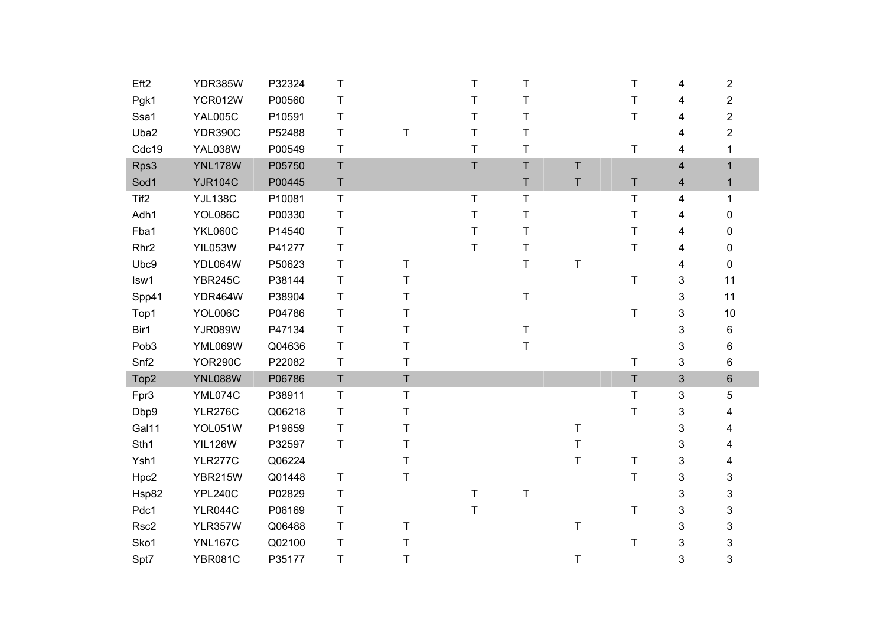| | | | | | | | | | | |
|---|---|---|---|---|---|---|---|---|---|---|
| Eft2 | YDR385W | P32324 | T | | T | T | | T | 4 | 2 |
| Pgk1 | YCR012W | P00560 | T | | T | T | | T | 4 | 2 |
| Ssa1 | YAL005C | P10591 | T | | T | T | | T | 4 | 2 |
| Uba2 | YDR390C | P52488 | T | T | T | T | | | 4 | 2 |
| Cdc19 | YAL038W | P00549 | T | | T | T | | T | 4 | 1 |
| Rps3 | YNL178W | P05750 | T | | T | T | T | | 4 | 1 |
| Sod1 | YJR104C | P00445 | T | | | T | T | T | 4 | 1 |
| Tif2 | YJL138C | P10081 | T | | T | T | | T | 4 | 1 |
| Adh1 | YOL086C | P00330 | T | | T | T | | T | 4 | 0 |
| Fba1 | YKL060C | P14540 | T | | T | T | | T | 4 | 0 |
| Rhr2 | YIL053W | P41277 | T | | T | T | | T | 4 | 0 |
| Ubc9 | YDL064W | P50623 | T | T | | T | T | | 4 | 0 |
| Isw1 | YBR245C | P38144 | T | T | | | | T | 3 | 11 |
| Spp41 | YDR464W | P38904 | T | T | | T | | | 3 | 11 |
| Top1 | YOL006C | P04786 | T | T | | | | T | 3 | 10 |
| Bir1 | YJR089W | P47134 | T | T | | T | | | 3 | 6 |
| Pob3 | YML069W | Q04636 | T | T | | T | | | 3 | 6 |
| Snf2 | YOR290C | P22082 | T | T | | | | T | 3 | 6 |
| Top2 | YNL088W | P06786 | T | T | | | | T | 3 | 6 |
| Fpr3 | YML074C | P38911 | T | T | | | | T | 3 | 5 |
| Dbp9 | YLR276C | Q06218 | T | T | | | | T | 3 | 4 |
| Gal11 | YOL051W | P19659 | T | T | | | T | | 3 | 4 |
| Sth1 | YIL126W | P32597 | T | T | | | T | | 3 | 4 |
| Ysh1 | YLR277C | Q06224 | | T | | | T | T | 3 | 4 |
| Hpc2 | YBR215W | Q01448 | T | T | | | | T | 3 | 3 |
| Hsp82 | YPL240C | P02829 | T | | T | T | | | 3 | 3 |
| Pdc1 | YLR044C | P06169 | T | | T | | | T | 3 | 3 |
| Rsc2 | YLR357W | Q06488 | T | T | | | T | | 3 | 3 |
| Sko1 | YNL167C | Q02100 | T | T | | | | T | 3 | 3 |
| Spt7 | YBR081C | P35177 | T | T | | | T | | 3 | 3 |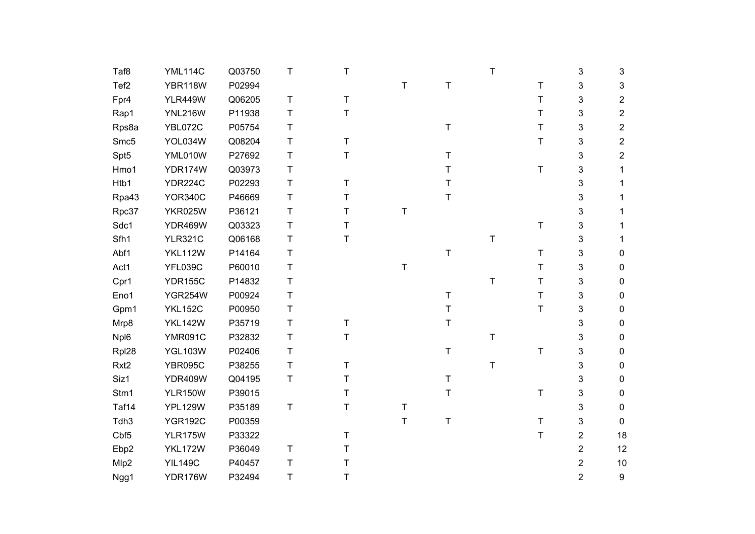| | | | | | | | | | | |
|---|---|---|---|---|---|---|---|---|---|---|
| Taf8 | YML114C | Q03750 | T | T | | | T | | 3 | 3 |
| Tef2 | YBR118W | P02994 | | | T | T | | T | 3 | 3 |
| Fpr4 | YLR449W | Q06205 | T | T | | | | T | 3 | 2 |
| Rap1 | YNL216W | P11938 | T | T | | | | T | 3 | 2 |
| Rps8a | YBL072C | P05754 | T | | | T | | T | 3 | 2 |
| Smc5 | YOL034W | Q08204 | T | T | | | | T | 3 | 2 |
| Spt5 | YML010W | P27692 | T | T | | T | | | 3 | 2 |
| Hmo1 | YDR174W | Q03973 | T | | | T | | T | 3 | 1 |
| Htb1 | YDR224C | P02293 | T | T | | T | | | 3 | 1 |
| Rpa43 | YOR340C | P46669 | T | T | | T | | | 3 | 1 |
| Rpc37 | YKR025W | P36121 | T | T | T | | | | 3 | 1 |
| Sdc1 | YDR469W | Q03323 | T | T | | | | T | 3 | 1 |
| Sfh1 | YLR321C | Q06168 | T | T | | | T | | 3 | 1 |
| Abf1 | YKL112W | P14164 | T | | | T | | T | 3 | 0 |
| Act1 | YFL039C | P60010 | T | | T | | | T | 3 | 0 |
| Cpr1 | YDR155C | P14832 | T | | | | T | T | 3 | 0 |
| Eno1 | YGR254W | P00924 | T | | | T | | T | 3 | 0 |
| Gpm1 | YKL152C | P00950 | T | | | T | | T | 3 | 0 |
| Mrp8 | YKL142W | P35719 | T | T | | T | | | 3 | 0 |
| Npl6 | YMR091C | P32832 | T | T | | | T | | 3 | 0 |
| Rpl28 | YGL103W | P02406 | T | | | T | | T | 3 | 0 |
| Rxt2 | YBR095C | P38255 | T | T | | | T | | 3 | 0 |
| Siz1 | YDR409W | Q04195 | T | T | | T | | | 3 | 0 |
| Stm1 | YLR150W | P39015 | | T | | T | | T | 3 | 0 |
| Taf14 | YPL129W | P35189 | T | T | T | | | | 3 | 0 |
| Tdh3 | YGR192C | P00359 | | | T | T | | T | 3 | 0 |
| Cbf5 | YLR175W | P33322 | | T | | | | T | 2 | 18 |
| Ebp2 | YKL172W | P36049 | T | T | | | | | 2 | 12 |
| Mlp2 | YIL149C | P40457 | T | T | | | | | 2 | 10 |
| Ngg1 | YDR176W | P32494 | T | T | | | | | 2 | 9 |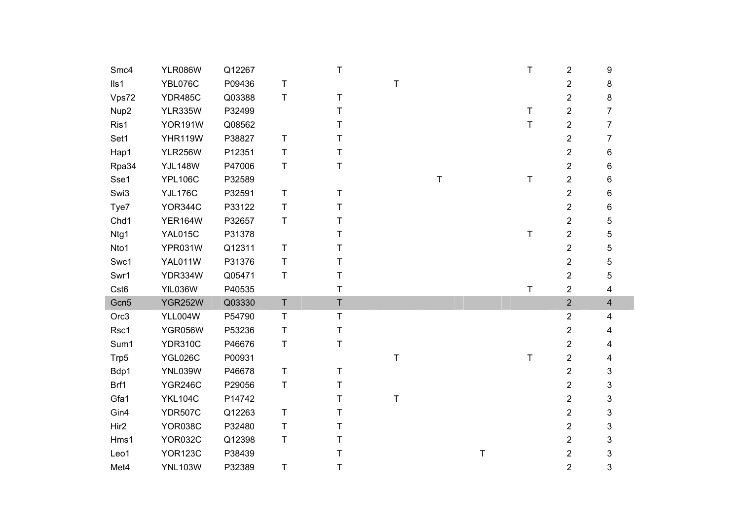| | | | | | | | | | | |
|---|---|---|---|---|---|---|---|---|---|---|
| Smc4 | YLR086W | Q12267 | | T | | | | T | 2 | 9 |
| Ils1 | YBL076C | P09436 | T | | T | | | | 2 | 8 |
| Vps72 | YDR485C | Q03388 | T | T | | | | | 2 | 8 |
| Nup2 | YLR335W | P32499 | | T | | | | T | 2 | 7 |
| Ris1 | YOR191W | Q08562 | | T | | | | T | 2 | 7 |
| Set1 | YHR119W | P38827 | T | T | | | | | 2 | 7 |
| Hap1 | YLR256W | P12351 | T | T | | | | | 2 | 6 |
| Rpa34 | YJL148W | P47006 | T | T | | | | | 2 | 6 |
| Sse1 | YPL106C | P32589 | | | | T | | T | 2 | 6 |
| Swi3 | YJL176C | P32591 | T | T | | | | | 2 | 6 |
| Tye7 | YOR344C | P33122 | T | T | | | | | 2 | 6 |
| Chd1 | YER164W | P32657 | T | T | | | | | 2 | 5 |
| Ntg1 | YAL015C | P31378 | | T | | | | T | 2 | 5 |
| Nto1 | YPR031W | Q12311 | T | T | | | | | 2 | 5 |
| Swc1 | YAL011W | P31376 | T | T | | | | | 2 | 5 |
| Swr1 | YDR334W | Q05471 | T | T | | | | | 2 | 5 |
| Cst6 | YIL036W | P40535 | | T | | | | T | 2 | 4 |
| Gcn5 | YGR252W | Q03330 | T | T | | | | | 2 | 4 |
| Orc3 | YLL004W | P54790 | T | T | | | | | 2 | 4 |
| Rsc1 | YGR056W | P53236 | T | T | | | | | 2 | 4 |
| Sum1 | YDR310C | P46676 | T | T | | | | | 2 | 4 |
| Trp5 | YGL026C | P00931 | | | T | | | T | 2 | 4 |
| Bdp1 | YNL039W | P46678 | T | T | | | | | 2 | 3 |
| Brf1 | YGR246C | P29056 | T | T | | | | | 2 | 3 |
| Gfa1 | YKL104C | P14742 | | T | T | | | | 2 | 3 |
| Gin4 | YDR507C | Q12263 | T | T | | | | | 2 | 3 |
| Hir2 | YOR038C | P32480 | T | T | | | | | 2 | 3 |
| Hms1 | YOR032C | Q12398 | T | T | | | | | 2 | 3 |
| Leo1 | YOR123C | P38439 | | T | | | T | | 2 | 3 |
| Met4 | YNL103W | P32389 | T | T | | | | | 2 | 3 |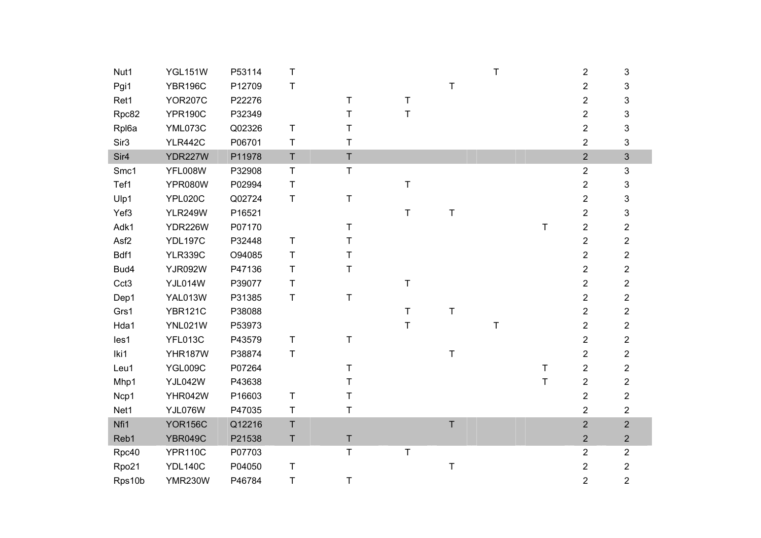| | | | | | | | | | | |
|---|---|---|---|---|---|---|---|---|---|---|
| Nut1 | YGL151W | P53114 | T | | | | T | | 2 | 3 |
| Pgi1 | YBR196C | P12709 | T | | | T | | | 2 | 3 |
| Ret1 | YOR207C | P22276 | | T | T | | | | 2 | 3 |
| Rpc82 | YPR190C | P32349 | | T | T | | | | 2 | 3 |
| Rpl6a | YML073C | Q02326 | T | T | | | | | 2 | 3 |
| Sir3 | YLR442C | P06701 | T | T | | | | | 2 | 3 |
| Sir4 | YDR227W | P11978 | T | T | | | | | 2 | 3 |
| Smc1 | YFL008W | P32908 | T | T | | | | | 2 | 3 |
| Tef1 | YPR080W | P02994 | T | | T | | | | 2 | 3 |
| Ulp1 | YPL020C | Q02724 | T | T | | | | | 2 | 3 |
| Yef3 | YLR249W | P16521 | | | T | T | | | 2 | 3 |
| Adk1 | YDR226W | P07170 | | T | | | | T | 2 | 2 |
| Asf2 | YDL197C | P32448 | T | T | | | | | 2 | 2 |
| Bdf1 | YLR339C | O94085 | T | T | | | | | 2 | 2 |
| Bud4 | YJR092W | P47136 | T | T | | | | | 2 | 2 |
| Cct3 | YJL014W | P39077 | T | | T | | | | 2 | 2 |
| Dep1 | YAL013W | P31385 | T | T | | | | | 2 | 2 |
| Grs1 | YBR121C | P38088 | | | T | T | | | 2 | 2 |
| Hda1 | YNL021W | P53973 | | | T | | T | | 2 | 2 |
| Ies1 | YFL013C | P43579 | T | T | | | | | 2 | 2 |
| Iki1 | YHR187W | P38874 | T | | | T | | | 2 | 2 |
| Leu1 | YGL009C | P07264 | | T | | | | T | 2 | 2 |
| Mhp1 | YJL042W | P43638 | | T | | | | T | 2 | 2 |
| Ncp1 | YHR042W | P16603 | T | T | | | | | 2 | 2 |
| Net1 | YJL076W | P47035 | T | T | | | | | 2 | 2 |
| Nfi1 | YOR156C | Q12216 | T | | | T | | | 2 | 2 |
| Reb1 | YBR049C | P21538 | T | T | | | | | 2 | 2 |
| Rpc40 | YPR110C | P07703 | | T | T | | | | 2 | 2 |
| Rpo21 | YDL140C | P04050 | T | | | T | | | 2 | 2 |
| Rps10b | YMR230W | P46784 | T | T | | | | | 2 | 2 |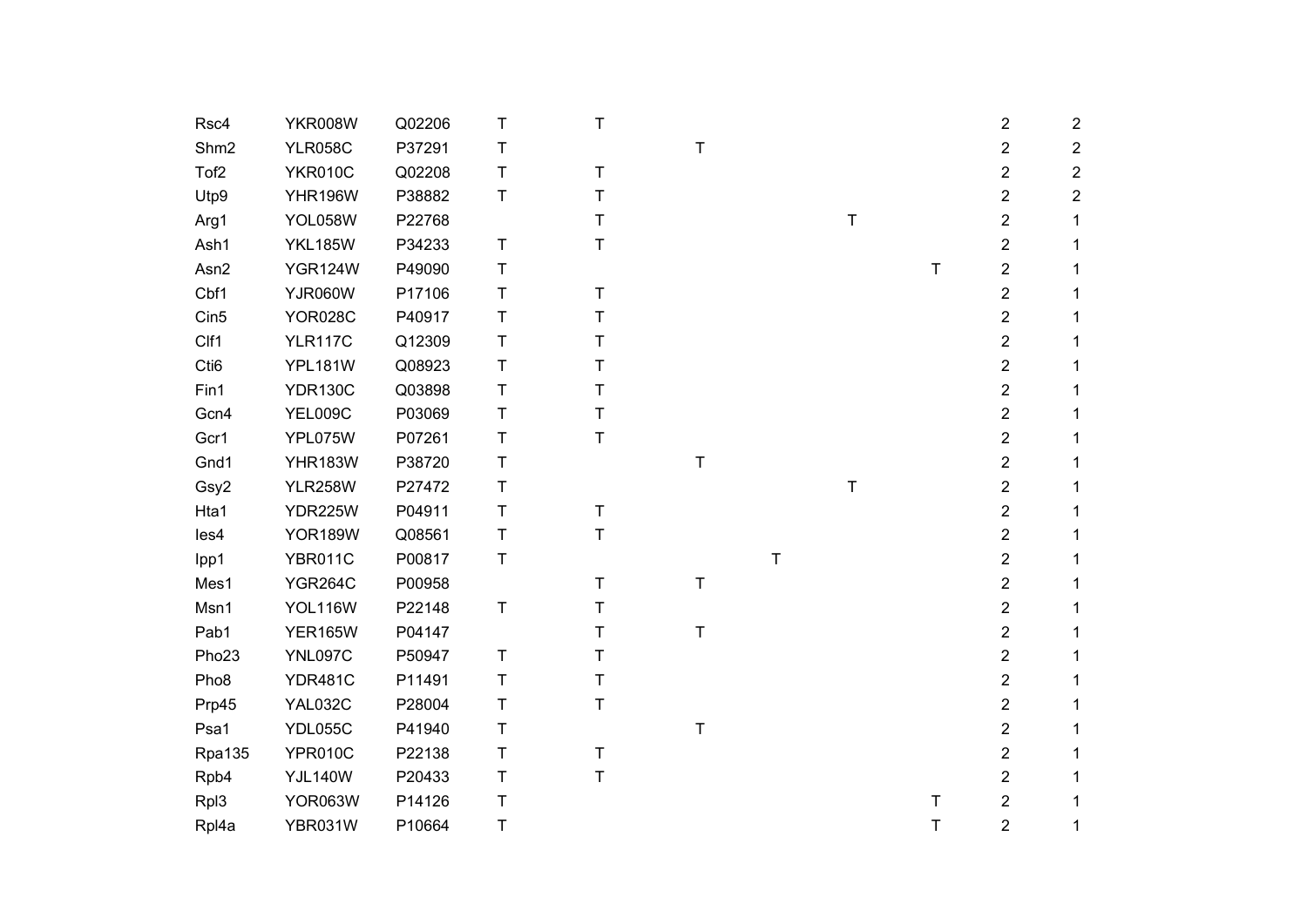| | | | | | | | | | | |
|---|---|---|---|---|---|---|---|---|---|---|
| Rsc4 | YKR008W | Q02206 | T | T | | | | | 2 | 2 |
| Shm2 | YLR058C | P37291 | T | | T | | | | 2 | 2 |
| Tof2 | YKR010C | Q02208 | T | T | | | | | 2 | 2 |
| Utp9 | YHR196W | P38882 | T | T | | | | | 2 | 2 |
| Arg1 | YOL058W | P22768 | | T | | | T | | 2 | 1 |
| Ash1 | YKL185W | P34233 | T | T | | | | | 2 | 1 |
| Asn2 | YGR124W | P49090 | T | | | | | T | 2 | 1 |
| Cbf1 | YJR060W | P17106 | T | T | | | | | 2 | 1 |
| Cin5 | YOR028C | P40917 | T | T | | | | | 2 | 1 |
| Clf1 | YLR117C | Q12309 | T | T | | | | | 2 | 1 |
| Cti6 | YPL181W | Q08923 | T | T | | | | | 2 | 1 |
| Fin1 | YDR130C | Q03898 | T | T | | | | | 2 | 1 |
| Gcn4 | YEL009C | P03069 | T | T | | | | | 2 | 1 |
| Gcr1 | YPL075W | P07261 | T | T | | | | | 2 | 1 |
| Gnd1 | YHR183W | P38720 | T | | T | | | | 2 | 1 |
| Gsy2 | YLR258W | P27472 | T | | | | T | | 2 | 1 |
| Hta1 | YDR225W | P04911 | T | T | | | | | 2 | 1 |
| Ies4 | YOR189W | Q08561 | T | T | | | | | 2 | 1 |
| Ipp1 | YBR011C | P00817 | T | | | T | | | 2 | 1 |
| Mes1 | YGR264C | P00958 | | T | T | | | | 2 | 1 |
| Msn1 | YOL116W | P22148 | T | T | | | | | 2 | 1 |
| Pab1 | YER165W | P04147 | | T | T | | | | 2 | 1 |
| Pho23 | YNL097C | P50947 | T | T | | | | | 2 | 1 |
| Pho8 | YDR481C | P11491 | T | T | | | | | 2 | 1 |
| Prp45 | YAL032C | P28004 | T | T | | | | | 2 | 1 |
| Psa1 | YDL055C | P41940 | T | | T | | | | 2 | 1 |
| Rpa135 | YPR010C | P22138 | T | T | | | | | 2 | 1 |
| Rpb4 | YJL140W | P20433 | T | T | | | | | 2 | 1 |
| Rpl3 | YOR063W | P14126 | T | | | | | T | 2 | 1 |
| Rpl4a | YBR031W | P10664 | T | | | | | T | 2 | 1 |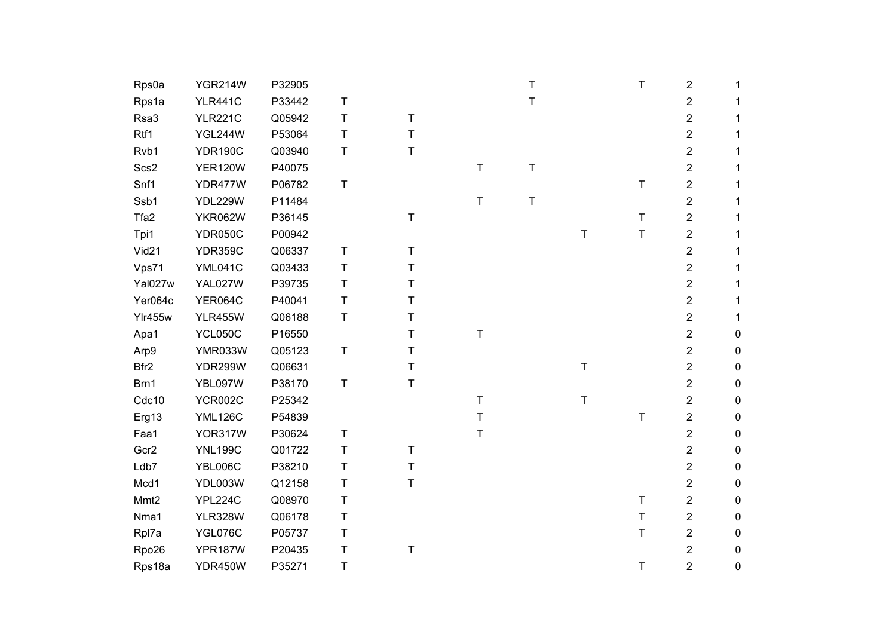| | | | | | | | | | | |
|---|---|---|---|---|---|---|---|---|---|---|
| Rps0a | YGR214W | P32905 | | | | T | | T | 2 | 1 |
| Rps1a | YLR441C | P33442 | T | | | T | | | 2 | 1 |
| Rsa3 | YLR221C | Q05942 | T | T | | | | | 2 | 1 |
| Rtf1 | YGL244W | P53064 | T | T | | | | | 2 | 1 |
| Rvb1 | YDR190C | Q03940 | T | T | | | | | 2 | 1 |
| Scs2 | YER120W | P40075 | | | T | T | | | 2 | 1 |
| Snf1 | YDR477W | P06782 | T | | | | | T | 2 | 1 |
| Ssb1 | YDL229W | P11484 | | | T | T | | | 2 | 1 |
| Tfa2 | YKR062W | P36145 | | T | | | | T | 2 | 1 |
| Tpi1 | YDR050C | P00942 | | | | | T | T | 2 | 1 |
| Vid21 | YDR359C | Q06337 | T | T | | | | | 2 | 1 |
| Vps71 | YML041C | Q03433 | T | T | | | | | 2 | 1 |
| Yal027w | YAL027W | P39735 | T | T | | | | | 2 | 1 |
| Yer064c | YER064C | P40041 | T | T | | | | | 2 | 1 |
| Ylr455w | YLR455W | Q06188 | T | T | | | | | 2 | 1 |
| Apa1 | YCL050C | P16550 | | T | T | | | | 2 | 0 |
| Arp9 | YMR033W | Q05123 | T | T | | | | | 2 | 0 |
| Bfr2 | YDR299W | Q06631 | | T | | | T | | 2 | 0 |
| Brn1 | YBL097W | P38170 | T | T | | | | | 2 | 0 |
| Cdc10 | YCR002C | P25342 | | | T | | T | | 2 | 0 |
| Erg13 | YML126C | P54839 | | | T | | | T | 2 | 0 |
| Faa1 | YOR317W | P30624 | T | | T | | | | 2 | 0 |
| Gcr2 | YNL199C | Q01722 | T | T | | | | | 2 | 0 |
| Ldb7 | YBL006C | P38210 | T | T | | | | | 2 | 0 |
| Mcd1 | YDL003W | Q12158 | T | T | | | | | 2 | 0 |
| Mmt2 | YPL224C | Q08970 | T | | | | | T | 2 | 0 |
| Nma1 | YLR328W | Q06178 | T | | | | | T | 2 | 0 |
| Rpl7a | YGL076C | P05737 | T | | | | | T | 2 | 0 |
| Rpo26 | YPR187W | P20435 | T | T | | | | | 2 | 0 |
| Rps18a | YDR450W | P35271 | T | | | | | T | 2 | 0 |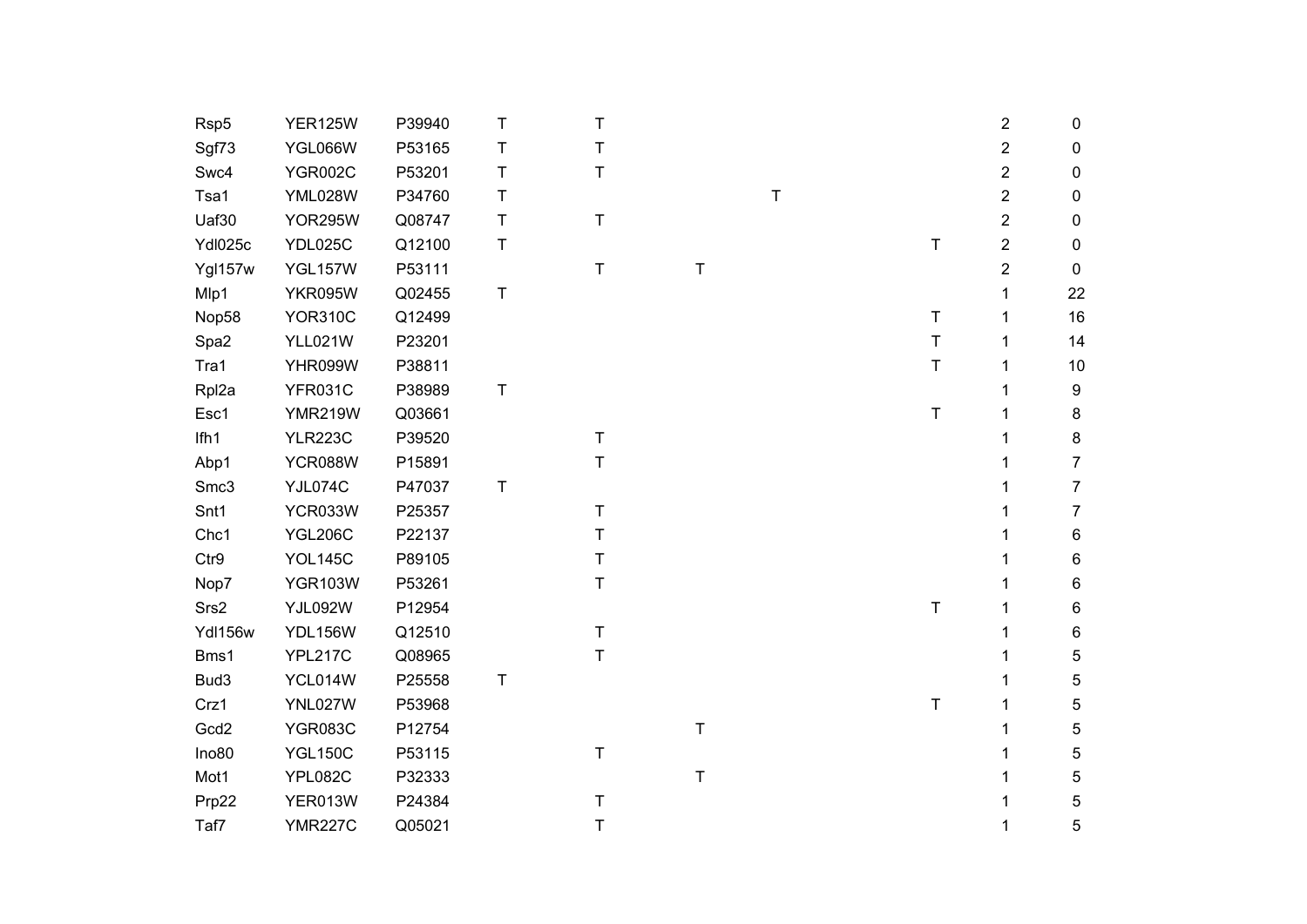| | | | | | | | | | |
|---|---|---|---|---|---|---|---|---|---|
| Rsp5 | YER125W | P39940 | T | T | | | | 2 | 0 |
| Sgf73 | YGL066W | P53165 | T | T | | | | 2 | 0 |
| Swc4 | YGR002C | P53201 | T | T | | | | 2 | 0 |
| Tsa1 | YML028W | P34760 | T | | | T | | 2 | 0 |
| Uaf30 | YOR295W | Q08747 | T | T | | | | 2 | 0 |
| Ydl025c | YDL025C | Q12100 | T | | | | T | 2 | 0 |
| Ygl157w | YGL157W | P53111 | | T | T | | | 2 | 0 |
| Mlp1 | YKR095W | Q02455 | T | | | | | 1 | 22 |
| Nop58 | YOR310C | Q12499 | | | | | T | 1 | 16 |
| Spa2 | YLL021W | P23201 | | | | | T | 1 | 14 |
| Tra1 | YHR099W | P38811 | | | | | T | 1 | 10 |
| Rpl2a | YFR031C | P38989 | T | | | | | 1 | 9 |
| Esc1 | YMR219W | Q03661 | | | | | T | 1 | 8 |
| Ifh1 | YLR223C | P39520 | | T | | | | 1 | 8 |
| Abp1 | YCR088W | P15891 | | T | | | | 1 | 7 |
| Smc3 | YJL074C | P47037 | T | | | | | 1 | 7 |
| Snt1 | YCR033W | P25357 | | T | | | | 1 | 7 |
| Chc1 | YGL206C | P22137 | | T | | | | 1 | 6 |
| Ctr9 | YOL145C | P89105 | | T | | | | 1 | 6 |
| Nop7 | YGR103W | P53261 | | T | | | | 1 | 6 |
| Srs2 | YJL092W | P12954 | | | | | T | 1 | 6 |
| Ydl156w | YDL156W | Q12510 | | T | | | | 1 | 6 |
| Bms1 | YPL217C | Q08965 | | T | | | | 1 | 5 |
| Bud3 | YCL014W | P25558 | T | | | | | 1 | 5 |
| Crz1 | YNL027W | P53968 | | | | | T | 1 | 5 |
| Gcd2 | YGR083C | P12754 | | | T | | | 1 | 5 |
| Ino80 | YGL150C | P53115 | | T | | | | 1 | 5 |
| Mot1 | YPL082C | P32333 | | | T | | | 1 | 5 |
| Prp22 | YER013W | P24384 | | T | | | | 1 | 5 |
| Taf7 | YMR227C | Q05021 | | T | | | | 1 | 5 |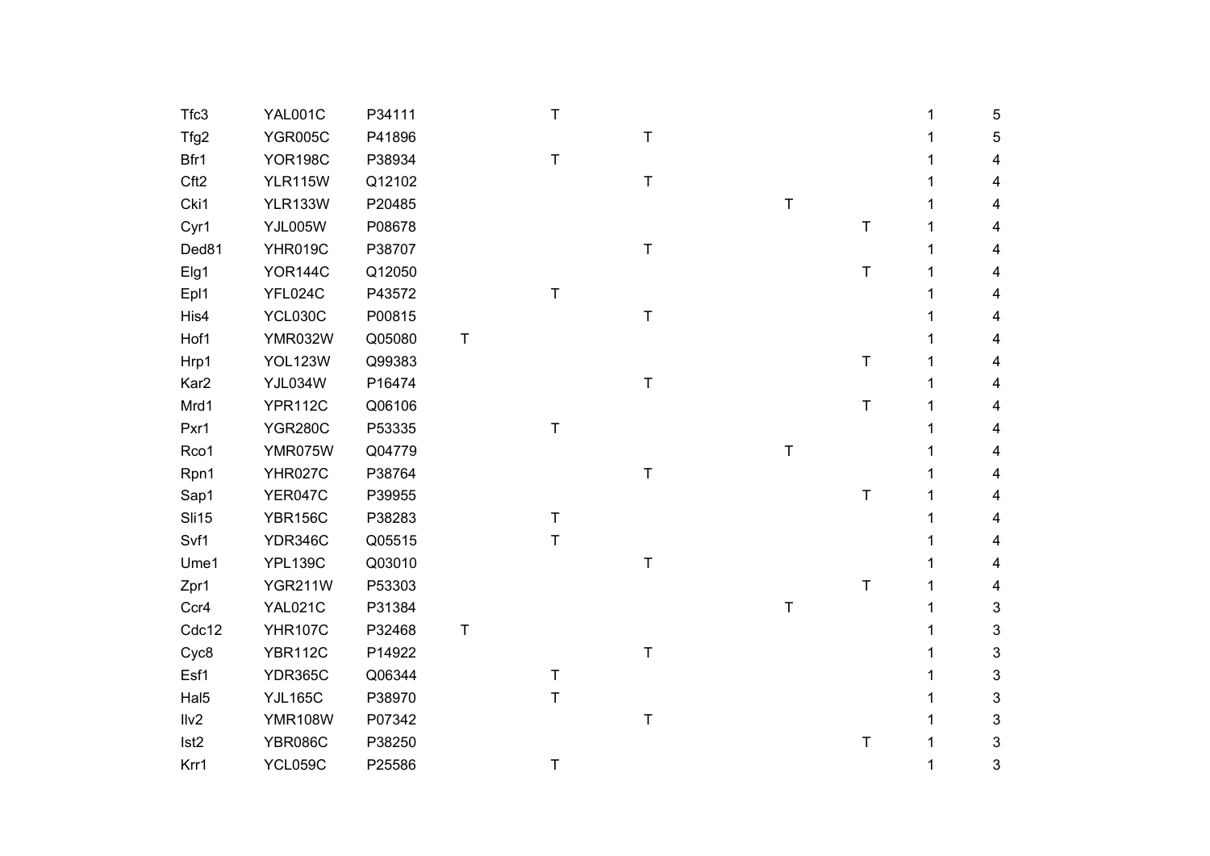| | | | | | | | | | |
|---|---|---|---|---|---|---|---|---|---|
| Tfc3 | YAL001C | P34111 | | T | | | | 1 | 5 |
| Tfg2 | YGR005C | P41896 | | | T | | | 1 | 5 |
| Bfr1 | YOR198C | P38934 | | T | | | | 1 | 4 |
| Cft2 | YLR115W | Q12102 | | | T | | | 1 | 4 |
| Cki1 | YLR133W | P20485 | | | | T | | 1 | 4 |
| Cyr1 | YJL005W | P08678 | | | | | T | 1 | 4 |
| Ded81 | YHR019C | P38707 | | | T | | | 1 | 4 |
| Elg1 | YOR144C | Q12050 | | | | | T | 1 | 4 |
| Epl1 | YFL024C | P43572 | | T | | | | 1 | 4 |
| His4 | YCL030C | P00815 | | | T | | | 1 | 4 |
| Hof1 | YMR032W | Q05080 | T | | | | | 1 | 4 |
| Hrp1 | YOL123W | Q99383 | | | | | T | 1 | 4 |
| Kar2 | YJL034W | P16474 | | | T | | | 1 | 4 |
| Mrd1 | YPR112C | Q06106 | | | | | T | 1 | 4 |
| Pxr1 | YGR280C | P53335 | | T | | | | 1 | 4 |
| Rco1 | YMR075W | Q04779 | | | | T | | 1 | 4 |
| Rpn1 | YHR027C | P38764 | | | T | | | 1 | 4 |
| Sap1 | YER047C | P39955 | | | | | T | 1 | 4 |
| Sli15 | YBR156C | P38283 | | T | | | | 1 | 4 |
| Svf1 | YDR346C | Q05515 | | T | | | | 1 | 4 |
| Ume1 | YPL139C | Q03010 | | | T | | | 1 | 4 |
| Zpr1 | YGR211W | P53303 | | | | | T | 1 | 4 |
| Ccr4 | YAL021C | P31384 | | | | T | | 1 | 3 |
| Cdc12 | YHR107C | P32468 | T | | | | | 1 | 3 |
| Cyc8 | YBR112C | P14922 | | | T | | | 1 | 3 |
| Esf1 | YDR365C | Q06344 | | T | | | | 1 | 3 |
| Hal5 | YJL165C | P38970 | | T | | | | 1 | 3 |
| Ilv2 | YMR108W | P07342 | | | T | | | 1 | 3 |
| Ist2 | YBR086C | P38250 | | | | | T | 1 | 3 |
| Krr1 | YCL059C | P25586 | | T | | | | 1 | 3 |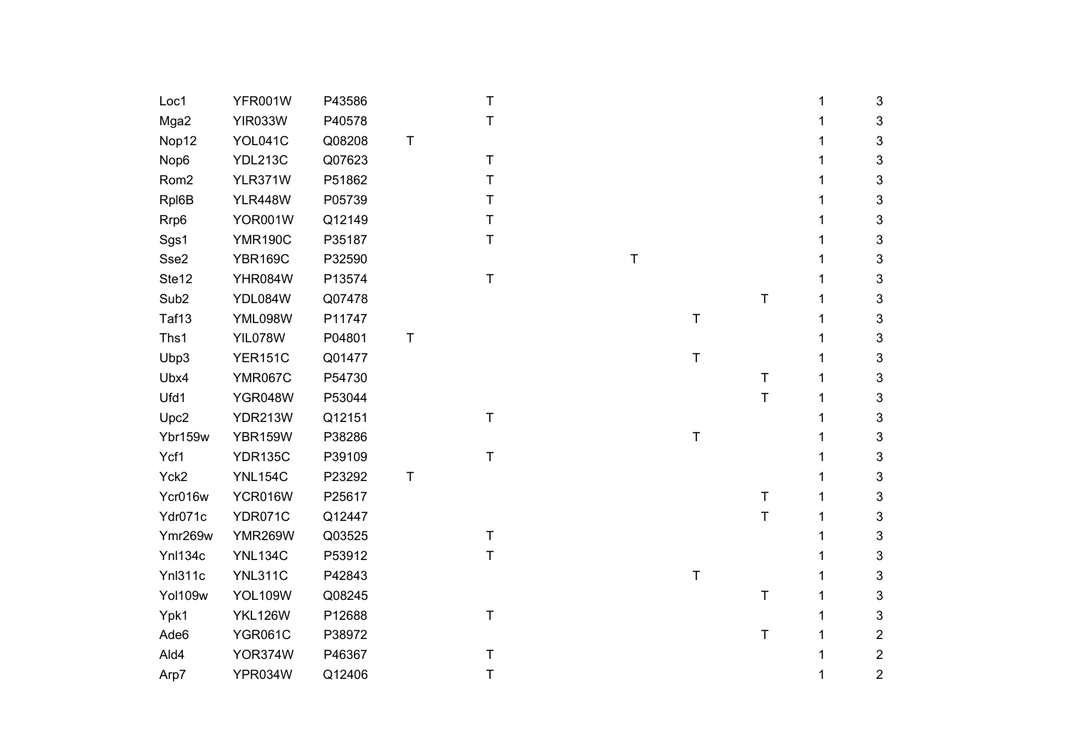| | | | | | | | | | | |
|---|---|---|---|---|---|---|---|---|---|---|
| Loc1 | YFR001W | P43586 | | T | | | | | 1 | 3 |
| Mga2 | YIR033W | P40578 | | T | | | | | 1 | 3 |
| Nop12 | YOL041C | Q08208 | T | | | | | | 1 | 3 |
| Nop6 | YDL213C | Q07623 | | T | | | | | 1 | 3 |
| Rom2 | YLR371W | P51862 | | T | | | | | 1 | 3 |
| Rpl6B | YLR448W | P05739 | | T | | | | | 1 | 3 |
| Rrp6 | YOR001W | Q12149 | | T | | | | | 1 | 3 |
| Sgs1 | YMR190C | P35187 | | T | | | | | 1 | 3 |
| Sse2 | YBR169C | P32590 | | | | T | | | 1 | 3 |
| Ste12 | YHR084W | P13574 | | T | | | | | 1 | 3 |
| Sub2 | YDL084W | Q07478 | | | | | | T | 1 | 3 |
| Taf13 | YML098W | P11747 | | | | | T | | 1 | 3 |
| Ths1 | YIL078W | P04801 | T | | | | | | 1 | 3 |
| Ubp3 | YER151C | Q01477 | | | | | T | | 1 | 3 |
| Ubx4 | YMR067C | P54730 | | | | | | T | 1 | 3 |
| Ufd1 | YGR048W | P53044 | | | | | | T | 1 | 3 |
| Upc2 | YDR213W | Q12151 | | T | | | | | 1 | 3 |
| Ybr159w | YBR159W | P38286 | | | | | T | | 1 | 3 |
| Ycf1 | YDR135C | P39109 | | T | | | | | 1 | 3 |
| Yck2 | YNL154C | P23292 | T | | | | | | 1 | 3 |
| Ycr016w | YCR016W | P25617 | | | | | | T | 1 | 3 |
| Ydr071c | YDR071C | Q12447 | | | | | | T | 1 | 3 |
| Ymr269w | YMR269W | Q03525 | | T | | | | | 1 | 3 |
| Ynl134c | YNL134C | P53912 | | T | | | | | 1 | 3 |
| Ynl311c | YNL311C | P42843 | | | | | T | | 1 | 3 |
| Yol109w | YOL109W | Q08245 | | | | | | T | 1 | 3 |
| Ypk1 | YKL126W | P12688 | | T | | | | | 1 | 3 |
| Ade6 | YGR061C | P38972 | | | | | | T | 1 | 2 |
| Ald4 | YOR374W | P46367 | | T | | | | | 1 | 2 |
| Arp7 | YPR034W | Q12406 | | T | | | | | 1 | 2 |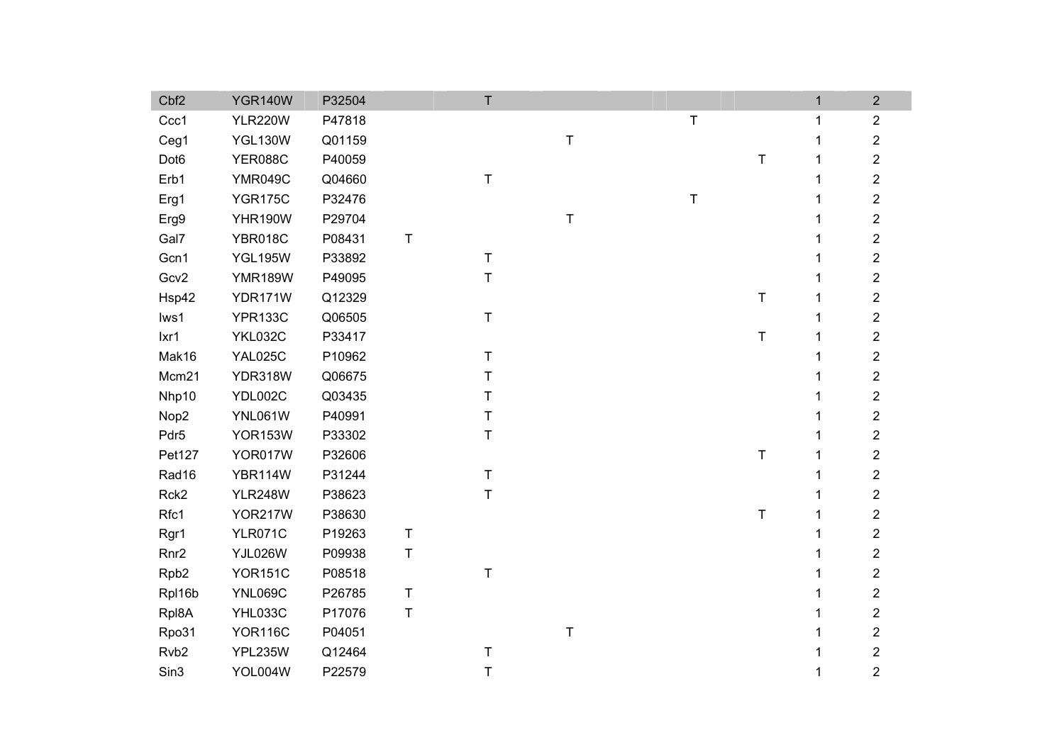| | | | | | | | | | |
|---|---|---|---|---|---|---|---|---|---|
| Cbf2 | YGR140W | P32504 | | T | | | | 1 | 2 |
| Ccc1 | YLR220W | P47818 | | | | T | | 1 | 2 |
| Ceg1 | YGL130W | Q01159 | | | T | | | 1 | 2 |
| Dot6 | YER088C | P40059 | | | | | T | 1 | 2 |
| Erb1 | YMR049C | Q04660 | | T | | | | 1 | 2 |
| Erg1 | YGR175C | P32476 | | | | T | | 1 | 2 |
| Erg9 | YHR190W | P29704 | | | T | | | 1 | 2 |
| Gal7 | YBR018C | P08431 | T | | | | | 1 | 2 |
| Gcn1 | YGL195W | P33892 | | T | | | | 1 | 2 |
| Gcv2 | YMR189W | P49095 | | T | | | | 1 | 2 |
| Hsp42 | YDR171W | Q12329 | | | | | T | 1 | 2 |
| Iws1 | YPR133C | Q06505 | | T | | | | 1 | 2 |
| Ixr1 | YKL032C | P33417 | | | | | T | 1 | 2 |
| Mak16 | YAL025C | P10962 | | T | | | | 1 | 2 |
| Mcm21 | YDR318W | Q06675 | | T | | | | 1 | 2 |
| Nhp10 | YDL002C | Q03435 | | T | | | | 1 | 2 |
| Nop2 | YNL061W | P40991 | | T | | | | 1 | 2 |
| Pdr5 | YOR153W | P33302 | | T | | | | 1 | 2 |
| Pet127 | YOR017W | P32606 | | | | | T | 1 | 2 |
| Rad16 | YBR114W | P31244 | | T | | | | 1 | 2 |
| Rck2 | YLR248W | P38623 | | T | | | | 1 | 2 |
| Rfc1 | YOR217W | P38630 | | | | | T | 1 | 2 |
| Rgr1 | YLR071C | P19263 | T | | | | | 1 | 2 |
| Rnr2 | YJL026W | P09938 | T | | | | | 1 | 2 |
| Rpb2 | YOR151C | P08518 | | T | | | | 1 | 2 |
| Rpl16b | YNL069C | P26785 | T | | | | | 1 | 2 |
| Rpl8A | YHL033C | P17076 | T | | | | | 1 | 2 |
| Rpo31 | YOR116C | P04051 | | | T | | | 1 | 2 |
| Rvb2 | YPL235W | Q12464 | | T | | | | 1 | 2 |
| Sin3 | YOL004W | P22579 | | T | | | | 1 | 2 |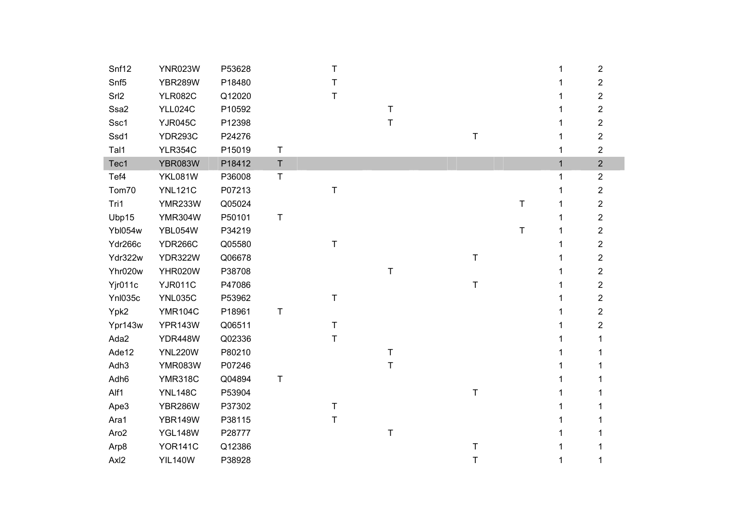| | | | | | | | | | |
|---|---|---|---|---|---|---|---|---|---|
| Snf12 | YNR023W | P53628 | | T | | | | 1 | 2 |
| Snf5 | YBR289W | P18480 | | T | | | | 1 | 2 |
| Srl2 | YLR082C | Q12020 | | T | | | | 1 | 2 |
| Ssa2 | YLL024C | P10592 | | | T | | | 1 | 2 |
| Ssc1 | YJR045C | P12398 | | | T | | | 1 | 2 |
| Ssd1 | YDR293C | P24276 | | | | T | | 1 | 2 |
| Tal1 | YLR354C | P15019 | T | | | | | 1 | 2 |
| Tec1 | YBR083W | P18412 | T | | | | | 1 | 2 |
| Tef4 | YKL081W | P36008 | T | | | | | 1 | 2 |
| Tom70 | YNL121C | P07213 | | T | | | | 1 | 2 |
| Tri1 | YMR233W | Q05024 | | | | | T | 1 | 2 |
| Ubp15 | YMR304W | P50101 | T | | | | | 1 | 2 |
| Ybl054w | YBL054W | P34219 | | | | | T | 1 | 2 |
| Ydr266c | YDR266C | Q05580 | | T | | | | 1 | 2 |
| Ydr322w | YDR322W | Q06678 | | | | T | | 1 | 2 |
| Yhr020w | YHR020W | P38708 | | | T | | | 1 | 2 |
| Yjr011c | YJR011C | P47086 | | | | T | | 1 | 2 |
| Ynl035c | YNL035C | P53962 | | T | | | | 1 | 2 |
| Ypk2 | YMR104C | P18961 | T | | | | | 1 | 2 |
| Ypr143w | YPR143W | Q06511 | | T | | | | 1 | 2 |
| Ada2 | YDR448W | Q02336 | | T | | | | 1 | 1 |
| Ade12 | YNL220W | P80210 | | | T | | | 1 | 1 |
| Adh3 | YMR083W | P07246 | | | T | | | 1 | 1 |
| Adh6 | YMR318C | Q04894 | T | | | | | 1 | 1 |
| Alf1 | YNL148C | P53904 | | | | T | | 1 | 1 |
| Ape3 | YBR286W | P37302 | | T | | | | 1 | 1 |
| Ara1 | YBR149W | P38115 | | T | | | | 1 | 1 |
| Aro2 | YGL148W | P28777 | | | T | | | 1 | 1 |
| Arp8 | YOR141C | Q12386 | | | | T | | 1 | 1 |
| Axl2 | YIL140W | P38928 | | | | T | | 1 | 1 |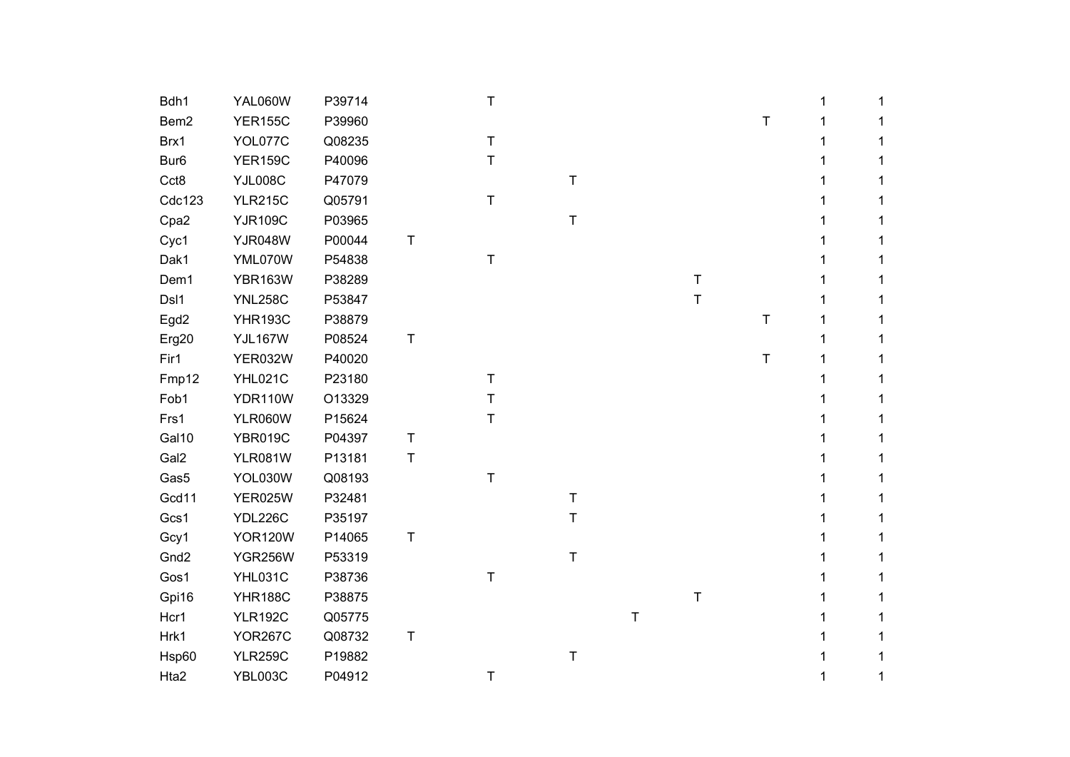| | | | | | | | | | | |
|---|---|---|---|---|---|---|---|---|---|---|
| Bdh1 | YAL060W | P39714 | | T | | | | | 1 | 1 |
| Bem2 | YER155C | P39960 | | | | | | T | 1 | 1 |
| Brx1 | YOL077C | Q08235 | | T | | | | | 1 | 1 |
| Bur6 | YER159C | P40096 | | T | | | | | 1 | 1 |
| Cct8 | YJL008C | P47079 | | | T | | | | 1 | 1 |
| Cdc123 | YLR215C | Q05791 | | T | | | | | 1 | 1 |
| Cpa2 | YJR109C | P03965 | | | T | | | | 1 | 1 |
| Cyc1 | YJR048W | P00044 | T | | | | | | 1 | 1 |
| Dak1 | YML070W | P54838 | | T | | | | | 1 | 1 |
| Dem1 | YBR163W | P38289 | | | | | T | | 1 | 1 |
| Dsl1 | YNL258C | P53847 | | | | | T | | 1 | 1 |
| Egd2 | YHR193C | P38879 | | | | | | T | 1 | 1 |
| Erg20 | YJL167W | P08524 | T | | | | | | 1 | 1 |
| Fir1 | YER032W | P40020 | | | | | | T | 1 | 1 |
| Fmp12 | YHL021C | P23180 | | T | | | | | 1 | 1 |
| Fob1 | YDR110W | O13329 | | T | | | | | 1 | 1 |
| Frs1 | YLR060W | P15624 | | T | | | | | 1 | 1 |
| Gal10 | YBR019C | P04397 | T | | | | | | 1 | 1 |
| Gal2 | YLR081W | P13181 | T | | | | | | 1 | 1 |
| Gas5 | YOL030W | Q08193 | | T | | | | | 1 | 1 |
| Gcd11 | YER025W | P32481 | | | T | | | | 1 | 1 |
| Gcs1 | YDL226C | P35197 | | | T | | | | 1 | 1 |
| Gcy1 | YOR120W | P14065 | T | | | | | | 1 | 1 |
| Gnd2 | YGR256W | P53319 | | | T | | | | 1 | 1 |
| Gos1 | YHL031C | P38736 | | T | | | | | 1 | 1 |
| Gpi16 | YHR188C | P38875 | | | | | T | | 1 | 1 |
| Hcr1 | YLR192C | Q05775 | | | | T | | | 1 | 1 |
| Hrk1 | YOR267C | Q08732 | T | | | | | | 1 | 1 |
| Hsp60 | YLR259C | P19882 | | | T | | | | 1 | 1 |
| Hta2 | YBL003C | P04912 | | T | | | | | 1 | 1 |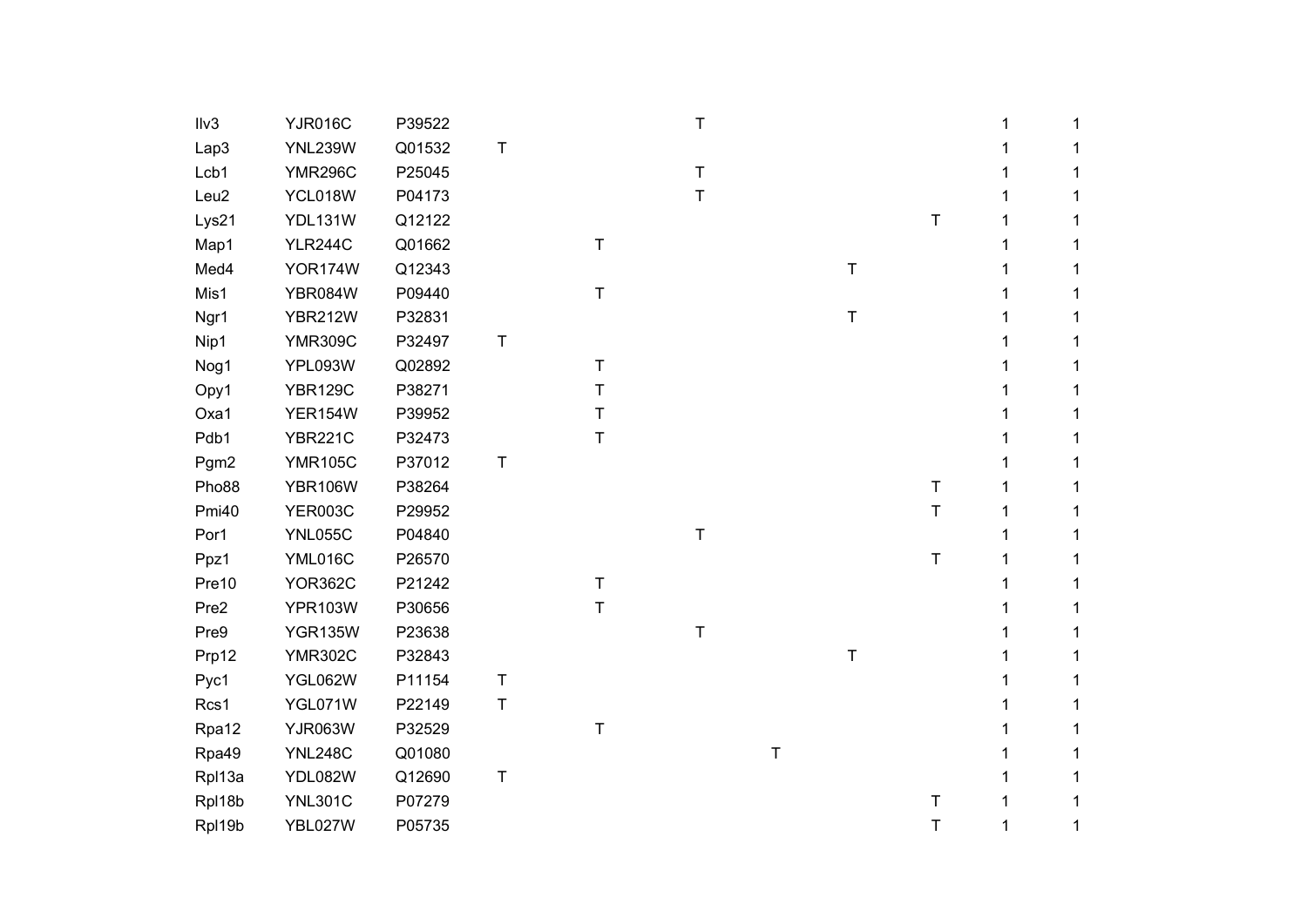| | | | | | | | | | | |
|---|---|---|---|---|---|---|---|---|---|---|
| Ilv3 | YJR016C | P39522 | | | T | | | | 1 | 1 |
| Lap3 | YNL239W | Q01532 | T | | | | | | 1 | 1 |
| Lcb1 | YMR296C | P25045 | | | T | | | | 1 | 1 |
| Leu2 | YCL018W | P04173 | | | T | | | | 1 | 1 |
| Lys21 | YDL131W | Q12122 | | | | | | T | 1 | 1 |
| Map1 | YLR244C | Q01662 | | T | | | | | 1 | 1 |
| Med4 | YOR174W | Q12343 | | | | | T | | 1 | 1 |
| Mis1 | YBR084W | P09440 | | T | | | | | 1 | 1 |
| Ngr1 | YBR212W | P32831 | | | | | T | | 1 | 1 |
| Nip1 | YMR309C | P32497 | T | | | | | | 1 | 1 |
| Nog1 | YPL093W | Q02892 | | T | | | | | 1 | 1 |
| Opy1 | YBR129C | P38271 | | T | | | | | 1 | 1 |
| Oxa1 | YER154W | P39952 | | T | | | | | 1 | 1 |
| Pdb1 | YBR221C | P32473 | | T | | | | | 1 | 1 |
| Pgm2 | YMR105C | P37012 | T | | | | | | 1 | 1 |
| Pho88 | YBR106W | P38264 | | | | | | T | 1 | 1 |
| Pmi40 | YER003C | P29952 | | | | | | T | 1 | 1 |
| Por1 | YNL055C | P04840 | | | T | | | | 1 | 1 |
| Ppz1 | YML016C | P26570 | | | | | | T | 1 | 1 |
| Pre10 | YOR362C | P21242 | | T | | | | | 1 | 1 |
| Pre2 | YPR103W | P30656 | | T | | | | | 1 | 1 |
| Pre9 | YGR135W | P23638 | | | T | | | | 1 | 1 |
| Prp12 | YMR302C | P32843 | | | | | T | | 1 | 1 |
| Pyc1 | YGL062W | P11154 | T | | | | | | 1 | 1 |
| Rcs1 | YGL071W | P22149 | T | | | | | | 1 | 1 |
| Rpa12 | YJR063W | P32529 | | T | | | | | 1 | 1 |
| Rpa49 | YNL248C | Q01080 | | | | T | | | 1 | 1 |
| Rpl13a | YDL082W | Q12690 | T | | | | | | 1 | 1 |
| Rpl18b | YNL301C | P07279 | | | | | | T | 1 | 1 |
| Rpl19b | YBL027W | P05735 | | | | | | T | 1 | 1 |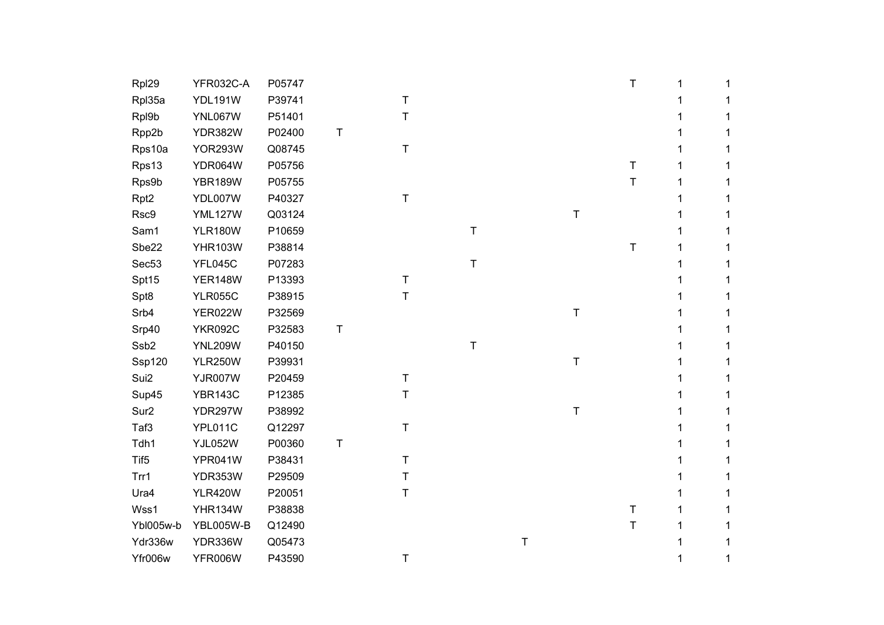| | | | | | | | | | | |
|---|---|---|---|---|---|---|---|---|---|---|
| Rpl29 | YFR032C-A | P05747 | | | | | | T | 1 | 1 |
| Rpl35a | YDL191W | P39741 | | T | | | | | 1 | 1 |
| Rpl9b | YNL067W | P51401 | | T | | | | | 1 | 1 |
| Rpp2b | YDR382W | P02400 | T | | | | | | 1 | 1 |
| Rps10a | YOR293W | Q08745 | | T | | | | | 1 | 1 |
| Rps13 | YDR064W | P05756 | | | | | | T | 1 | 1 |
| Rps9b | YBR189W | P05755 | | | | | | T | 1 | 1 |
| Rpt2 | YDL007W | P40327 | | T | | | | | 1 | 1 |
| Rsc9 | YML127W | Q03124 | | | | | T | | 1 | 1 |
| Sam1 | YLR180W | P10659 | | | T | | | | 1 | 1 |
| Sbe22 | YHR103W | P38814 | | | | | | T | 1 | 1 |
| Sec53 | YFL045C | P07283 | | | T | | | | 1 | 1 |
| Spt15 | YER148W | P13393 | | T | | | | | 1 | 1 |
| Spt8 | YLR055C | P38915 | | T | | | | | 1 | 1 |
| Srb4 | YER022W | P32569 | | | | | T | | 1 | 1 |
| Srp40 | YKR092C | P32583 | T | | | | | | 1 | 1 |
| Ssb2 | YNL209W | P40150 | | | T | | | | 1 | 1 |
| Ssp120 | YLR250W | P39931 | | | | | T | | 1 | 1 |
| Sui2 | YJR007W | P20459 | | T | | | | | 1 | 1 |
| Sup45 | YBR143C | P12385 | | T | | | | | 1 | 1 |
| Sur2 | YDR297W | P38992 | | | | | T | | 1 | 1 |
| Taf3 | YPL011C | Q12297 | | T | | | | | 1 | 1 |
| Tdh1 | YJL052W | P00360 | T | | | | | | 1 | 1 |
| Tif5 | YPR041W | P38431 | | T | | | | | 1 | 1 |
| Trr1 | YDR353W | P29509 | | T | | | | | 1 | 1 |
| Ura4 | YLR420W | P20051 | | T | | | | | 1 | 1 |
| Wss1 | YHR134W | P38838 | | | | | | T | 1 | 1 |
| Ybl005w-b | YBL005W-B | Q12490 | | | | | | T | 1 | 1 |
| Ydr336w | YDR336W | Q05473 | | | | T | | | 1 | 1 |
| Yfr006w | YFR006W | P43590 | | T | | | | | 1 | 1 |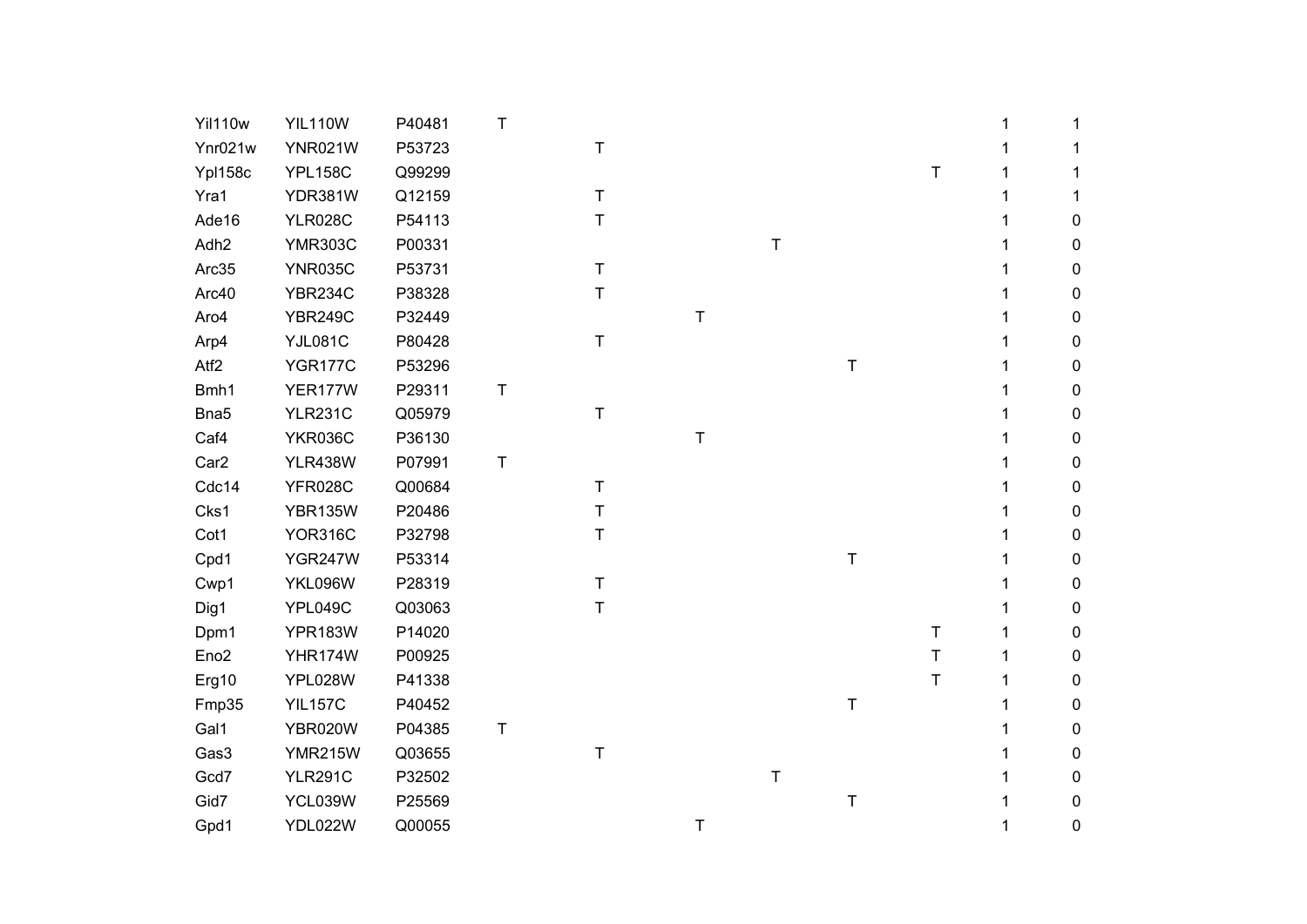| | | | | | | | | | | |
|---|---|---|---|---|---|---|---|---|---|---|
| Yil110w | YIL110W | P40481 | T | | | | | | 1 | 1 |
| Ynr021w | YNR021W | P53723 | | T | | | | | 1 | 1 |
| Ypl158c | YPL158C | Q99299 | | | | | | T | 1 | 1 |
| Yra1 | YDR381W | Q12159 | | T | | | | | 1 | 1 |
| Ade16 | YLR028C | P54113 | | T | | | | | 1 | 0 |
| Adh2 | YMR303C | P00331 | | | | T | | | 1 | 0 |
| Arc35 | YNR035C | P53731 | | T | | | | | 1 | 0 |
| Arc40 | YBR234C | P38328 | | T | | | | | 1 | 0 |
| Aro4 | YBR249C | P32449 | | | T | | | | 1 | 0 |
| Arp4 | YJL081C | P80428 | | T | | | | | 1 | 0 |
| Atf2 | YGR177C | P53296 | | | | | T | | 1 | 0 |
| Bmh1 | YER177W | P29311 | T | | | | | | 1 | 0 |
| Bna5 | YLR231C | Q05979 | | T | | | | | 1 | 0 |
| Caf4 | YKR036C | P36130 | | | T | | | | 1 | 0 |
| Car2 | YLR438W | P07991 | T | | | | | | 1 | 0 |
| Cdc14 | YFR028C | Q00684 | | T | | | | | 1 | 0 |
| Cks1 | YBR135W | P20486 | | T | | | | | 1 | 0 |
| Cot1 | YOR316C | P32798 | | T | | | | | 1 | 0 |
| Cpd1 | YGR247W | P53314 | | | | | T | | 1 | 0 |
| Cwp1 | YKL096W | P28319 | | T | | | | | 1 | 0 |
| Dig1 | YPL049C | Q03063 | | T | | | | | 1 | 0 |
| Dpm1 | YPR183W | P14020 | | | | | | T | 1 | 0 |
| Eno2 | YHR174W | P00925 | | | | | | T | 1 | 0 |
| Erg10 | YPL028W | P41338 | | | | | | T | 1 | 0 |
| Fmp35 | YIL157C | P40452 | | | | | T | | 1 | 0 |
| Gal1 | YBR020W | P04385 | T | | | | | | 1 | 0 |
| Gas3 | YMR215W | Q03655 | | T | | | | | 1 | 0 |
| Gcd7 | YLR291C | P32502 | | | | T | | | 1 | 0 |
| Gid7 | YCL039W | P25569 | | | | | T | | 1 | 0 |
| Gpd1 | YDL022W | Q00055 | | | T | | | | 1 | 0 |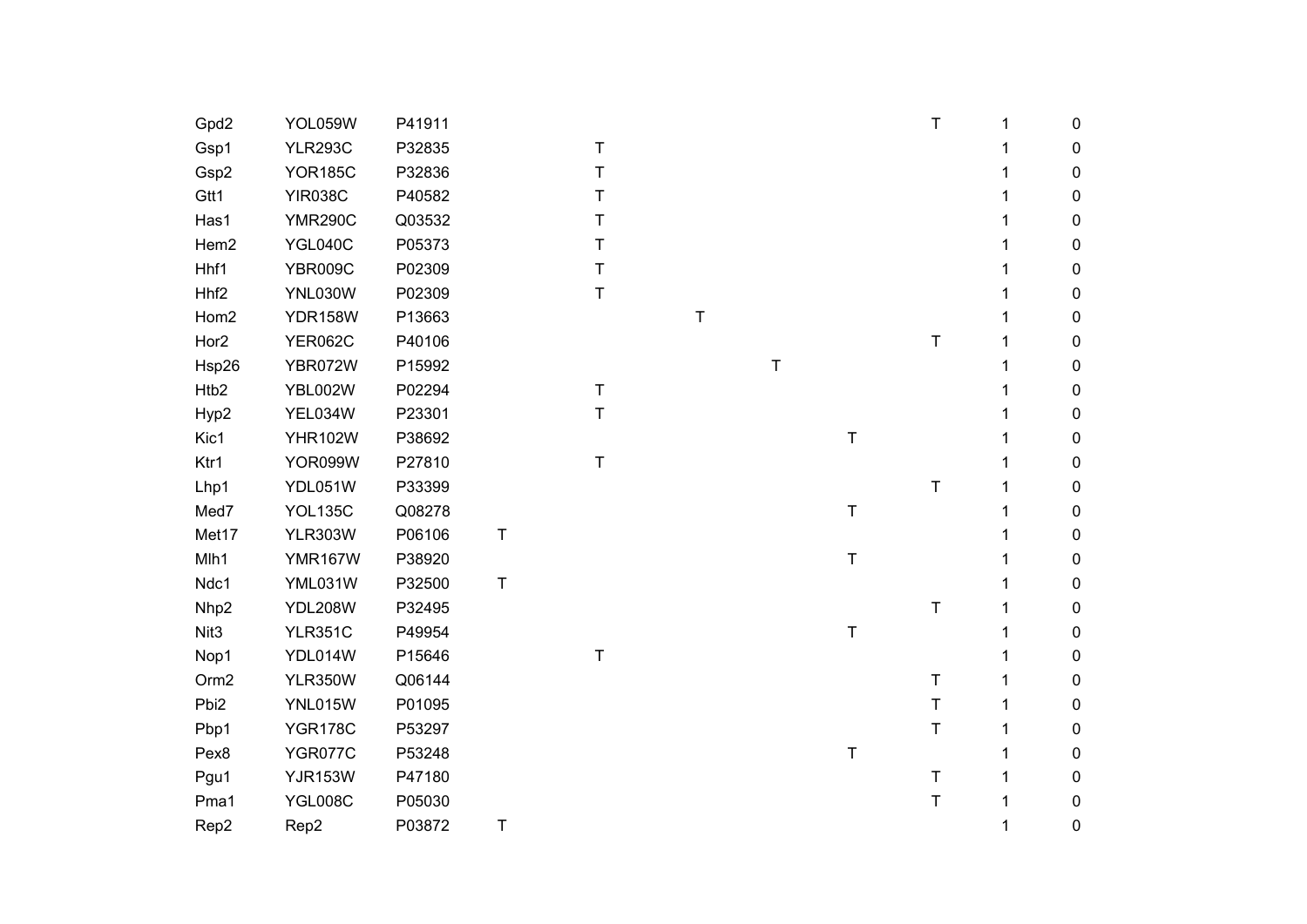| | | | | | | | | | | |
|---|---|---|---|---|---|---|---|---|---|---|
| Gpd2 | YOL059W | P41911 | | | | | | T | 1 | 0 |
| Gsp1 | YLR293C | P32835 | | T | | | | | 1 | 0 |
| Gsp2 | YOR185C | P32836 | | T | | | | | 1 | 0 |
| Gtt1 | YIR038C | P40582 | | T | | | | | 1 | 0 |
| Has1 | YMR290C | Q03532 | | T | | | | | 1 | 0 |
| Hem2 | YGL040C | P05373 | | T | | | | | 1 | 0 |
| Hhf1 | YBR009C | P02309 | | T | | | | | 1 | 0 |
| Hhf2 | YNL030W | P02309 | | T | | | | | 1 | 0 |
| Hom2 | YDR158W | P13663 | | | T | | | | 1 | 0 |
| Hor2 | YER062C | P40106 | | | | | | T | 1 | 0 |
| Hsp26 | YBR072W | P15992 | | | | T | | | 1 | 0 |
| Htb2 | YBL002W | P02294 | | T | | | | | 1 | 0 |
| Hyp2 | YEL034W | P23301 | | T | | | | | 1 | 0 |
| Kic1 | YHR102W | P38692 | | | | | T | | 1 | 0 |
| Ktr1 | YOR099W | P27810 | | T | | | | | 1 | 0 |
| Lhp1 | YDL051W | P33399 | | | | | | T | 1 | 0 |
| Med7 | YOL135C | Q08278 | | | | | T | | 1 | 0 |
| Met17 | YLR303W | P06106 | T | | | | | | 1 | 0 |
| Mlh1 | YMR167W | P38920 | | | | | T | | 1 | 0 |
| Ndc1 | YML031W | P32500 | T | | | | | | 1 | 0 |
| Nhp2 | YDL208W | P32495 | | | | | | T | 1 | 0 |
| Nit3 | YLR351C | P49954 | | | | | T | | 1 | 0 |
| Nop1 | YDL014W | P15646 | | T | | | | | 1 | 0 |
| Orm2 | YLR350W | Q06144 | | | | | | T | 1 | 0 |
| Pbi2 | YNL015W | P01095 | | | | | | T | 1 | 0 |
| Pbp1 | YGR178C | P53297 | | | | | | T | 1 | 0 |
| Pex8 | YGR077C | P53248 | | | | | T | | 1 | 0 |
| Pgu1 | YJR153W | P47180 | | | | | | T | 1 | 0 |
| Pma1 | YGL008C | P05030 | | | | | | T | 1 | 0 |
| Rep2 | Rep2 | P03872 | T | | | | | | 1 | 0 |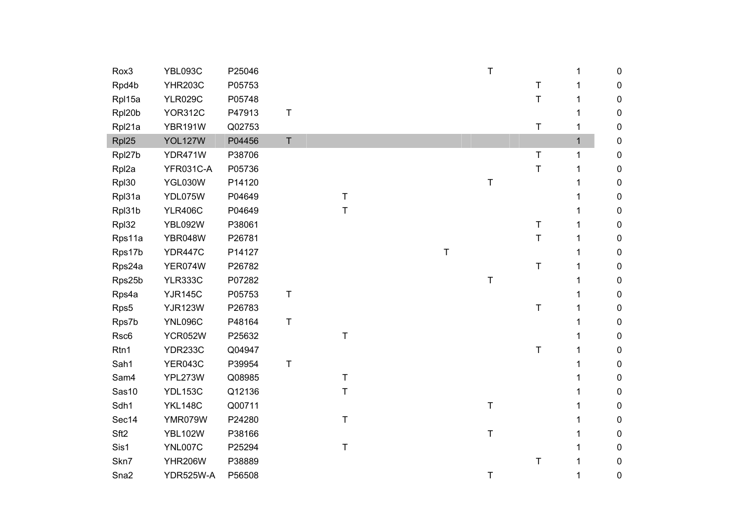| | | | | | | | | | |
|---|---|---|---|---|---|---|---|---|---|
| Rox3 | YBL093C | P25046 | | | | T | | 1 | 0 |
| Rpd4b | YHR203C | P05753 | | | | | T | 1 | 0 |
| Rpl15a | YLR029C | P05748 | | | | | T | 1 | 0 |
| Rpl20b | YOR312C | P47913 | T | | | | | 1 | 0 |
| Rpl21a | YBR191W | Q02753 | | | | | T | 1 | 0 |
| Rpl25 | YOL127W | P04456 | T | | | | | 1 | 0 |
| Rpl27b | YDR471W | P38706 | | | | | T | 1 | 0 |
| Rpl2a | YFR031C-A | P05736 | | | | | T | 1 | 0 |
| Rpl30 | YGL030W | P14120 | | | | T | | 1 | 0 |
| Rpl31a | YDL075W | P04649 | | T | | | | 1 | 0 |
| Rpl31b | YLR406C | P04649 | | T | | | | 1 | 0 |
| Rpl32 | YBL092W | P38061 | | | | | T | 1 | 0 |
| Rps11a | YBR048W | P26781 | | | | | T | 1 | 0 |
| Rps17b | YDR447C | P14127 | | | T | | | 1 | 0 |
| Rps24a | YER074W | P26782 | | | | | T | 1 | 0 |
| Rps25b | YLR333C | P07282 | | | | T | | 1 | 0 |
| Rps4a | YJR145C | P05753 | T | | | | | 1 | 0 |
| Rps5 | YJR123W | P26783 | | | | | T | 1 | 0 |
| Rps7b | YNL096C | P48164 | T | | | | | 1 | 0 |
| Rsc6 | YCR052W | P25632 | | T | | | | 1 | 0 |
| Rtn1 | YDR233C | Q04947 | | | | | T | 1 | 0 |
| Sah1 | YER043C | P39954 | T | | | | | 1 | 0 |
| Sam4 | YPL273W | Q08985 | | T | | | | 1 | 0 |
| Sas10 | YDL153C | Q12136 | | T | | | | 1 | 0 |
| Sdh1 | YKL148C | Q00711 | | | | T | | 1 | 0 |
| Sec14 | YMR079W | P24280 | | T | | | | 1 | 0 |
| Sft2 | YBL102W | P38166 | | | | T | | 1 | 0 |
| Sis1 | YNL007C | P25294 | | T | | | | 1 | 0 |
| Skn7 | YHR206W | P38889 | | | | | T | 1 | 0 |
| Sna2 | YDR525W-A | P56508 | | | | T | | 1 | 0 |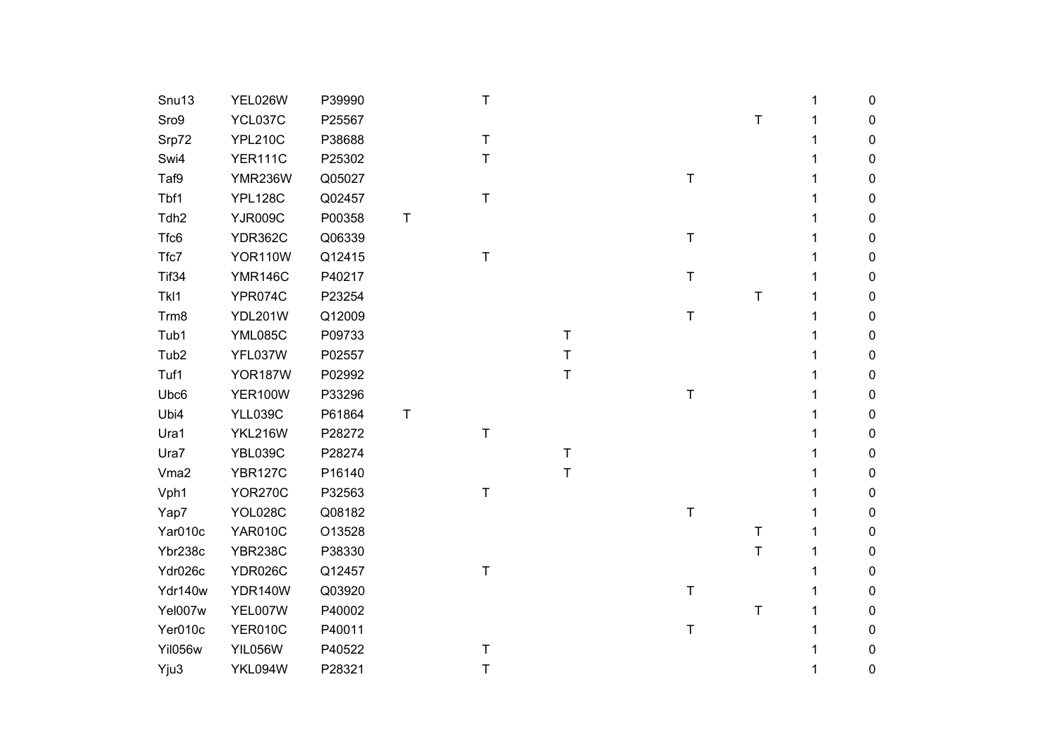| | | | | | | | | | |
|---|---|---|---|---|---|---|---|---|---|
| Snu13 | YEL026W | P39990 | | T | | | | 1 | 0 |
| Sro9 | YCL037C | P25567 | | | | | T | 1 | 0 |
| Srp72 | YPL210C | P38688 | | T | | | | 1 | 0 |
| Swi4 | YER111C | P25302 | | T | | | | 1 | 0 |
| Taf9 | YMR236W | Q05027 | | | | T | | 1 | 0 |
| Tbf1 | YPL128C | Q02457 | | T | | | | 1 | 0 |
| Tdh2 | YJR009C | P00358 | T | | | | | 1 | 0 |
| Tfc6 | YDR362C | Q06339 | | | | T | | 1 | 0 |
| Tfc7 | YOR110W | Q12415 | | T | | | | 1 | 0 |
| Tif34 | YMR146C | P40217 | | | | T | | 1 | 0 |
| Tkl1 | YPR074C | P23254 | | | | | T | 1 | 0 |
| Trm8 | YDL201W | Q12009 | | | | T | | 1 | 0 |
| Tub1 | YML085C | P09733 | | | T | | | 1 | 0 |
| Tub2 | YFL037W | P02557 | | | T | | | 1 | 0 |
| Tuf1 | YOR187W | P02992 | | | T | | | 1 | 0 |
| Ubc6 | YER100W | P33296 | | | | T | | 1 | 0 |
| Ubi4 | YLL039C | P61864 | T | | | | | 1 | 0 |
| Ura1 | YKL216W | P28272 | | T | | | | 1 | 0 |
| Ura7 | YBL039C | P28274 | | | T | | | 1 | 0 |
| Vma2 | YBR127C | P16140 | | | T | | | 1 | 0 |
| Vph1 | YOR270C | P32563 | | T | | | | 1 | 0 |
| Yap7 | YOL028C | Q08182 | | | | T | | 1 | 0 |
| Yar010c | YAR010C | O13528 | | | | | T | 1 | 0 |
| Ybr238c | YBR238C | P38330 | | | | | T | 1 | 0 |
| Ydr026c | YDR026C | Q12457 | | T | | | | 1 | 0 |
| Ydr140w | YDR140W | Q03920 | | | | T | | 1 | 0 |
| Yel007w | YEL007W | P40002 | | | | | T | 1 | 0 |
| Yer010c | YER010C | P40011 | | | | T | | 1 | 0 |
| Yil056w | YIL056W | P40522 | | T | | | | 1 | 0 |
| Yju3 | YKL094W | P28321 | | T | | | | 1 | 0 |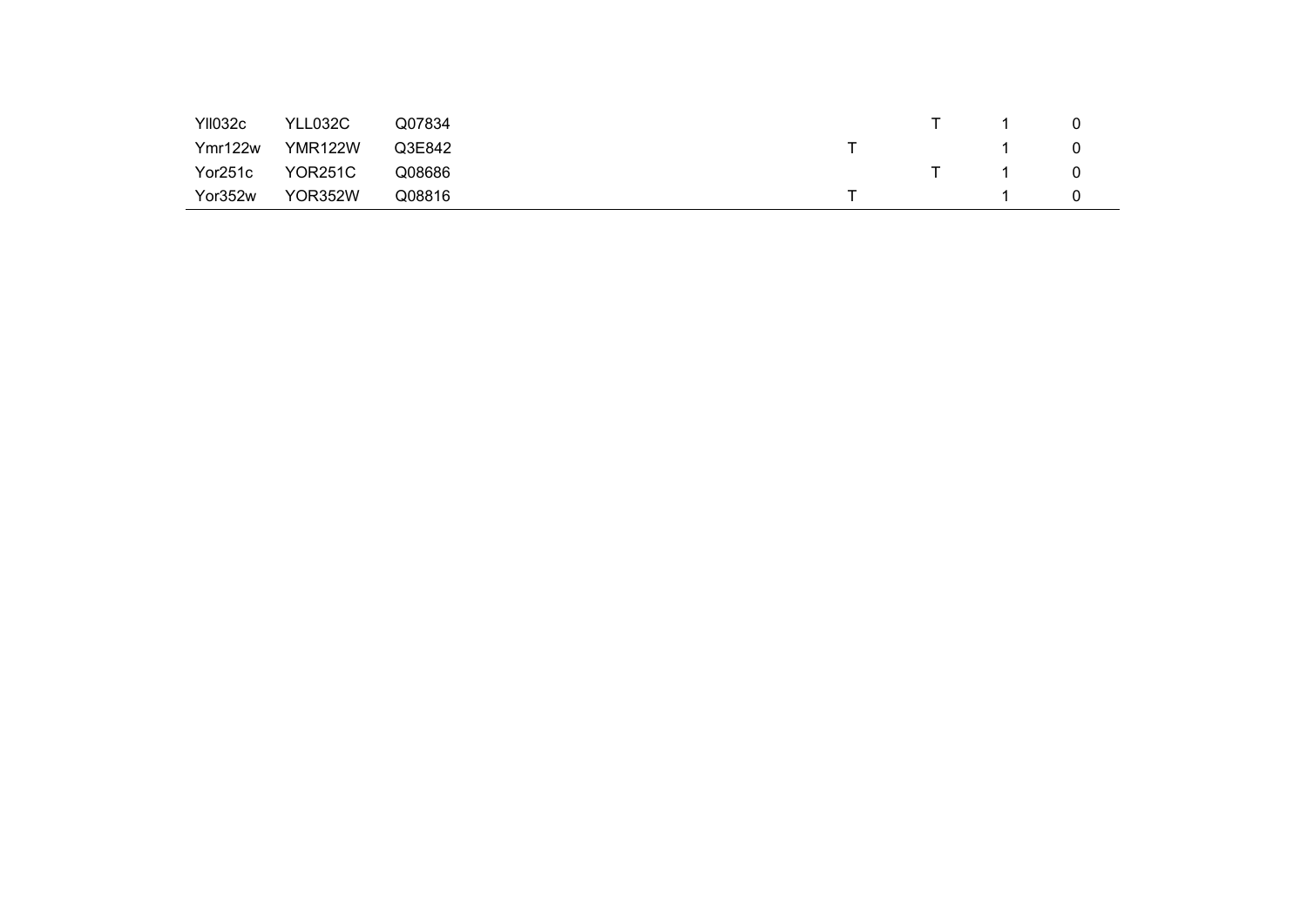| | | | | | | |
|---|---|---|---|---|---|---|
| Yll032c | YLL032C | Q07834 | | T | 1 | 0 |
| Ymr122w | YMR122W | Q3E842 | T | | 1 | 0 |
| Yor251c | YOR251C | Q08686 | | T | 1 | 0 |
| Yor352w | YOR352W | Q08816 | T | | 1 | 0 |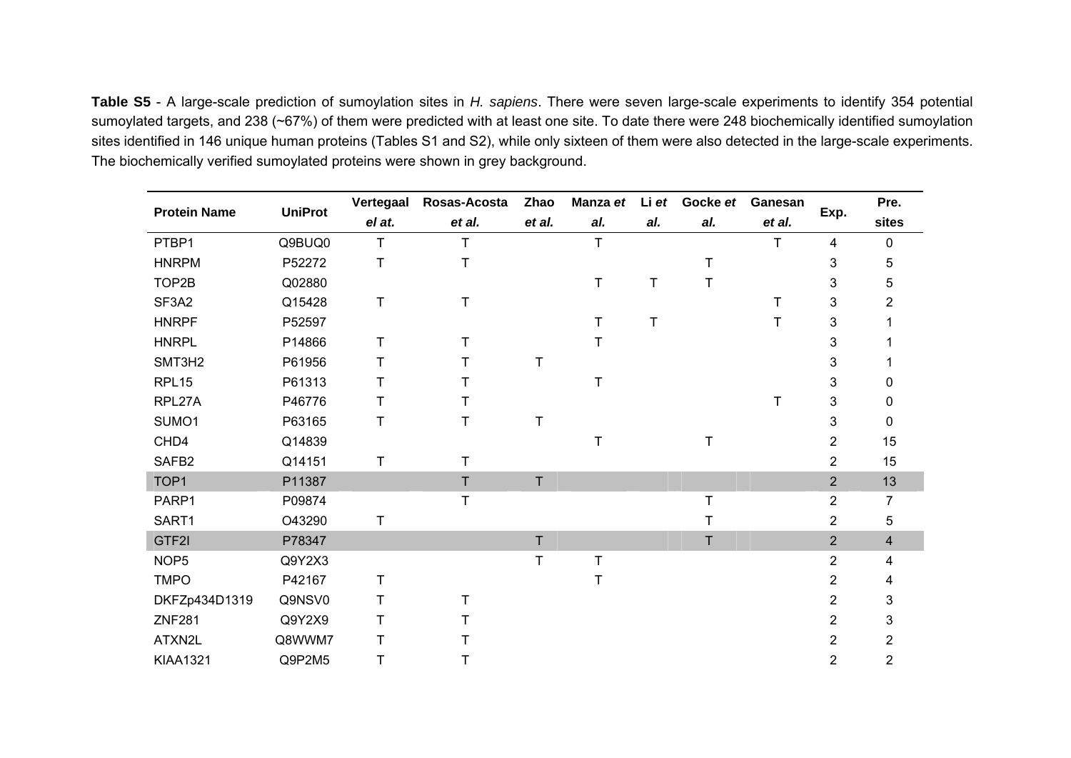**Table S5** - A large-scale prediction of sumoylation sites in *H. sapiens*. There were seven large-scale experiments to identify 354 potential sumoylated targets, and 238 (~67%) of them were predicted with at least one site. To date there were 248 biochemically identified sumoylation sites identified in 146 unique human proteins (Tables S1 and S2), while only sixteen of them were also detected in the large-scale experiments. The biochemically verified sumoylated proteins were shown in grey background.

| Protein Name | UniProt | Vertegaal *el at.* | Rosas-Acosta *et al.* | Zhao *et al.* | Manza *et al.* | Li *et al.* | Gocke *et al.* | Ganesan *et al.* | Exp. | Pre. sites |
|---|---|---|---|---|---|---|---|---|---|---|
| PTBP1 | Q9BUQ0 | T | T | | T | | | T | 4 | 0 |
| HNRPM | P52272 | T | T | | | | T | | 3 | 5 |
| TOP2B | Q02880 | | | | T | T | T | | 3 | 5 |
| SF3A2 | Q15428 | T | T | | | | | T | 3 | 2 |
| HNRPF | P52597 | | | | T | T | | T | 3 | 1 |
| HNRPL | P14866 | T | T | | T | | | | 3 | 1 |
| SMT3H2 | P61956 | T | T | T | | | | | 3 | 1 |
| RPL15 | P61313 | T | T | | T | | | | 3 | 0 |
| RPL27A | P46776 | T | T | | | | | T | 3 | 0 |
| SUMO1 | P63165 | T | T | T | | | | | 3 | 0 |
| CHD4 | Q14839 | | | | T | | T | | 2 | 15 |
| SAFB2 | Q14151 | T | T | | | | | | 2 | 15 |
| TOP1 | P11387 | | T | T | | | | | 2 | 13 |
| PARP1 | P09874 | | T | | | | T | | 2 | 7 |
| SART1 | O43290 | T | | | | | T | | 2 | 5 |
| GTF2I | P78347 | | | T | | | T | | 2 | 4 |
| NOP5 | Q9Y2X3 | | | T | T | | | | 2 | 4 |
| TMPO | P42167 | T | | | T | | | | 2 | 4 |
| DKFZp434D1319 | Q9NSV0 | T | T | | | | | | 2 | 3 |
| ZNF281 | Q9Y2X9 | T | T | | | | | | 2 | 3 |
| ATXN2L | Q8WWM7 | T | T | | | | | | 2 | 2 |
| KIAA1321 | Q9P2M5 | T | T | | | | | | 2 | 2 |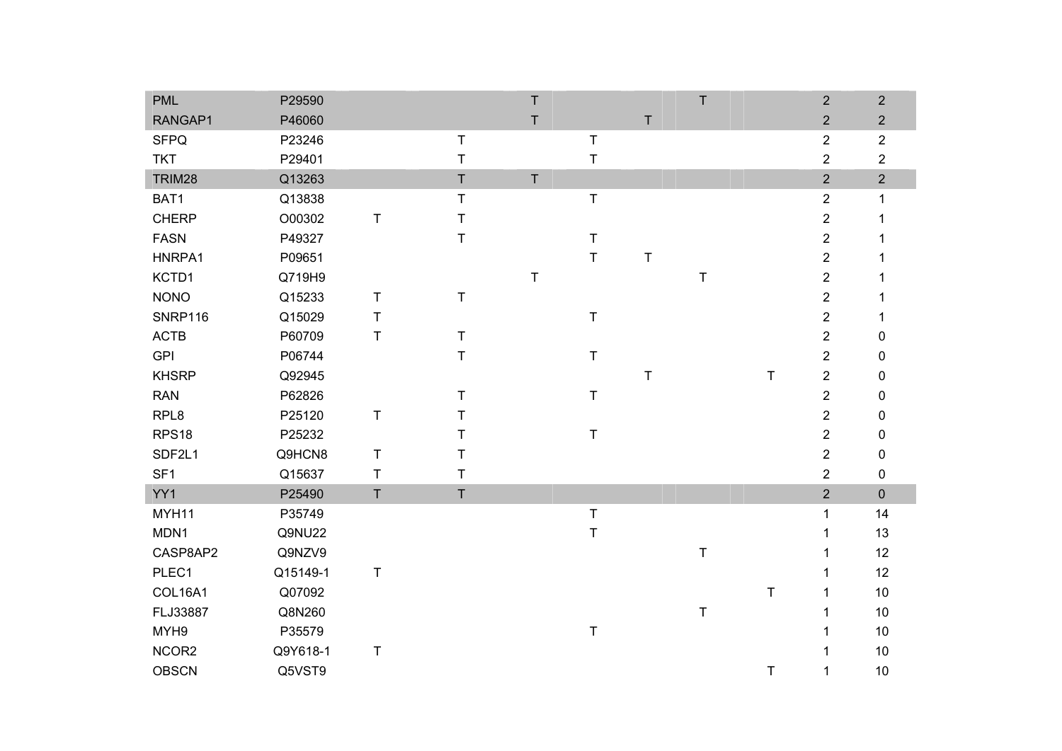| | | | | | | | | | | |
|---|---|---|---|---|---|---|---|---|---|---|
| PML | P29590 | | | T | | | T | | 2 | 2 |
| RANGAP1 | P46060 | | | T | | T | | | 2 | 2 |
| SFPQ | P23246 | | T | | T | | | | 2 | 2 |
| TKT | P29401 | | T | | T | | | | 2 | 2 |
| TRIM28 | Q13263 | | T | T | | | | | 2 | 2 |
| BAT1 | Q13838 | | T | | T | | | | 2 | 1 |
| CHERP | O00302 | T | T | | | | | | 2 | 1 |
| FASN | P49327 | | T | | T | | | | 2 | 1 |
| HNRPA1 | P09651 | | | | T | T | | | 2 | 1 |
| KCTD1 | Q719H9 | | | T | | | T | | 2 | 1 |
| NONO | Q15233 | T | T | | | | | | 2 | 1 |
| SNRP116 | Q15029 | T | | | T | | | | 2 | 1 |
| ACTB | P60709 | T | T | | | | | | 2 | 0 |
| GPI | P06744 | | T | | T | | | | 2 | 0 |
| KHSRP | Q92945 | | | | | T | | T | 2 | 0 |
| RAN | P62826 | | T | | T | | | | 2 | 0 |
| RPL8 | P25120 | T | T | | | | | | 2 | 0 |
| RPS18 | P25232 | | T | | T | | | | 2 | 0 |
| SDF2L1 | Q9HCN8 | T | T | | | | | | 2 | 0 |
| SF1 | Q15637 | T | T | | | | | | 2 | 0 |
| YY1 | P25490 | T | T | | | | | | 2 | 0 |
| MYH11 | P35749 | | | | T | | | | 1 | 14 |
| MDN1 | Q9NU22 | | | | T | | | | 1 | 13 |
| CASP8AP2 | Q9NZV9 | | | | | | T | | 1 | 12 |
| PLEC1 | Q15149-1 | T | | | | | | | 1 | 12 |
| COL16A1 | Q07092 | | | | | | | T | 1 | 10 |
| FLJ33887 | Q8N260 | | | | | | T | | 1 | 10 |
| MYH9 | P35579 | | | | T | | | | 1 | 10 |
| NCOR2 | Q9Y618-1 | T | | | | | | | 1 | 10 |
| OBSCN | Q5VST9 | | | | | | | T | 1 | 10 |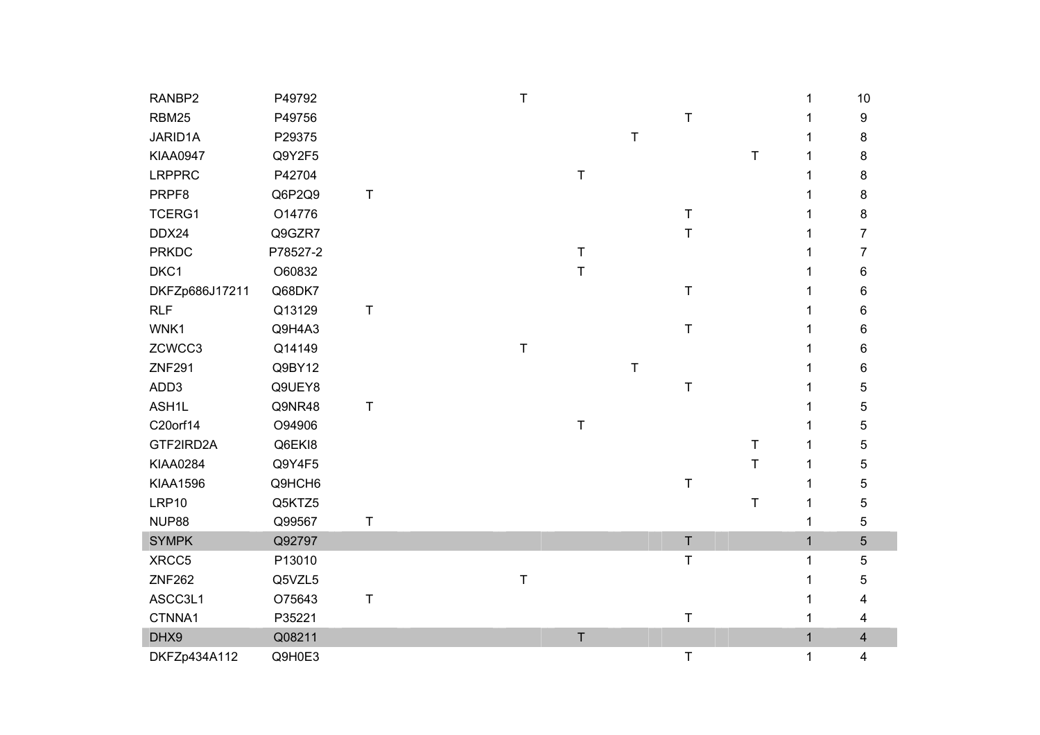| | | | | | | | | | |
|---|---|---|---|---|---|---|---|---|---|
| RANBP2 | P49792 | | T | | | | | 1 | 10 |
| RBM25 | P49756 | | | | | T | | 1 | 9 |
| JARID1A | P29375 | | | | T | | | 1 | 8 |
| KIAA0947 | Q9Y2F5 | | | | | | T | 1 | 8 |
| LRPPRC | P42704 | | | T | | | | 1 | 8 |
| PRPF8 | Q6P2Q9 | T | | | | | | 1 | 8 |
| TCERG1 | O14776 | | | | | T | | 1 | 8 |
| DDX24 | Q9GZR7 | | | | | T | | 1 | 7 |
| PRKDC | P78527-2 | | | T | | | | 1 | 7 |
| DKC1 | O60832 | | | T | | | | 1 | 6 |
| DKFZp686J17211 | Q68DK7 | | | | | T | | 1 | 6 |
| RLF | Q13129 | T | | | | | | 1 | 6 |
| WNK1 | Q9H4A3 | | | | | T | | 1 | 6 |
| ZCWCC3 | Q14149 | | T | | | | | 1 | 6 |
| ZNF291 | Q9BY12 | | | | T | | | 1 | 6 |
| ADD3 | Q9UEY8 | | | | | T | | 1 | 5 |
| ASH1L | Q9NR48 | T | | | | | | 1 | 5 |
| C20orf14 | O94906 | | | T | | | | 1 | 5 |
| GTF2IRD2A | Q6EKI8 | | | | | | T | 1 | 5 |
| KIAA0284 | Q9Y4F5 | | | | | | T | 1 | 5 |
| KIAA1596 | Q9HCH6 | | | | | T | | 1 | 5 |
| LRP10 | Q5KTZ5 | | | | | | T | 1 | 5 |
| NUP88 | Q99567 | T | | | | | | 1 | 5 |
| SYMPK | Q92797 | | | | | T | | 1 | 5 |
| XRCC5 | P13010 | | | | | T | | 1 | 5 |
| ZNF262 | Q5VZL5 | | T | | | | | 1 | 5 |
| ASCC3L1 | O75643 | T | | | | | | 1 | 4 |
| CTNNA1 | P35221 | | | | | T | | 1 | 4 |
| DHX9 | Q08211 | | | T | | | | 1 | 4 |
| DKFZp434A112 | Q9H0E3 | | | | | T | | 1 | 4 |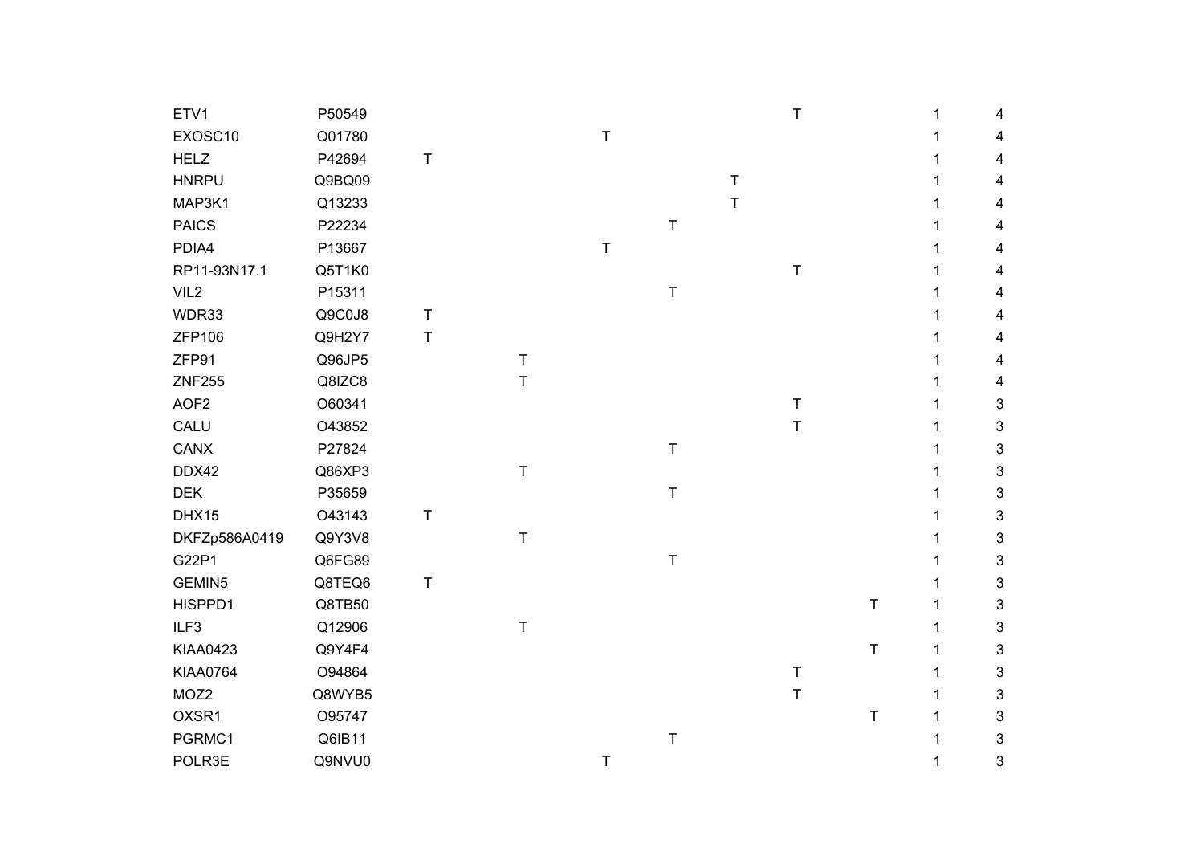| | | | | | | | | | | |
|---|---|---|---|---|---|---|---|---|---|---|
| ETV1 | P50549 | | | | | | T | | 1 | 4 |
| EXOSC10 | Q01780 | | | T | | | | | 1 | 4 |
| HELZ | P42694 | T | | | | | | | 1 | 4 |
| HNRPU | Q9BQ09 | | | | | T | | | 1 | 4 |
| MAP3K1 | Q13233 | | | | | T | | | 1 | 4 |
| PAICS | P22234 | | | | T | | | | 1 | 4 |
| PDIA4 | P13667 | | | T | | | | | 1 | 4 |
| RP11-93N17.1 | Q5T1K0 | | | | | | T | | 1 | 4 |
| VIL2 | P15311 | | | | T | | | | 1 | 4 |
| WDR33 | Q9C0J8 | T | | | | | | | 1 | 4 |
| ZFP106 | Q9H2Y7 | T | | | | | | | 1 | 4 |
| ZFP91 | Q96JP5 | | T | | | | | | 1 | 4 |
| ZNF255 | Q8IZC8 | | T | | | | | | 1 | 4 |
| AOF2 | O60341 | | | | | | T | | 1 | 3 |
| CALU | O43852 | | | | | | T | | 1 | 3 |
| CANX | P27824 | | | | T | | | | 1 | 3 |
| DDX42 | Q86XP3 | | T | | | | | | 1 | 3 |
| DEK | P35659 | | | | T | | | | 1 | 3 |
| DHX15 | O43143 | T | | | | | | | 1 | 3 |
| DKFZp586A0419 | Q9Y3V8 | | T | | | | | | 1 | 3 |
| G22P1 | Q6FG89 | | | | T | | | | 1 | 3 |
| GEMIN5 | Q8TEQ6 | T | | | | | | | 1 | 3 |
| HISPPD1 | Q8TB50 | | | | | | | T | 1 | 3 |
| ILF3 | Q12906 | | T | | | | | | 1 | 3 |
| KIAA0423 | Q9Y4F4 | | | | | | | T | 1 | 3 |
| KIAA0764 | O94864 | | | | | | T | | 1 | 3 |
| MOZ2 | Q8WYB5 | | | | | | T | | 1 | 3 |
| OXSR1 | O95747 | | | | | | | T | 1 | 3 |
| PGRMC1 | Q6IB11 | | | | T | | | | 1 | 3 |
| POLR3E | Q9NVU0 | | | T | | | | | 1 | 3 |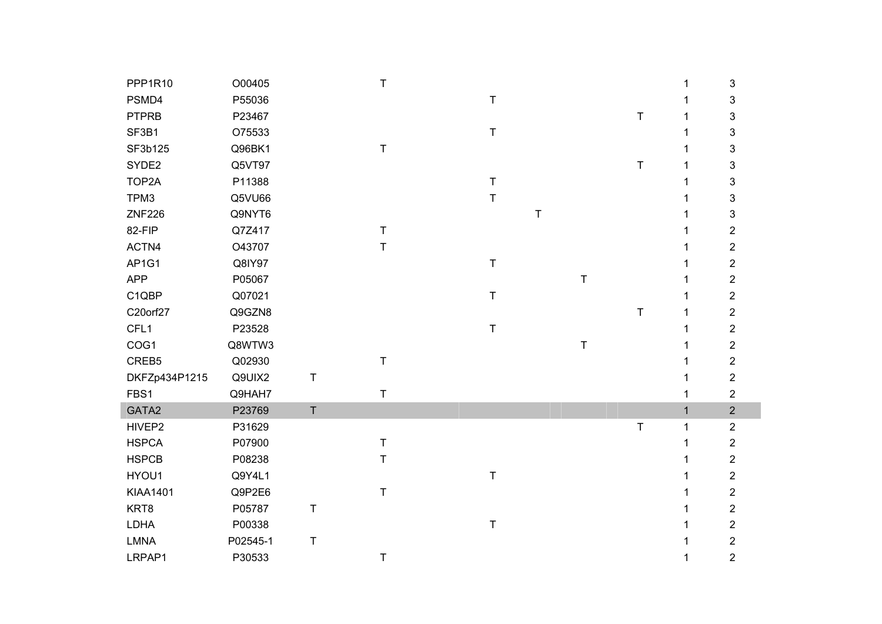| | | | | | | | | | |
|---|---|---|---|---|---|---|---|---|---|
| PPP1R10 | O00405 | | T | | | | | 1 | 3 |
| PSMD4 | P55036 | | | T | | | | 1 | 3 |
| PTPRB | P23467 | | | | | | T | 1 | 3 |
| SF3B1 | O75533 | | | T | | | | 1 | 3 |
| SF3b125 | Q96BK1 | | T | | | | | 1 | 3 |
| SYDE2 | Q5VT97 | | | | | | T | 1 | 3 |
| TOP2A | P11388 | | | T | | | | 1 | 3 |
| TPM3 | Q5VU66 | | | T | | | | 1 | 3 |
| ZNF226 | Q9NYT6 | | | | T | | | 1 | 3 |
| 82-FIP | Q7Z417 | | T | | | | | 1 | 2 |
| ACTN4 | O43707 | | T | | | | | 1 | 2 |
| AP1G1 | Q8IY97 | | | T | | | | 1 | 2 |
| APP | P05067 | | | | | T | | 1 | 2 |
| C1QBP | Q07021 | | | T | | | | 1 | 2 |
| C20orf27 | Q9GZN8 | | | | | | T | 1 | 2 |
| CFL1 | P23528 | | | T | | | | 1 | 2 |
| COG1 | Q8WTW3 | | | | | T | | 1 | 2 |
| CREB5 | Q02930 | | T | | | | | 1 | 2 |
| DKFZp434P1215 | Q9UIX2 | T | | | | | | 1 | 2 |
| FBS1 | Q9HAH7 | | T | | | | | 1 | 2 |
| GATA2 | P23769 | T | | | | | | 1 | 2 |
| HIVEP2 | P31629 | | | | | | T | 1 | 2 |
| HSPCA | P07900 | | T | | | | | 1 | 2 |
| HSPCB | P08238 | | T | | | | | 1 | 2 |
| HYOU1 | Q9Y4L1 | | | T | | | | 1 | 2 |
| KIAA1401 | Q9P2E6 | | T | | | | | 1 | 2 |
| KRT8 | P05787 | T | | | | | | 1 | 2 |
| LDHA | P00338 | | | T | | | | 1 | 2 |
| LMNA | P02545-1 | T | | | | | | 1 | 2 |
| LRPAP1 | P30533 | | T | | | | | 1 | 2 |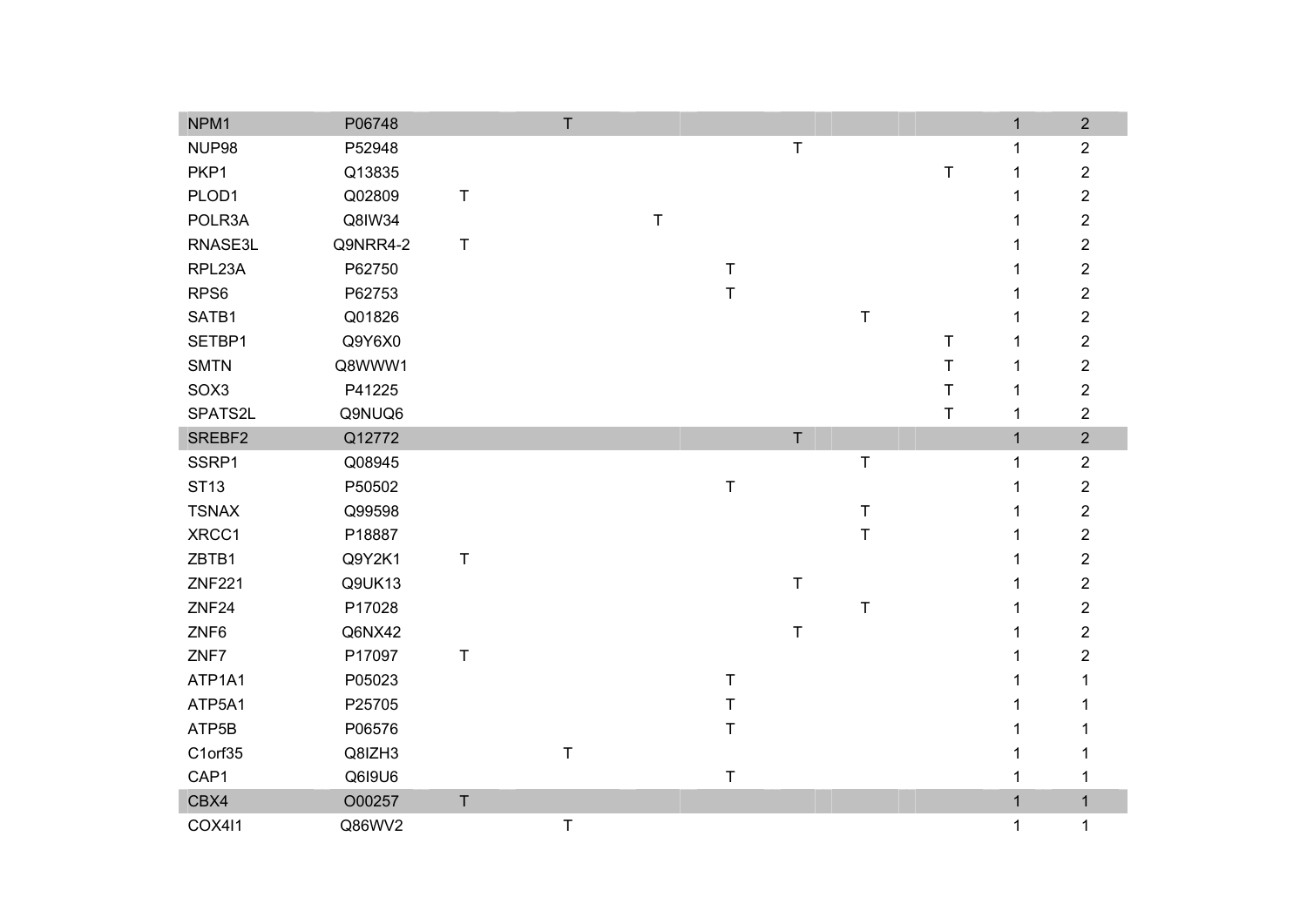| | | | | | | | | | | |
|---|---|---|---|---|---|---|---|---|---|---|
| NPM1 | P06748 | | T | | | | | | 1 | 2 |
| NUP98 | P52948 | | | | | T | | | 1 | 2 |
| PKP1 | Q13835 | | | | | | | T | 1 | 2 |
| PLOD1 | Q02809 | T | | | | | | | 1 | 2 |
| POLR3A | Q8IW34 | | | T | | | | | 1 | 2 |
| RNASE3L | Q9NRR4-2 | T | | | | | | | 1 | 2 |
| RPL23A | P62750 | | | | T | | | | 1 | 2 |
| RPS6 | P62753 | | | | T | | | | 1 | 2 |
| SATB1 | Q01826 | | | | | | T | | 1 | 2 |
| SETBP1 | Q9Y6X0 | | | | | | | T | 1 | 2 |
| SMTN | Q8WWW1 | | | | | | | T | 1 | 2 |
| SOX3 | P41225 | | | | | | | T | 1 | 2 |
| SPATS2L | Q9NUQ6 | | | | | | | T | 1 | 2 |
| SREBF2 | Q12772 | | | | | T | | | 1 | 2 |
| SSRP1 | Q08945 | | | | | | T | | 1 | 2 |
| ST13 | P50502 | | | | T | | | | 1 | 2 |
| TSNAX | Q99598 | | | | | | T | | 1 | 2 |
| XRCC1 | P18887 | | | | | | T | | 1 | 2 |
| ZBTB1 | Q9Y2K1 | T | | | | | | | 1 | 2 |
| ZNF221 | Q9UK13 | | | | | T | | | 1 | 2 |
| ZNF24 | P17028 | | | | | | T | | 1 | 2 |
| ZNF6 | Q6NX42 | | | | | T | | | 1 | 2 |
| ZNF7 | P17097 | T | | | | | | | 1 | 2 |
| ATP1A1 | P05023 | | | | T | | | | 1 | 1 |
| ATP5A1 | P25705 | | | | T | | | | 1 | 1 |
| ATP5B | P06576 | | | | T | | | | 1 | 1 |
| C1orf35 | Q8IZH3 | | T | | | | | | 1 | 1 |
| CAP1 | Q6I9U6 | | | | T | | | | 1 | 1 |
| CBX4 | O00257 | T | | | | | | | 1 | 1 |
| COX4I1 | Q86WV2 | | T | | | | | | 1 | 1 |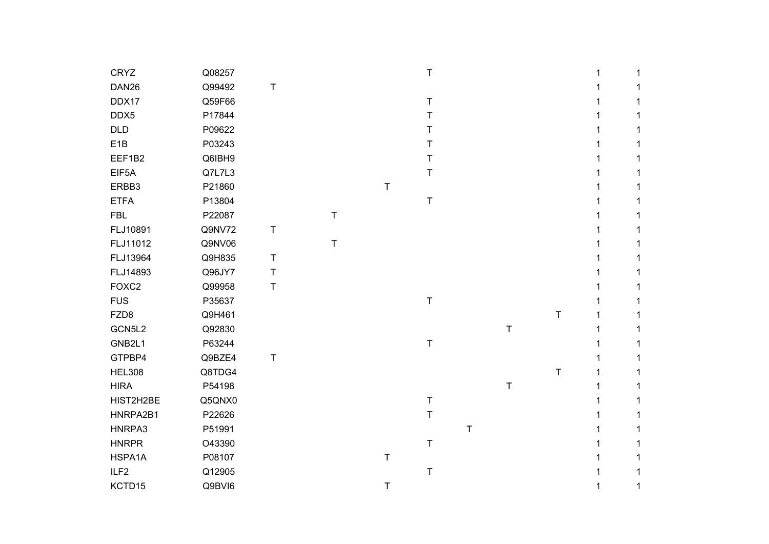| | | | | | | | | | | |
|---|---|---|---|---|---|---|---|---|---|---|
| CRYZ | Q08257 | | | | T | | | | 1 | 1 |
| DAN26 | Q99492 | T | | | | | | | 1 | 1 |
| DDX17 | Q59F66 | | | | T | | | | 1 | 1 |
| DDX5 | P17844 | | | | T | | | | 1 | 1 |
| DLD | P09622 | | | | T | | | | 1 | 1 |
| E1B | P03243 | | | | T | | | | 1 | 1 |
| EEF1B2 | Q6IBH9 | | | | T | | | | 1 | 1 |
| EIF5A | Q7L7L3 | | | | T | | | | 1 | 1 |
| ERBB3 | P21860 | | | T | | | | | 1 | 1 |
| ETFA | P13804 | | | | T | | | | 1 | 1 |
| FBL | P22087 | | T | | | | | | 1 | 1 |
| FLJ10891 | Q9NV72 | T | | | | | | | 1 | 1 |
| FLJ11012 | Q9NV06 | | T | | | | | | 1 | 1 |
| FLJ13964 | Q9H835 | T | | | | | | | 1 | 1 |
| FLJ14893 | Q96JY7 | T | | | | | | | 1 | 1 |
| FOXC2 | Q99958 | T | | | | | | | 1 | 1 |
| FUS | P35637 | | | | T | | | | 1 | 1 |
| FZD8 | Q9H461 | | | | | | | T | 1 | 1 |
| GCN5L2 | Q92830 | | | | | | T | | 1 | 1 |
| GNB2L1 | P63244 | | | | T | | | | 1 | 1 |
| GTPBP4 | Q9BZE4 | T | | | | | | | 1 | 1 |
| HEL308 | Q8TDG4 | | | | | | | T | 1 | 1 |
| HIRA | P54198 | | | | | | T | | 1 | 1 |
| HIST2H2BE | Q5QNX0 | | | | T | | | | 1 | 1 |
| HNRPA2B1 | P22626 | | | | T | | | | 1 | 1 |
| HNRPA3 | P51991 | | | | | T | | | 1 | 1 |
| HNRPR | O43390 | | | | T | | | | 1 | 1 |
| HSPA1A | P08107 | | | T | | | | | 1 | 1 |
| ILF2 | Q12905 | | | | T | | | | 1 | 1 |
| KCTD15 | Q9BVI6 | | | T | | | | | 1 | 1 |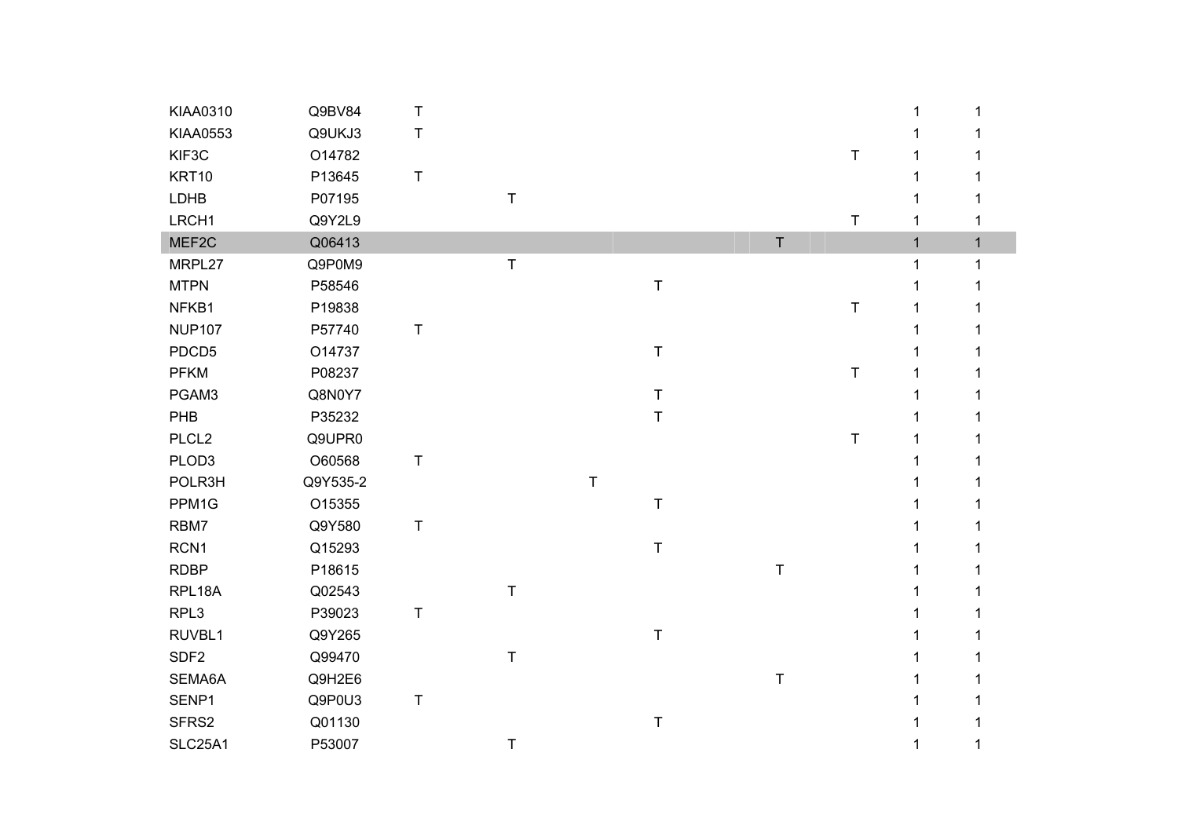| | | | | | | | | | |
|---|---|---|---|---|---|---|---|---|---|
| KIAA0310 | Q9BV84 | T | | | | | | 1 | 1 |
| KIAA0553 | Q9UKJ3 | T | | | | | | 1 | 1 |
| KIF3C | O14782 | | | | | | T | 1 | 1 |
| KRT10 | P13645 | T | | | | | | 1 | 1 |
| LDHB | P07195 | | T | | | | | 1 | 1 |
| LRCH1 | Q9Y2L9 | | | | | | T | 1 | 1 |
| MEF2C | Q06413 | | | | | T | | 1 | 1 |
| MRPL27 | Q9P0M9 | | T | | | | | 1 | 1 |
| MTPN | P58546 | | | | T | | | 1 | 1 |
| NFKB1 | P19838 | | | | | | T | 1 | 1 |
| NUP107 | P57740 | T | | | | | | 1 | 1 |
| PDCD5 | O14737 | | | | T | | | 1 | 1 |
| PFKM | P08237 | | | | | | T | 1 | 1 |
| PGAM3 | Q8N0Y7 | | | | T | | | 1 | 1 |
| PHB | P35232 | | | | T | | | 1 | 1 |
| PLCL2 | Q9UPR0 | | | | | | T | 1 | 1 |
| PLOD3 | O60568 | T | | | | | | 1 | 1 |
| POLR3H | Q9Y535-2 | | | T | | | | 1 | 1 |
| PPM1G | O15355 | | | | T | | | 1 | 1 |
| RBM7 | Q9Y580 | T | | | | | | 1 | 1 |
| RCN1 | Q15293 | | | | T | | | 1 | 1 |
| RDBP | P18615 | | | | | T | | 1 | 1 |
| RPL18A | Q02543 | | T | | | | | 1 | 1 |
| RPL3 | P39023 | T | | | | | | 1 | 1 |
| RUVBL1 | Q9Y265 | | | | T | | | 1 | 1 |
| SDF2 | Q99470 | | T | | | | | 1 | 1 |
| SEMA6A | Q9H2E6 | | | | | T | | 1 | 1 |
| SENP1 | Q9P0U3 | T | | | | | | 1 | 1 |
| SFRS2 | Q01130 | | | | T | | | 1 | 1 |
| SLC25A1 | P53007 | | T | | | | | 1 | 1 |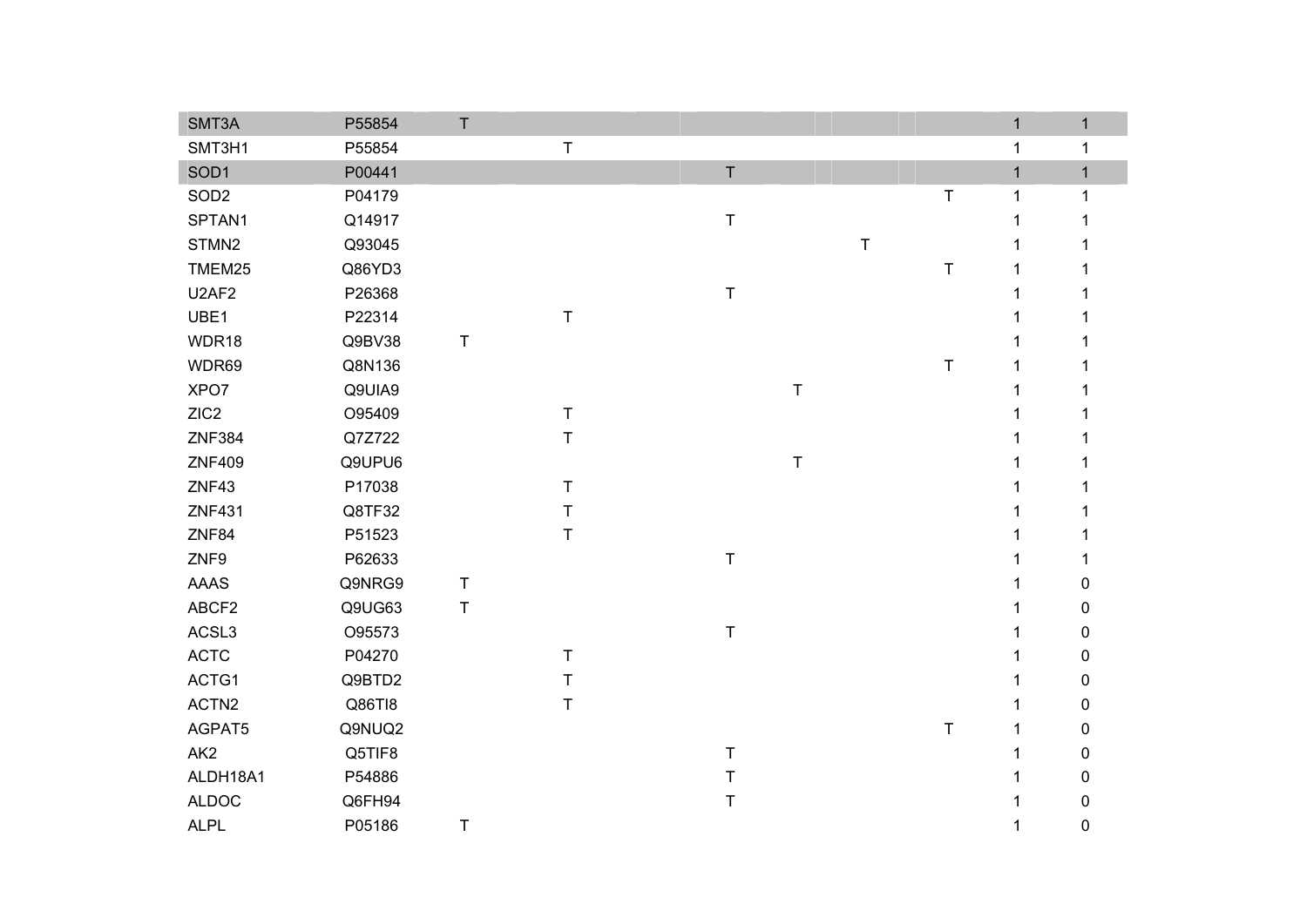| | | | | | | | | | |
|---|---|---|---|---|---|---|---|---|---|
| SMT3A | P55854 | T | | | | | | 1 | 1 |
| SMT3H1 | P55854 | | T | | | | | 1 | 1 |
| SOD1 | P00441 | | | T | | | | 1 | 1 |
| SOD2 | P04179 | | | | | | T | 1 | 1 |
| SPTAN1 | Q14917 | | | T | | | | 1 | 1 |
| STMN2 | Q93045 | | | | | T | | 1 | 1 |
| TMEM25 | Q86YD3 | | | | | | T | 1 | 1 |
| U2AF2 | P26368 | | | T | | | | 1 | 1 |
| UBE1 | P22314 | | T | | | | | 1 | 1 |
| WDR18 | Q9BV38 | T | | | | | | 1 | 1 |
| WDR69 | Q8N136 | | | | | | T | 1 | 1 |
| XPO7 | Q9UIA9 | | | | T | | | 1 | 1 |
| ZIC2 | O95409 | | T | | | | | 1 | 1 |
| ZNF384 | Q7Z722 | | T | | | | | 1 | 1 |
| ZNF409 | Q9UPU6 | | | | T | | | 1 | 1 |
| ZNF43 | P17038 | | T | | | | | 1 | 1 |
| ZNF431 | Q8TF32 | | T | | | | | 1 | 1 |
| ZNF84 | P51523 | | T | | | | | 1 | 1 |
| ZNF9 | P62633 | | | T | | | | 1 | 1 |
| AAAS | Q9NRG9 | T | | | | | | 1 | 0 |
| ABCF2 | Q9UG63 | T | | | | | | 1 | 0 |
| ACSL3 | O95573 | | | T | | | | 1 | 0 |
| ACTC | P04270 | | T | | | | | 1 | 0 |
| ACTG1 | Q9BTD2 | | T | | | | | 1 | 0 |
| ACTN2 | Q86TI8 | | T | | | | | 1 | 0 |
| AGPAT5 | Q9NUQ2 | | | | | | T | 1 | 0 |
| AK2 | Q5TIF8 | | | T | | | | 1 | 0 |
| ALDH18A1 | P54886 | | | T | | | | 1 | 0 |
| ALDOC | Q6FH94 | | | T | | | | 1 | 0 |
| ALPL | P05186 | T | | | | | | 1 | 0 |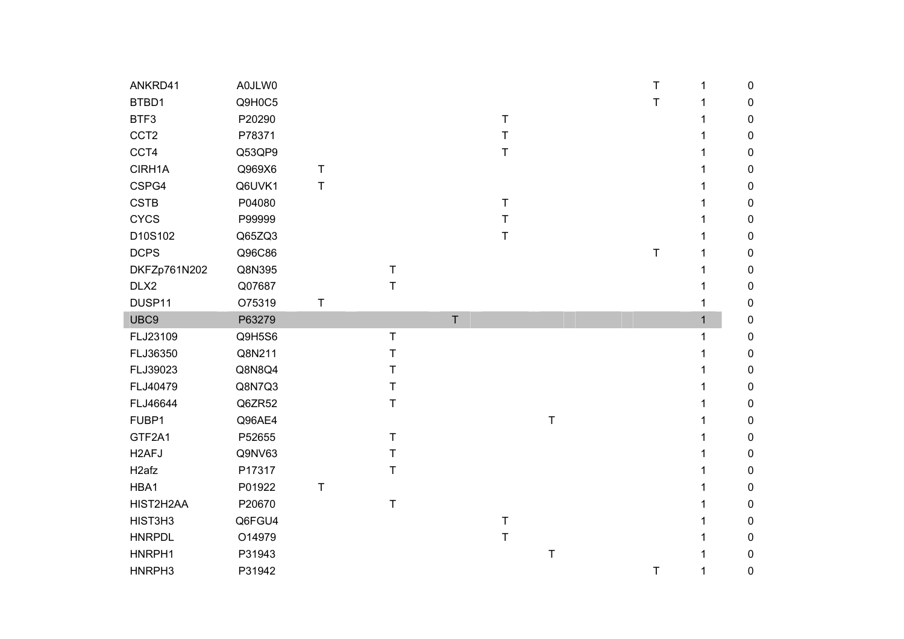| | | | | | | | | | |
|---|---|---|---|---|---|---|---|---|---|
| ANKRD41 | A0JLW0 | | | | | | T | 1 | 0 |
| BTBD1 | Q9H0C5 | | | | | | T | 1 | 0 |
| BTF3 | P20290 | | | | T | | | 1 | 0 |
| CCT2 | P78371 | | | | T | | | 1 | 0 |
| CCT4 | Q53QP9 | | | | T | | | 1 | 0 |
| CIRH1A | Q969X6 | T | | | | | | 1 | 0 |
| CSPG4 | Q6UVK1 | T | | | | | | 1 | 0 |
| CSTB | P04080 | | | | T | | | 1 | 0 |
| CYCS | P99999 | | | | T | | | 1 | 0 |
| D10S102 | Q65ZQ3 | | | | T | | | 1 | 0 |
| DCPS | Q96C86 | | | | | | T | 1 | 0 |
| DKFZp761N202 | Q8N395 | | T | | | | | 1 | 0 |
| DLX2 | Q07687 | | T | | | | | 1 | 0 |
| DUSP11 | O75319 | T | | | | | | 1 | 0 |
| UBC9 | P63279 | | | T | | | | 1 | 0 |
| FLJ23109 | Q9H5S6 | | T | | | | | 1 | 0 |
| FLJ36350 | Q8N211 | | T | | | | | 1 | 0 |
| FLJ39023 | Q8N8Q4 | | T | | | | | 1 | 0 |
| FLJ40479 | Q8N7Q3 | | T | | | | | 1 | 0 |
| FLJ46644 | Q6ZR52 | | T | | | | | 1 | 0 |
| FUBP1 | Q96AE4 | | | | | T | | 1 | 0 |
| GTF2A1 | P52655 | | T | | | | | 1 | 0 |
| H2AFJ | Q9NV63 | | T | | | | | 1 | 0 |
| H2afz | P17317 | | T | | | | | 1 | 0 |
| HBA1 | P01922 | T | | | | | | 1 | 0 |
| HIST2H2AA | P20670 | | T | | | | | 1 | 0 |
| HIST3H3 | Q6FGU4 | | | | T | | | 1 | 0 |
| HNRPDL | O14979 | | | | T | | | 1 | 0 |
| HNRPH1 | P31943 | | | | | T | | 1 | 0 |
| HNRPH3 | P31942 | | | | | | T | 1 | 0 |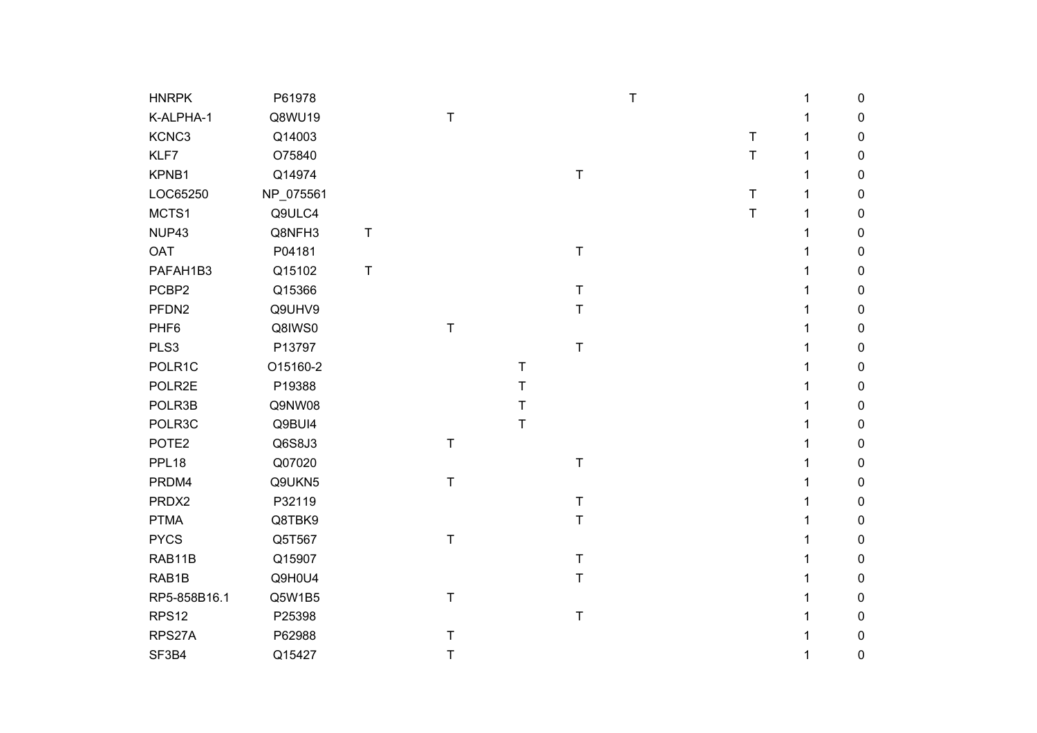| | | | | | | | | | |
|---|---|---|---|---|---|---|---|---|---|
| HNRPK | P61978 | | | | | T | | 1 | 0 |
| K-ALPHA-1 | Q8WU19 | | T | | | | | 1 | 0 |
| KCNC3 | Q14003 | | | | | | T | 1 | 0 |
| KLF7 | O75840 | | | | | | T | 1 | 0 |
| KPNB1 | Q14974 | | | | T | | | 1 | 0 |
| LOC65250 | NP_075561 | | | | | | T | 1 | 0 |
| MCTS1 | Q9ULC4 | | | | | | T | 1 | 0 |
| NUP43 | Q8NFH3 | T | | | | | | 1 | 0 |
| OAT | P04181 | | | | T | | | 1 | 0 |
| PAFAH1B3 | Q15102 | T | | | | | | 1 | 0 |
| PCBP2 | Q15366 | | | | T | | | 1 | 0 |
| PFDN2 | Q9UHV9 | | | | T | | | 1 | 0 |
| PHF6 | Q8IWS0 | | T | | | | | 1 | 0 |
| PLS3 | P13797 | | | | T | | | 1 | 0 |
| POLR1C | O15160-2 | | | T | | | | 1 | 0 |
| POLR2E | P19388 | | | T | | | | 1 | 0 |
| POLR3B | Q9NW08 | | | T | | | | 1 | 0 |
| POLR3C | Q9BUI4 | | | T | | | | 1 | 0 |
| POTE2 | Q6S8J3 | | T | | | | | 1 | 0 |
| PPL18 | Q07020 | | | | T | | | 1 | 0 |
| PRDM4 | Q9UKN5 | | T | | | | | 1 | 0 |
| PRDX2 | P32119 | | | | T | | | 1 | 0 |
| PTMA | Q8TBK9 | | | | T | | | 1 | 0 |
| PYCS | Q5T567 | | T | | | | | 1 | 0 |
| RAB11B | Q15907 | | | | T | | | 1 | 0 |
| RAB1B | Q9H0U4 | | | | T | | | 1 | 0 |
| RP5-858B16.1 | Q5W1B5 | | T | | | | | 1 | 0 |
| RPS12 | P25398 | | | | T | | | 1 | 0 |
| RPS27A | P62988 | | T | | | | | 1 | 0 |
| SF3B4 | Q15427 | | T | | | | | 1 | 0 |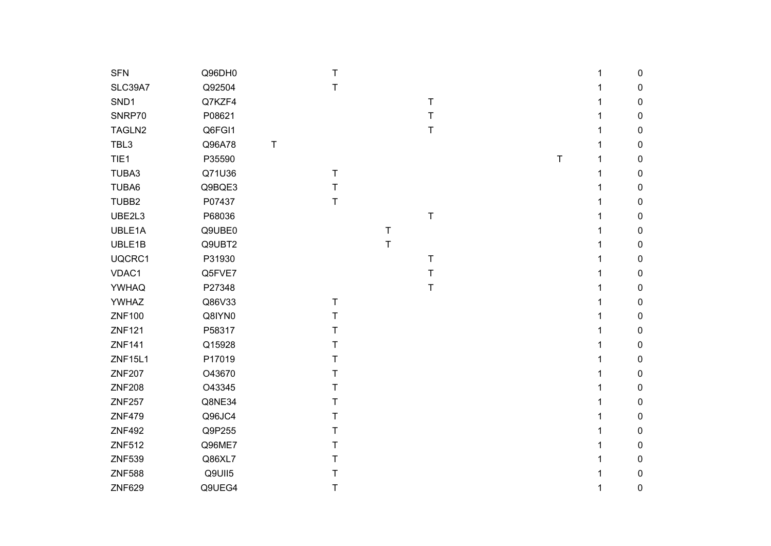| | | | | | | | | |
|---|---|---|---|---|---|---|---|---|
| SFN | Q96DH0 | | T | | | | 1 | 0 |
| SLC39A7 | Q92504 | | T | | | | 1 | 0 |
| SND1 | Q7KZF4 | | | | T | | 1 | 0 |
| SNRP70 | P08621 | | | | T | | 1 | 0 |
| TAGLN2 | Q6FGI1 | | | | T | | 1 | 0 |
| TBL3 | Q96A78 | T | | | | | 1 | 0 |
| TIE1 | P35590 | | | | | T | 1 | 0 |
| TUBA3 | Q71U36 | | T | | | | 1 | 0 |
| TUBA6 | Q9BQE3 | | T | | | | 1 | 0 |
| TUBB2 | P07437 | | T | | | | 1 | 0 |
| UBE2L3 | P68036 | | | | T | | 1 | 0 |
| UBLE1A | Q9UBE0 | | | T | | | 1 | 0 |
| UBLE1B | Q9UBT2 | | | T | | | 1 | 0 |
| UQCRC1 | P31930 | | | | T | | 1 | 0 |
| VDAC1 | Q5FVE7 | | | | T | | 1 | 0 |
| YWHAQ | P27348 | | | | T | | 1 | 0 |
| YWHAZ | Q86V33 | | T | | | | 1 | 0 |
| ZNF100 | Q8IYN0 | | T | | | | 1 | 0 |
| ZNF121 | P58317 | | T | | | | 1 | 0 |
| ZNF141 | Q15928 | | T | | | | 1 | 0 |
| ZNF15L1 | P17019 | | T | | | | 1 | 0 |
| ZNF207 | O43670 | | T | | | | 1 | 0 |
| ZNF208 | O43345 | | T | | | | 1 | 0 |
| ZNF257 | Q8NE34 | | T | | | | 1 | 0 |
| ZNF479 | Q96JC4 | | T | | | | 1 | 0 |
| ZNF492 | Q9P255 | | T | | | | 1 | 0 |
| ZNF512 | Q96ME7 | | T | | | | 1 | 0 |
| ZNF539 | Q86XL7 | | T | | | | 1 | 0 |
| ZNF588 | Q9UII5 | | T | | | | 1 | 0 |
| ZNF629 | Q9UEG4 | | T | | | | 1 | 0 |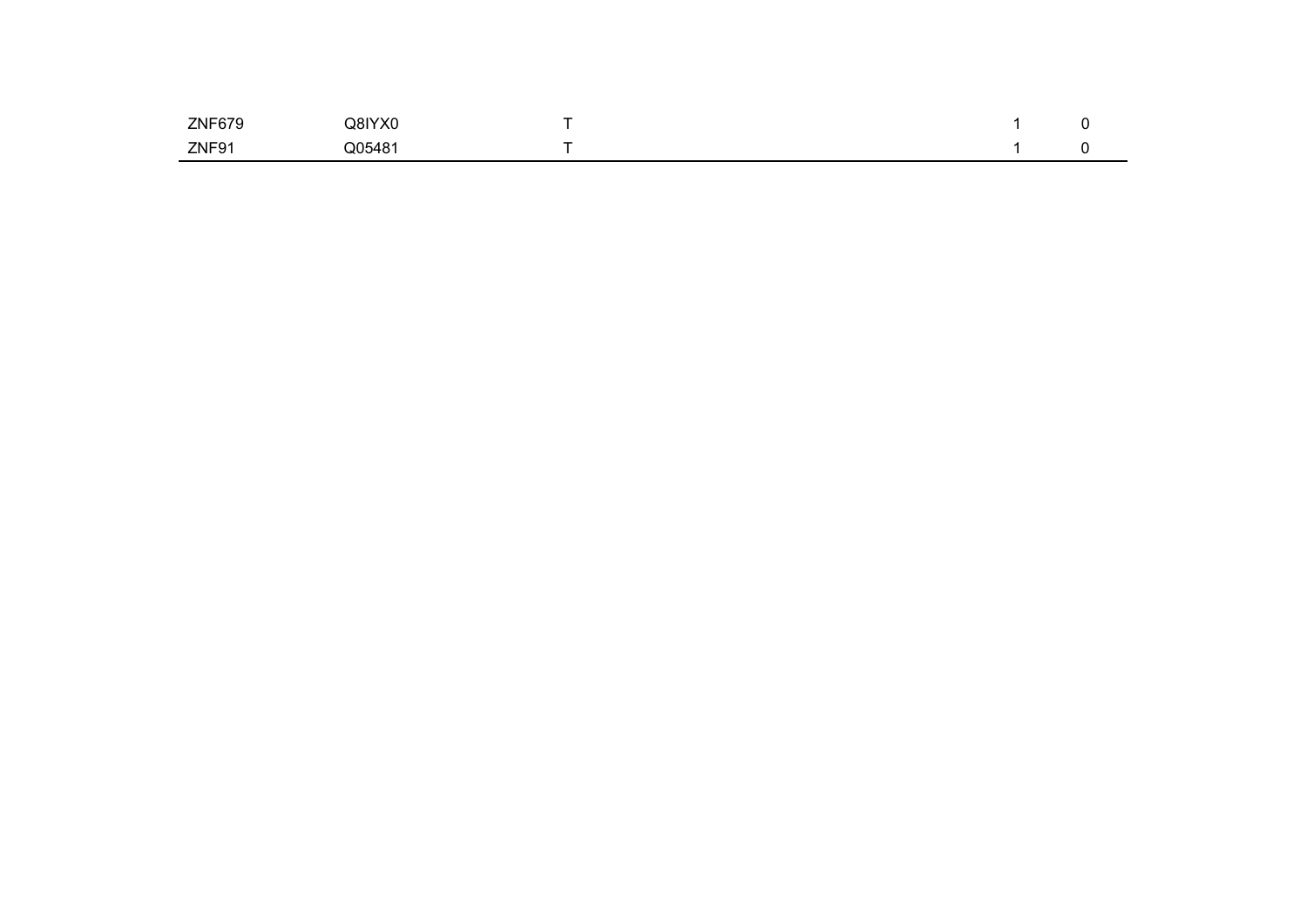| | | | | | | |
|---|---|---|---|---|---|---|
| ZNF679 | Q8IYX0 | T | | | 1 | 0 |
| ZNF91 | Q05481 | T | | | 1 | 0 |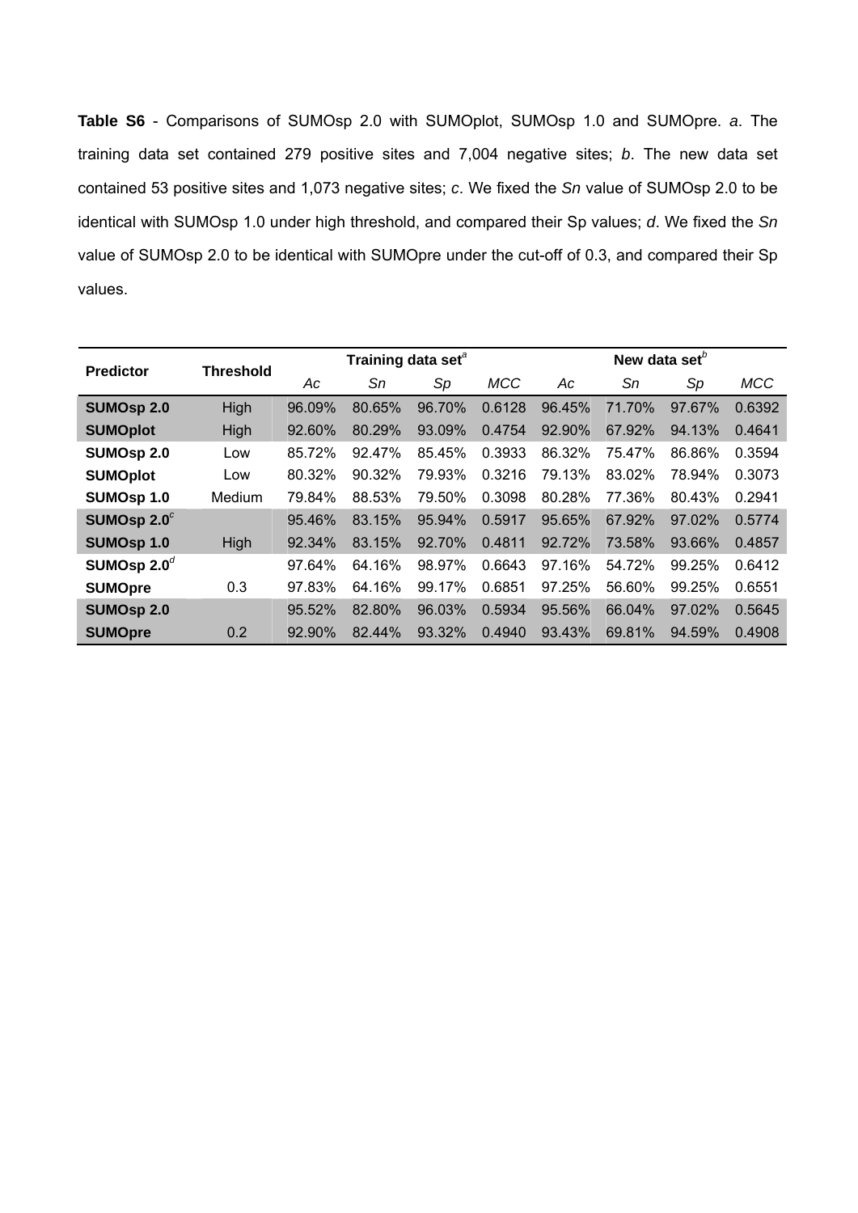**Table S6** - Comparisons of SUMOsp 2.0 with SUMOplot, SUMOsp 1.0 and SUMOpre. *a*. The training data set contained 279 positive sites and 7,004 negative sites; *b*. The new data set contained 53 positive sites and 1,073 negative sites; *c*. We fixed the *Sn* value of SUMOsp 2.0 to be identical with SUMOsp 1.0 under high threshold, and compared their Sp values; *d*. We fixed the *Sn* value of SUMOsp 2.0 to be identical with SUMOpre under the cut-off of 0.3, and compared their Sp values.

| Predictor | Threshold | Training data set[a] | | | | New data set[b] | | | |
|---|---|---|---|---|---|---|---|---|---|
| | | *Ac* | *Sn* | *Sp* | *MCC* | *Ac* | *Sn* | *Sp* | *MCC* |
| **SUMOsp 2.0** | High | 96.09% | 80.65% | 96.70% | 0.6128 | 96.45% | 71.70% | 97.67% | 0.6392 |
| **SUMOplot** | High | 92.60% | 80.29% | 93.09% | 0.4754 | 92.90% | 67.92% | 94.13% | 0.4641 |
| **SUMOsp 2.0** | Low | 85.72% | 92.47% | 85.45% | 0.3933 | 86.32% | 75.47% | 86.86% | 0.3594 |
| **SUMOplot** | Low | 80.32% | 90.32% | 79.93% | 0.3216 | 79.13% | 83.02% | 78.94% | 0.3073 |
| **SUMOsp 1.0** | Medium | 79.84% | 88.53% | 79.50% | 0.3098 | 80.28% | 77.36% | 80.43% | 0.2941 |
| **SUMOsp 2.0**[c] | High | 95.46% | 83.15% | 95.94% | 0.5917 | 95.65% | 67.92% | 97.02% | 0.5774 |
| **SUMOsp 1.0** | High | 92.34% | 83.15% | 92.70% | 0.4811 | 92.72% | 73.58% | 93.66% | 0.4857 |
| **SUMOsp 2.0**[d] | 0.3 | 97.64% | 64.16% | 98.97% | 0.6643 | 97.16% | 54.72% | 99.25% | 0.6412 |
| **SUMOpre** | 0.3 | 97.83% | 64.16% | 99.17% | 0.6851 | 97.25% | 56.60% | 99.25% | 0.6551 |
| **SUMOsp 2.0** | 0.2 | 95.52% | 82.80% | 96.03% | 0.5934 | 95.56% | 66.04% | 97.02% | 0.5645 |
| **SUMOpre** | 0.2 | 92.90% | 82.44% | 93.32% | 0.4940 | 93.43% | 69.81% | 94.59% | 0.4908 |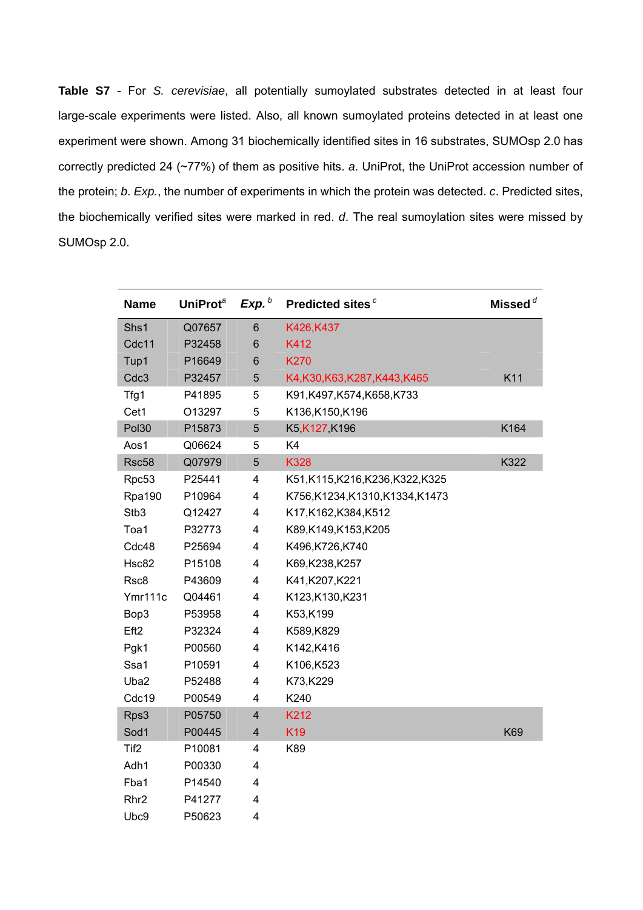**Table S7** - For *S. cerevisiae*, all potentially sumoylated substrates detected in at least four large-scale experiments were listed. Also, all known sumoylated proteins detected in at least one experiment were shown. Among 31 biochemically identified sites in 16 substrates, SUMOsp 2.0 has correctly predicted 24 (~77%) of them as positive hits. *a*. UniProt, the UniProt accession number of the protein; *b*. *Exp.*, the number of experiments in which the protein was detected. *c*. Predicted sites, the biochemically verified sites were marked in red. *d*. The real sumoylation sites were missed by SUMOsp 2.0.

| Name | UniProt[a] | *Exp.*[b] | Predicted sites[c] | Missed[d] |
|---|---|---|---|---|
| Shs1 | Q07657 | 6 | K426,K437 | |
| Cdc11 | P32458 | 6 | K412 | |
| Tup1 | P16649 | 6 | K270 | |
| Cdc3 | P32457 | 5 | K4,K30,K63,K287,K443,K465 | K11 |
| Tfg1 | P41895 | 5 | K91,K497,K574,K658,K733 | |
| Cet1 | O13297 | 5 | K136,K150,K196 | |
| Pol30 | P15873 | 5 | K5,K127,K196 | K164 |
| Aos1 | Q06624 | 5 | K4 | |
| Rsc58 | Q07979 | 5 | K328 | K322 |
| Rpc53 | P25441 | 4 | K51,K115,K216,K236,K322,K325 | |
| Rpa190 | P10964 | 4 | K756,K1234,K1310,K1334,K1473 | |
| Stb3 | Q12427 | 4 | K17,K162,K384,K512 | |
| Toa1 | P32773 | 4 | K89,K149,K153,K205 | |
| Cdc48 | P25694 | 4 | K496,K726,K740 | |
| Hsc82 | P15108 | 4 | K69,K238,K257 | |
| Rsc8 | P43609 | 4 | K41,K207,K221 | |
| Ymr111c | Q04461 | 4 | K123,K130,K231 | |
| Bop3 | P53958 | 4 | K53,K199 | |
| Eft2 | P32324 | 4 | K589,K829 | |
| Pgk1 | P00560 | 4 | K142,K416 | |
| Ssa1 | P10591 | 4 | K106,K523 | |
| Uba2 | P52488 | 4 | K73,K229 | |
| Cdc19 | P00549 | 4 | K240 | |
| Rps3 | P05750 | 4 | K212 | |
| Sod1 | P00445 | 4 | K19 | K69 |
| Tif2 | P10081 | 4 | K89 | |
| Adh1 | P00330 | 4 | | |
| Fba1 | P14540 | 4 | | |
| Rhr2 | P41277 | 4 | | |
| Ubc9 | P50623 | 4 | | |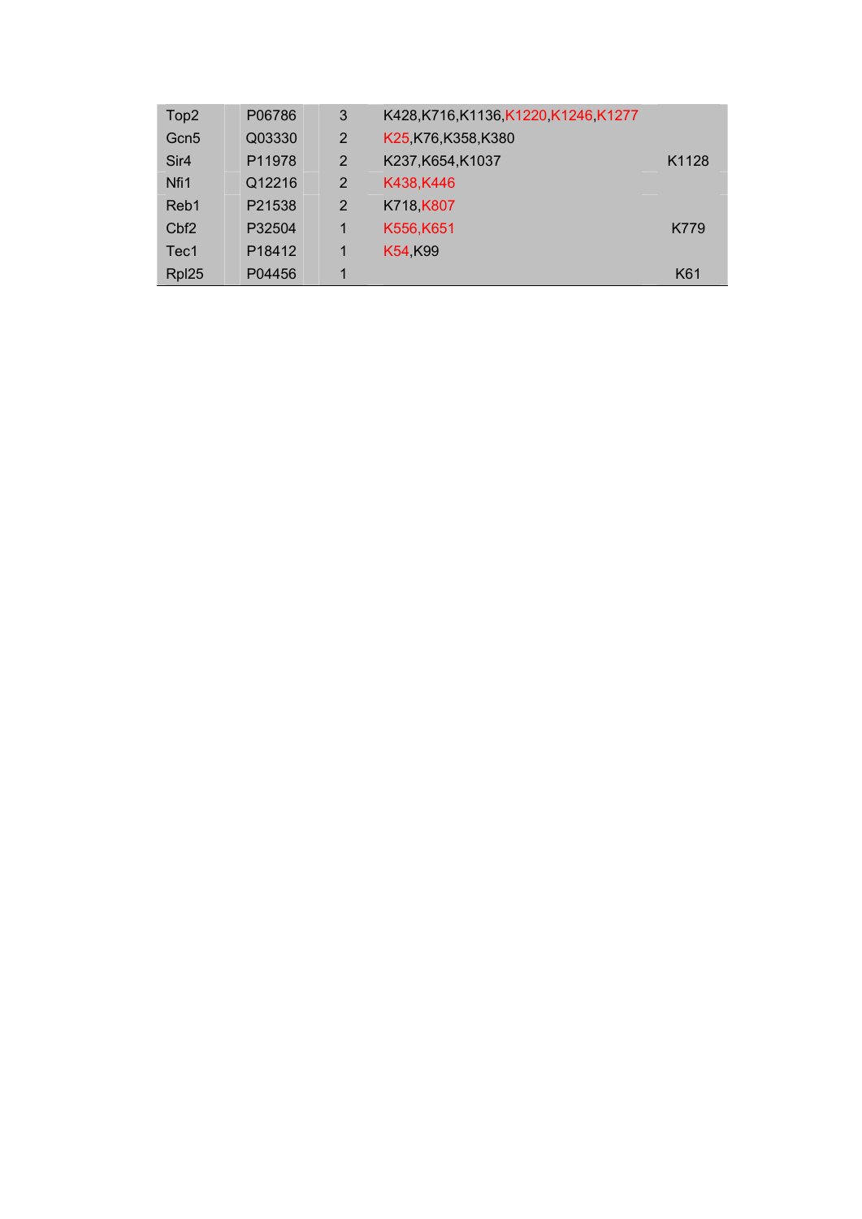| | | | | |
|---|---|---|---|---|
| Top2 | P06786 | 3 | K428,K716,K1136,K1220,K1246,K1277 | |
| Gcn5 | Q03330 | 2 | K25,K76,K358,K380 | |
| Sir4 | P11978 | 2 | K237,K654,K1037 | K1128 |
| Nfi1 | Q12216 | 2 | K438,K446 | |
| Reb1 | P21538 | 2 | K718,K807 | |
| Cbf2 | P32504 | 1 | K556,K651 | K779 |
| Tec1 | P18412 | 1 | K54,K99 | |
| Rpl25 | P04456 | 1 | | K61 |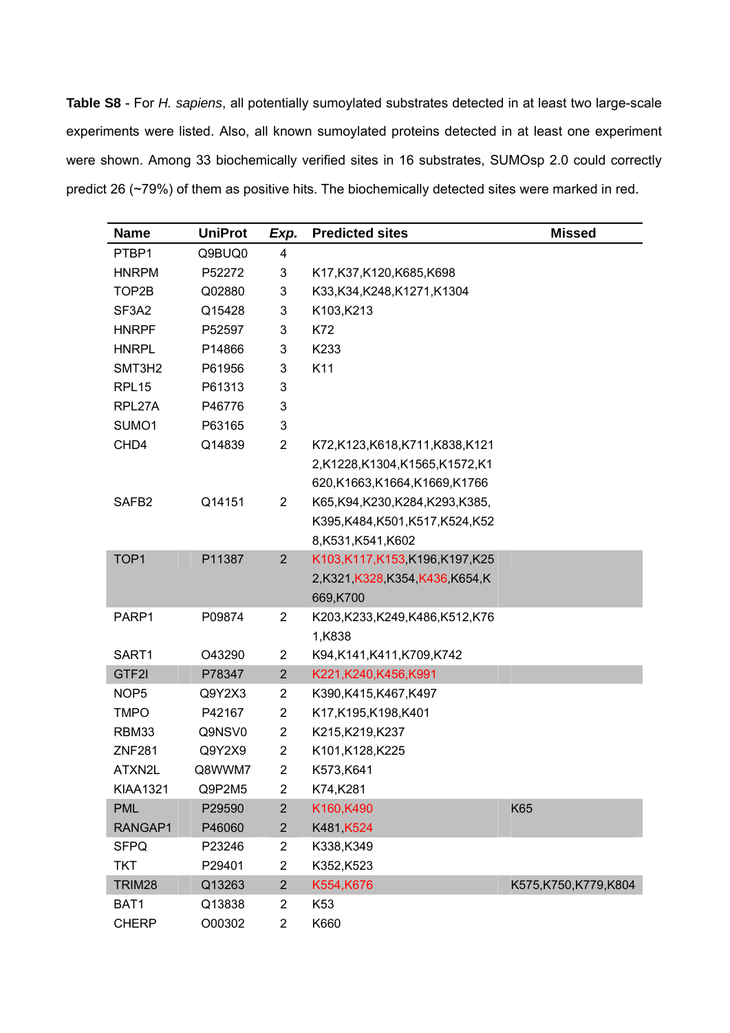**Table S8** - For *H. sapiens*, all potentially sumoylated substrates detected in at least two large-scale experiments were listed. Also, all known sumoylated proteins detected in at least one experiment were shown. Among 33 biochemically verified sites in 16 substrates, SUMOsp 2.0 could correctly predict 26 (~79%) of them as positive hits. The biochemically detected sites were marked in red.

| Name | UniProt | *Exp.* | Predicted sites | Missed |
|---|---|---|---|---|
| PTBP1 | Q9BUQ0 | 4 | | |
| HNRPM | P52272 | 3 | K17,K37,K120,K685,K698 | |
| TOP2B | Q02880 | 3 | K33,K34,K248,K1271,K1304 | |
| SF3A2 | Q15428 | 3 | K103,K213 | |
| HNRPF | P52597 | 3 | K72 | |
| HNRPL | P14866 | 3 | K233 | |
| SMT3H2 | P61956 | 3 | K11 | |
| RPL15 | P61313 | 3 | | |
| RPL27A | P46776 | 3 | | |
| SUMO1 | P63165 | 3 | | |
| CHD4 | Q14839 | 2 | K72,K123,K618,K711,K838,K1212,K1228,K1304,K1565,K1572,K1620,K1663,K1664,K1669,K1766 | |
| SAFB2 | Q14151 | 2 | K65,K94,K230,K284,K293,K385,K395,K484,K501,K517,K524,K528,K531,K541,K602 | |
| TOP1 | P11387 | 2 | K103,K117,K153,K196,K197,K252,K321,K328,K354,K436,K654,K669,K700 | |
| PARP1 | P09874 | 2 | K203,K233,K249,K486,K512,K761,K838 | |
| SART1 | O43290 | 2 | K94,K141,K411,K709,K742 | |
| GTF2I | P78347 | 2 | K221,K240,K456,K991 | |
| NOP5 | Q9Y2X3 | 2 | K390,K415,K467,K497 | |
| TMPO | P42167 | 2 | K17,K195,K198,K401 | |
| RBM33 | Q9NSV0 | 2 | K215,K219,K237 | |
| ZNF281 | Q9Y2X9 | 2 | K101,K128,K225 | |
| ATXN2L | Q8WWM7 | 2 | K573,K641 | |
| KIAA1321 | Q9P2M5 | 2 | K74,K281 | |
| PML | P29590 | 2 | K160,K490 | K65 |
| RANGAP1 | P46060 | 2 | K481,K524 | |
| SFPQ | P23246 | 2 | K338,K349 | |
| TKT | P29401 | 2 | K352,K523 | |
| TRIM28 | Q13263 | 2 | K554,K676 | K575,K750,K779,K804 |
| BAT1 | Q13838 | 2 | K53 | |
| CHERP | O00302 | 2 | K660 | |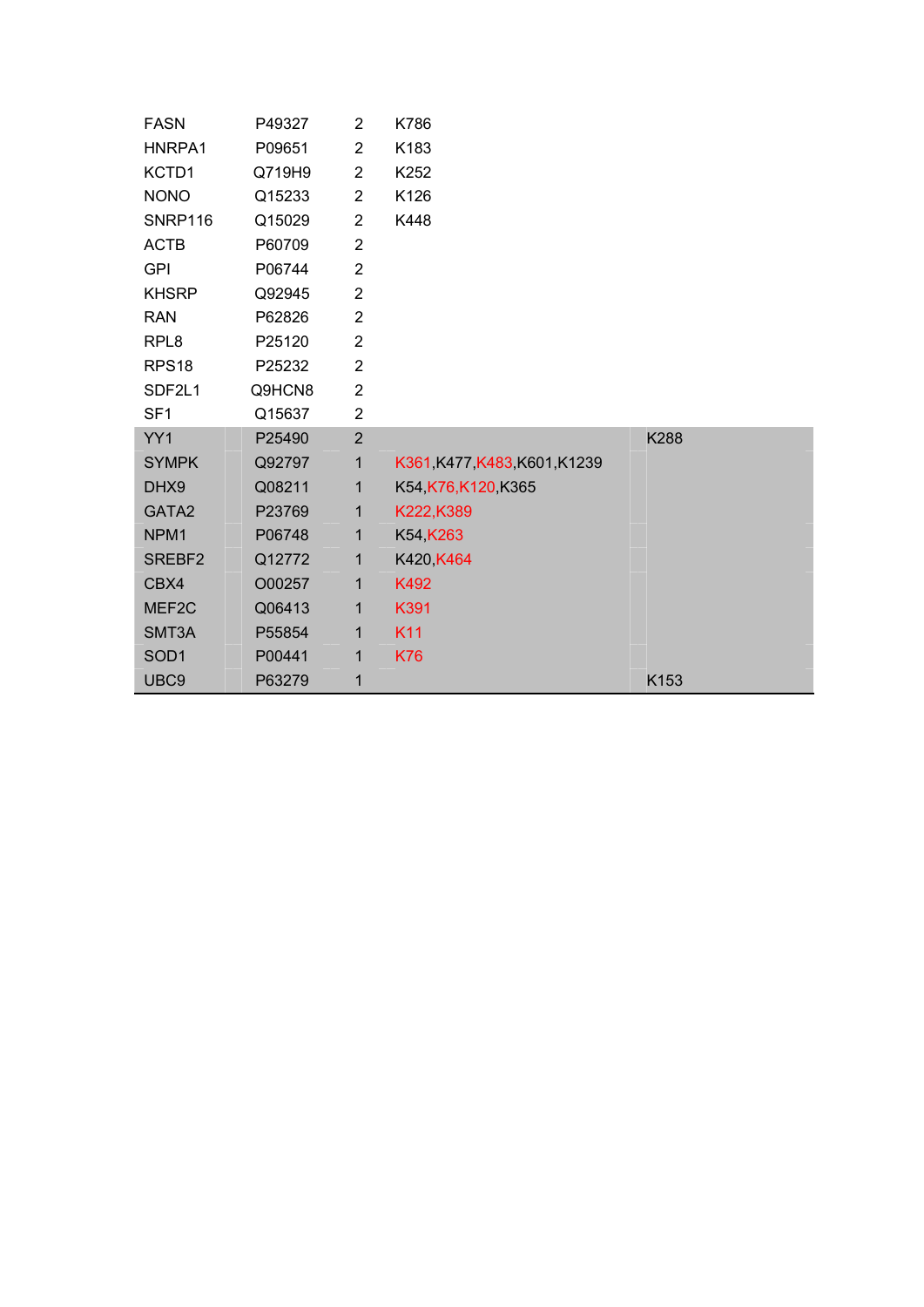| | | | | |
|---|---|---|---|---|
| FASN | P49327 | 2 | K786 | |
| HNRPA1 | P09651 | 2 | K183 | |
| KCTD1 | Q719H9 | 2 | K252 | |
| NONO | Q15233 | 2 | K126 | |
| SNRP116 | Q15029 | 2 | K448 | |
| ACTB | P60709 | 2 | | |
| GPI | P06744 | 2 | | |
| KHSRP | Q92945 | 2 | | |
| RAN | P62826 | 2 | | |
| RPL8 | P25120 | 2 | | |
| RPS18 | P25232 | 2 | | |
| SDF2L1 | Q9HCN8 | 2 | | |
| SF1 | Q15637 | 2 | | |
| YY1 | P25490 | 2 | | K288 |
| SYMPK | Q92797 | 1 | K361,K477,K483,K601,K1239 | |
| DHX9 | Q08211 | 1 | K54,K76,K120,K365 | |
| GATA2 | P23769 | 1 | K222,K389 | |
| NPM1 | P06748 | 1 | K54,K263 | |
| SREBF2 | Q12772 | 1 | K420,K464 | |
| CBX4 | O00257 | 1 | K492 | |
| MEF2C | Q06413 | 1 | K391 | |
| SMT3A | P55854 | 1 | K11 | |
| SOD1 | P00441 | 1 | K76 | |
| UBC9 | P63279 | 1 | | K153 |